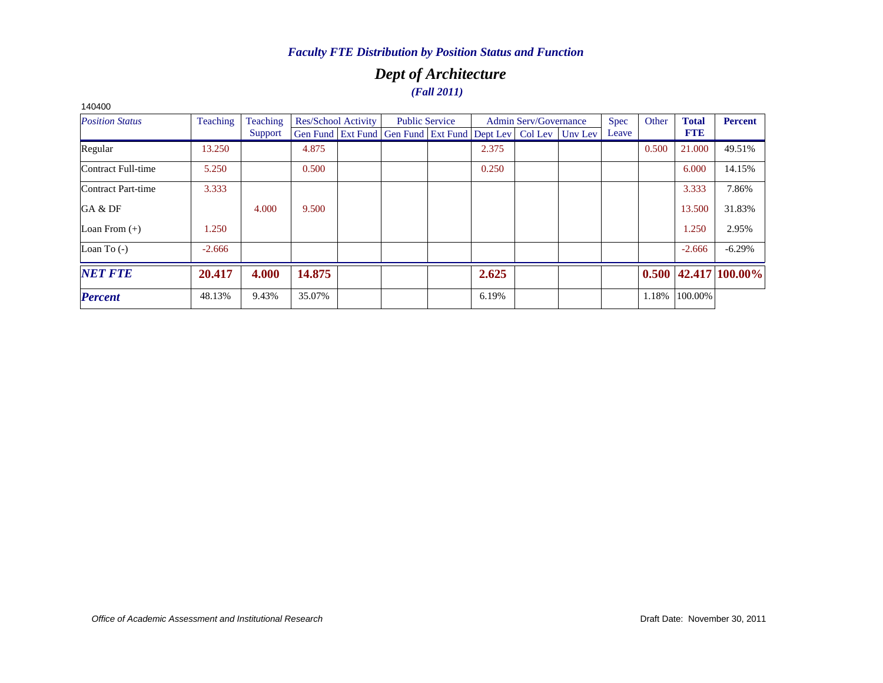*Faculty FTE Distribution by Position Status and Function*

# *Dept of Architecture*

***(Fall 2011)***

140400

| *Position Status* | Teaching | Teaching Support | Res/School Activity | | Public Service | | Admin Serv/Governance | | | Spec Leave | Other | **Total FTE** | **Percent** |
|---|---|---|---|---|---|---|---|---|---|---|---|---|---|
| | | | Gen Fund | Ext Fund | Gen Fund | Ext Fund | Dept Lev | Col Lev | Unv Lev | | | | |
| Regular | 13.250 | | 4.875 | | | | 2.375 | | | | 0.500 | 21.000 | 49.51% |
| Contract Full-time | 5.250 | | 0.500 | | | | 0.250 | | | | | 6.000 | 14.15% |
| Contract Part-time | 3.333 | | | | | | | | | | | 3.333 | 7.86% |
| GA & DF | | 4.000 | 9.500 | | | | | | | | | 13.500 | 31.83% |
| Loan From (+) | 1.250 | | | | | | | | | | | 1.250 | 2.95% |
| Loan To (-) | -2.666 | | | | | | | | | | | -2.666 | -6.29% |
| ***NET FTE*** | **20.417** | **4.000** | **14.875** | | | | **2.625** | | | | **0.500** | **42.417** | **100.00%** |
| ***Percent*** | 48.13% | 9.43% | 35.07% | | | | 6.19% | | | | 1.18% | 100.00% | |

*Office of Academic Assessment and Institutional Research*

Draft Date: November 30, 2011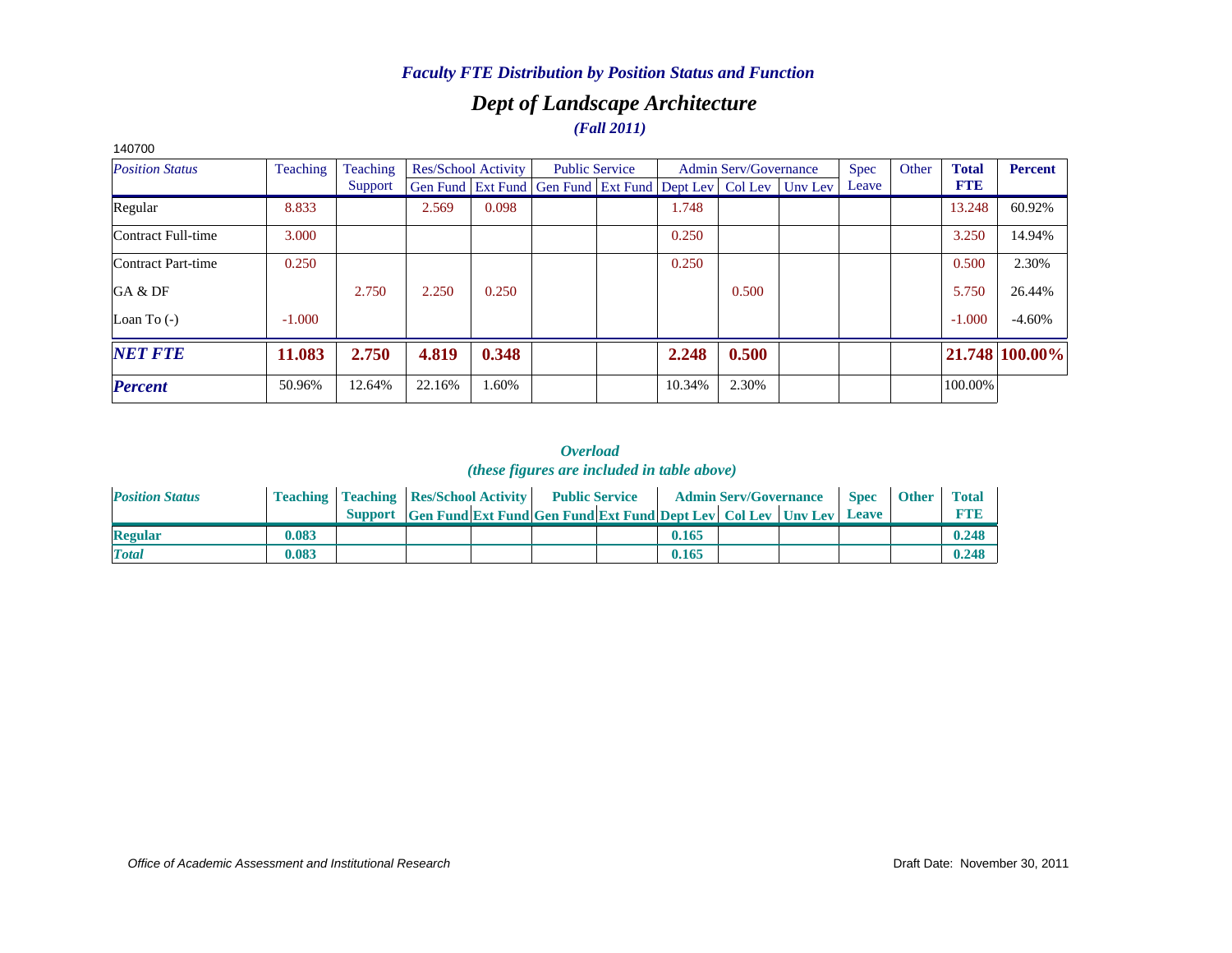### *Faculty FTE Distribution by Position Status and Function*

## *Dept of Landscape Architecture*

### *(Fall 2011)*

140700

| *Position Status* | Teaching | Teaching Support | Res/School Activity | | Public Service | | Admin Serv/Governance | | | Spec Leave | Other | **Total FTE** | **Percent** |
|---|---|---|---|---|---|---|---|---|---|---|---|---|---|
| | | | Gen Fund | Ext Fund | Gen Fund | Ext Fund | Dept Lev | Col Lev | Unv Lev | | | | |
| Regular | 8.833 | | 2.569 | 0.098 | | | 1.748 | | | | | 13.248 | 60.92% |
| Contract Full-time | 3.000 | | | | | | 0.250 | | | | | 3.250 | 14.94% |
| Contract Part-time | 0.250 | | | | | | 0.250 | | | | | 0.500 | 2.30% |
| GA & DF | | 2.750 | 2.250 | 0.250 | | | | 0.500 | | | | 5.750 | 26.44% |
| Loan To (-) | -1.000 | | | | | | | | | | | -1.000 | -4.60% |
| ***NET FTE*** | **11.083** | **2.750** | **4.819** | **0.348** | | | **2.248** | **0.500** | | | | **21.748** | **100.00%** |
| ***Percent*** | 50.96% | 12.64% | 22.16% | 1.60% | | | 10.34% | 2.30% | | | | 100.00% | |

### *Overload*
### *(these figures are included in table above)*

| *Position Status* | Teaching | Teaching Support | Res/School Activity | | Public Service | | Admin Serv/Governance | | | Spec Leave | Other | Total FTE |
|---|---|---|---|---|---|---|---|---|---|---|---|---|
| | | | Gen Fund | Ext Fund | Gen Fund | Ext Fund | Dept Lev | Col Lev | Unv Lev | | | |
| **Regular** | **0.083** | | | | | | **0.165** | | | | | **0.248** |
| ***Total*** | **0.083** | | | | | | **0.165** | | | | | **0.248** |

*Office of Academic Assessment and Institutional Research*

Draft Date: November 30, 2011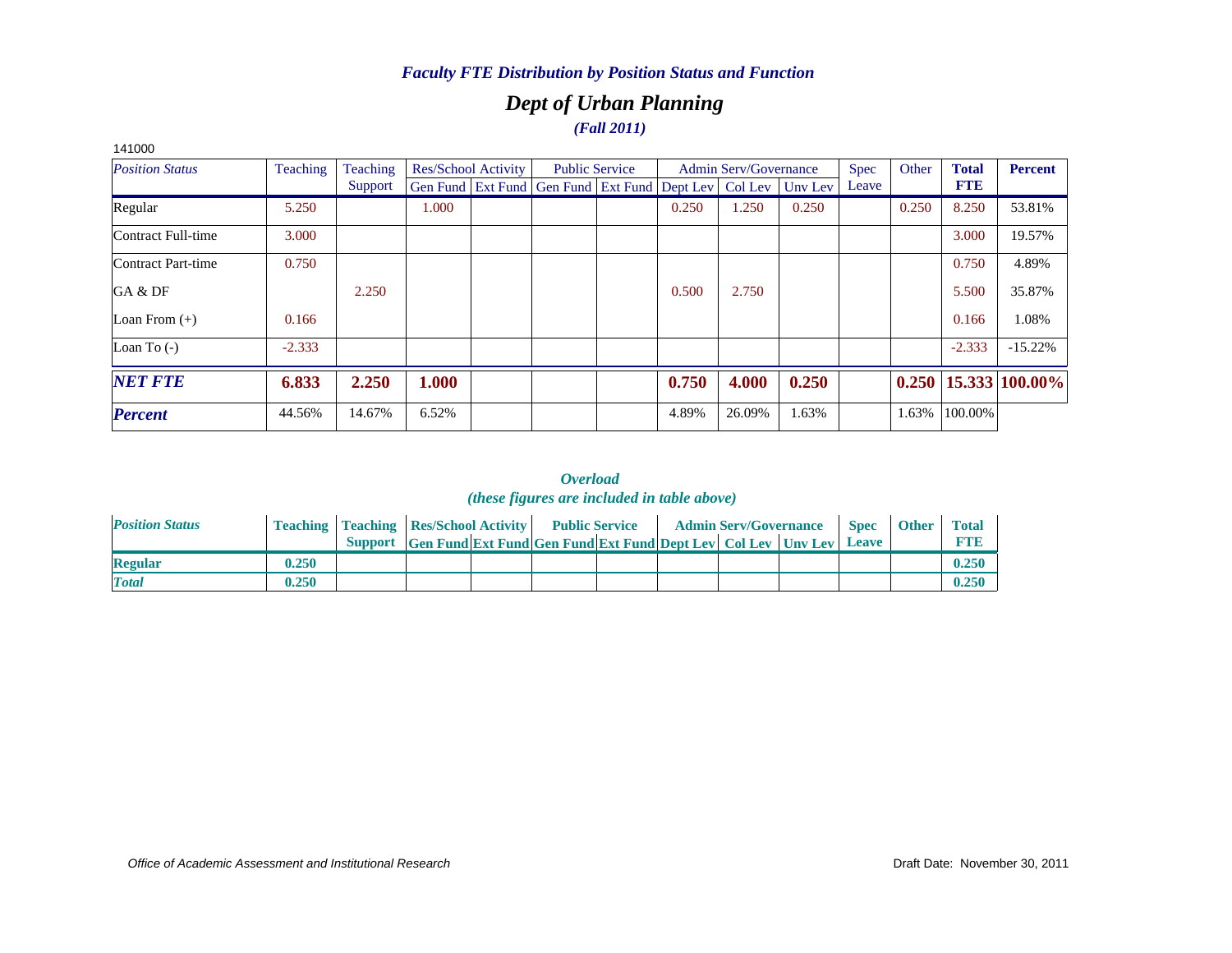*Faculty FTE Distribution by Position Status and Function*

# *Dept of Urban Planning*

*(Fall 2011)*

141000

| *Position Status* | Teaching | Teaching Support | Res/School Activity | | Public Service | | Admin Serv/Governance | | | Spec Leave | Other | **Total FTE** | **Percent** |
|---|---|---|---|---|---|---|---|---|---|---|---|---|---|
| | | | Gen Fund | Ext Fund | Gen Fund | Ext Fund | Dept Lev | Col Lev | Unv Lev | | | | |
| Regular | 5.250 | | 1.000 | | | | 0.250 | 1.250 | 0.250 | | 0.250 | 8.250 | 53.81% |
| Contract Full-time | 3.000 | | | | | | | | | | | 3.000 | 19.57% |
| Contract Part-time | 0.750 | | | | | | | | | | | 0.750 | 4.89% |
| GA & DF | | 2.250 | | | | | 0.500 | 2.750 | | | | 5.500 | 35.87% |
| Loan From (+) | 0.166 | | | | | | | | | | | 0.166 | 1.08% |
| Loan To (-) | -2.333 | | | | | | | | | | | -2.333 | -15.22% |
| ***NET FTE*** | **6.833** | **2.250** | **1.000** | | | | **0.750** | **4.000** | **0.250** | | **0.250** | **15.333** | **100.00%** |
| ***Percent*** | 44.56% | 14.67% | 6.52% | | | | 4.89% | 26.09% | 1.63% | | 1.63% | 100.00% | |

***Overload***

***(these figures are included in table above)***

| *Position Status* | Teaching | Teaching Support | Res/School Activity | | Public Service | | Admin Serv/Governance | | | Spec Leave | Other | Total FTE |
|---|---|---|---|---|---|---|---|---|---|---|---|---|
| | | | Gen Fund | Ext Fund | Gen Fund | Ext Fund | Dept Lev | Col Lev | Unv Lev | | | |
| **Regular** | **0.250** | | | | | | | | | | | **0.250** |
| ***Total*** | **0.250** | | | | | | | | | | | **0.250** |

*Office of Academic Assessment and Institutional Research* Draft Date: November 30, 2011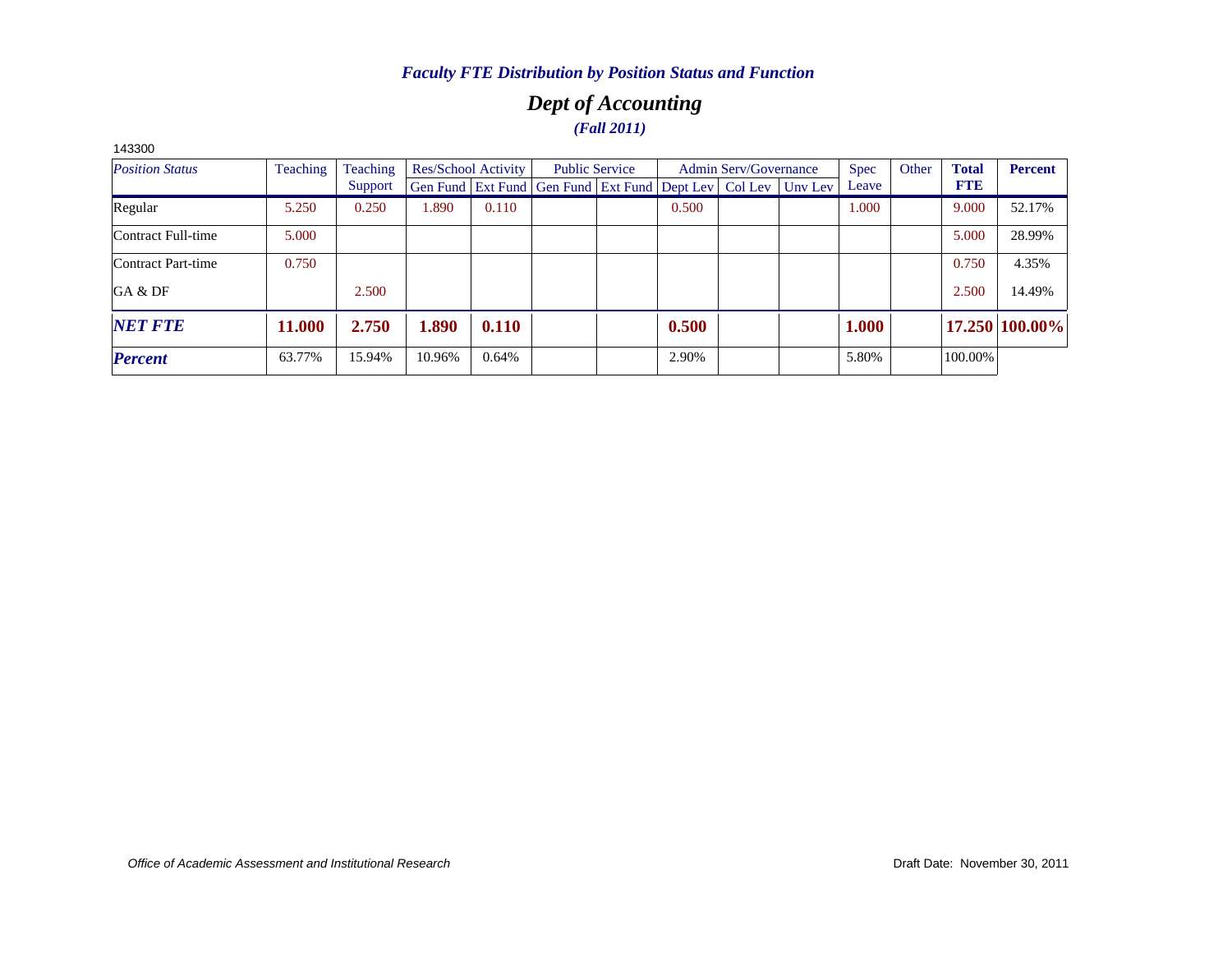*Faculty FTE Distribution by Position Status and Function*

## *Dept of Accounting*

***(Fall 2011)***

143300

| *Position Status* | Teaching | Teaching Support | Res/School Activity | | Public Service | | Admin Serv/Governance | | | Spec Leave | Other | **Total FTE** | **Percent** |
|---|---|---|---|---|---|---|---|---|---|---|---|---|---|
| | | | Gen Fund | Ext Fund | Gen Fund | Ext Fund | Dept Lev | Col Lev | Unv Lev | | | | |
| Regular | 5.250 | 0.250 | 1.890 | 0.110 | | | 0.500 | | | 1.000 | | 9.000 | 52.17% |
| Contract Full-time | 5.000 | | | | | | | | | | | 5.000 | 28.99% |
| Contract Part-time | 0.750 | | | | | | | | | | | 0.750 | 4.35% |
| GA & DF | | 2.500 | | | | | | | | | | 2.500 | 14.49% |
| ***NET FTE*** | **11.000** | **2.750** | **1.890** | **0.110** | | | **0.500** | | | **1.000** | | **17.250** | **100.00%** |
| ***Percent*** | 63.77% | 15.94% | 10.96% | 0.64% | | | 2.90% | | | 5.80% | | 100.00% | |

*Office of Academic Assessment and Institutional Research*

Draft Date: November 30, 2011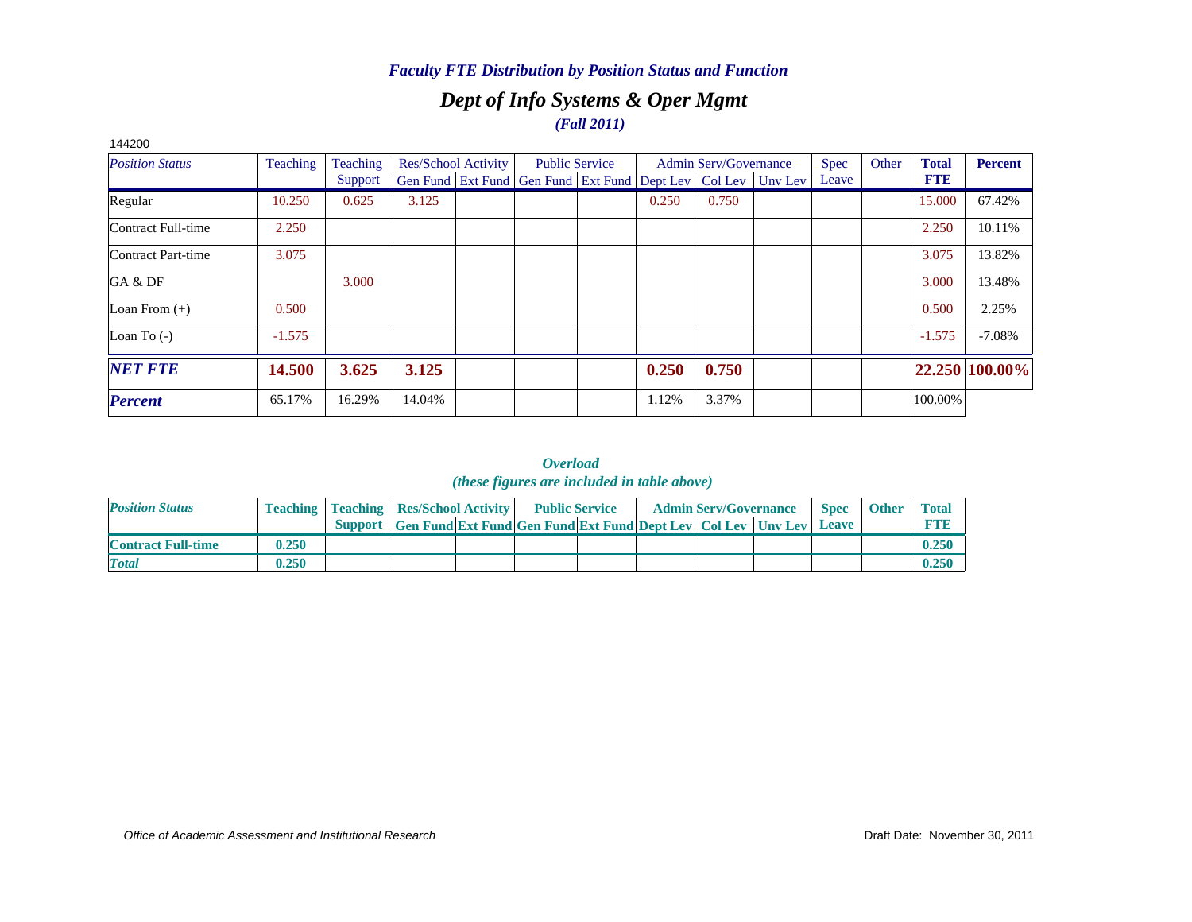### *Faculty FTE Distribution by Position Status and Function*

## *Dept of Info Systems & Oper Mgmt*

### *(Fall 2011)*

144200

| *Position Status* | Teaching | Teaching Support | Res/School Activity | | Public Service | | Admin Serv/Governance | | | Spec Leave | Other | **Total FTE** | **Percent** |
|---|---|---|---|---|---|---|---|---|---|---|---|---|---|
| | | | Gen Fund | Ext Fund | Gen Fund | Ext Fund | Dept Lev | Col Lev | Unv Lev | | | | |
| Regular | 10.250 | 0.625 | 3.125 | | | | 0.250 | 0.750 | | | | 15.000 | 67.42% |
| Contract Full-time | 2.250 | | | | | | | | | | | 2.250 | 10.11% |
| Contract Part-time | 3.075 | | | | | | | | | | | 3.075 | 13.82% |
| GA & DF | | 3.000 | | | | | | | | | | 3.000 | 13.48% |
| Loan From (+) | 0.500 | | | | | | | | | | | 0.500 | 2.25% |
| Loan To (-) | -1.575 | | | | | | | | | | | -1.575 | -7.08% |
| ***NET FTE*** | **14.500** | **3.625** | **3.125** | | | | **0.250** | **0.750** | | | | **22.250** | **100.00%** |
| ***Percent*** | 65.17% | 16.29% | 14.04% | | | | 1.12% | 3.37% | | | | 100.00% | |

### *Overload*
#### *(these figures are included in table above)*

| *Position Status* | Teaching | Teaching Support | Res/School Activity | | Public Service | | Admin Serv/Governance | | | Spec Leave | Other | Total FTE |
|---|---|---|---|---|---|---|---|---|---|---|---|---|
| | | | Gen Fund | Ext Fund | Gen Fund | Ext Fund | Dept Lev | Col Lev | Unv Lev | | | |
| **Contract Full-time** | 0.250 | | | | | | | | | | | 0.250 |
| ***Total*** | 0.250 | | | | | | | | | | | 0.250 |

*Office of Academic Assessment and Institutional Research*

Draft Date: November 30, 2011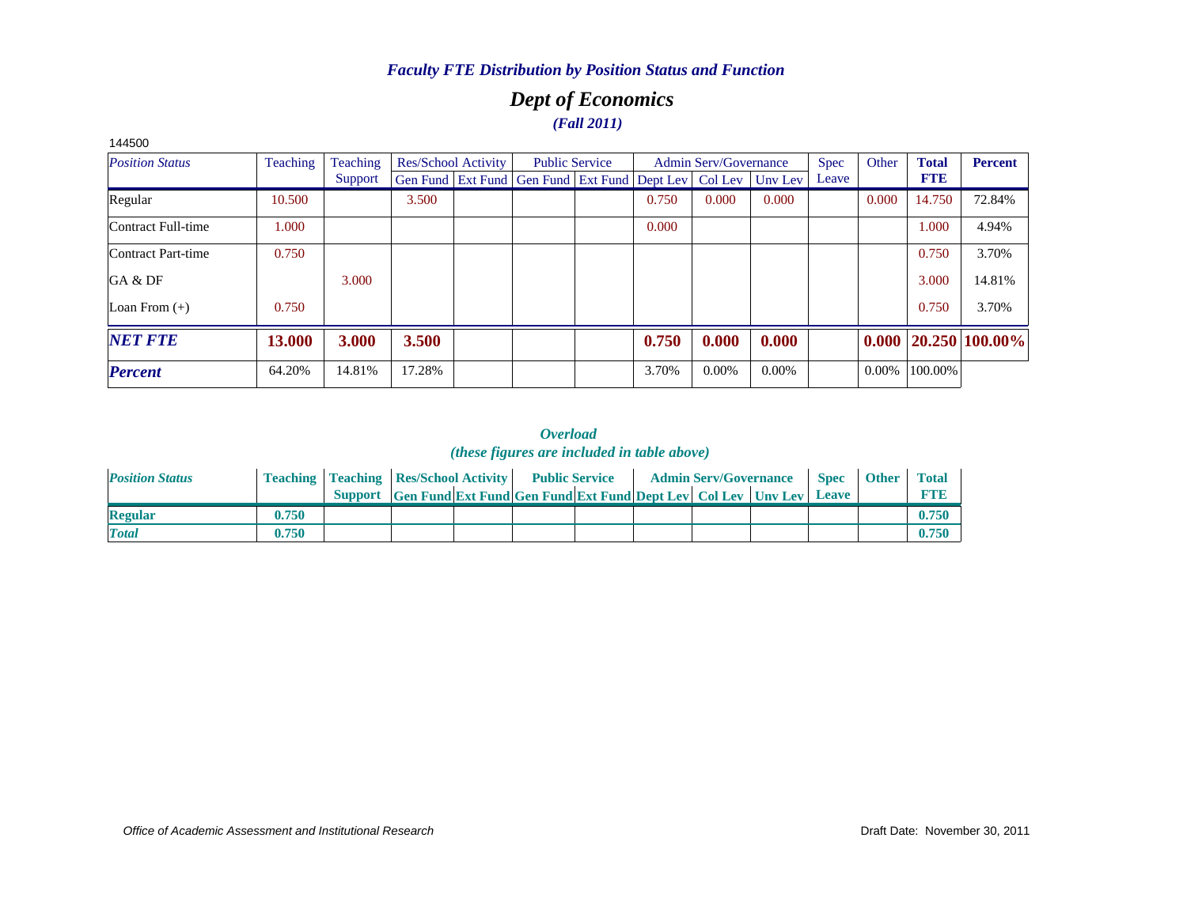*Faculty FTE Distribution by Position Status and Function*

## *Dept of Economics*

*(Fall 2011)*

144500

| *Position Status* | Teaching | Teaching Support | Res/School Activity | | Public Service | | Admin Serv/Governance | | | Spec Leave | Other | **Total FTE** | **Percent** |
|---|---|---|---|---|---|---|---|---|---|---|---|---|---|
| | | | Gen Fund | Ext Fund | Gen Fund | Ext Fund | Dept Lev | Col Lev | Unv Lev | | | | |
| Regular | 10.500 | | 3.500 | | | | 0.750 | 0.000 | 0.000 | | 0.000 | 14.750 | 72.84% |
| Contract Full-time | 1.000 | | | | | | 0.000 | | | | | 1.000 | 4.94% |
| Contract Part-time | 0.750 | | | | | | | | | | | 0.750 | 3.70% |
| GA & DF | | 3.000 | | | | | | | | | | 3.000 | 14.81% |
| Loan From (+) | 0.750 | | | | | | | | | | | 0.750 | 3.70% |
| ***NET FTE*** | **13.000** | **3.000** | **3.500** | | | | **0.750** | **0.000** | **0.000** | | **0.000** | **20.250** | **100.00%** |
| ***Percent*** | 64.20% | 14.81% | 17.28% | | | | 3.70% | 0.00% | 0.00% | | 0.00% | 100.00% | |

*Overload*
*(these figures are included in table above)*

| *Position Status* | Teaching | Teaching Support | Res/School Activity | | Public Service | | Admin Serv/Governance | | | Spec Leave | Other | Total FTE |
|---|---|---|---|---|---|---|---|---|---|---|---|---|
| | | | Gen Fund | Ext Fund | Gen Fund | Ext Fund | Dept Lev | Col Lev | Unv Lev | | | |
| **Regular** | **0.750** | | | | | | | | | | | **0.750** |
| ***Total*** | **0.750** | | | | | | | | | | | **0.750** |

*Office of Academic Assessment and Institutional Research*

Draft Date: November 30, 2011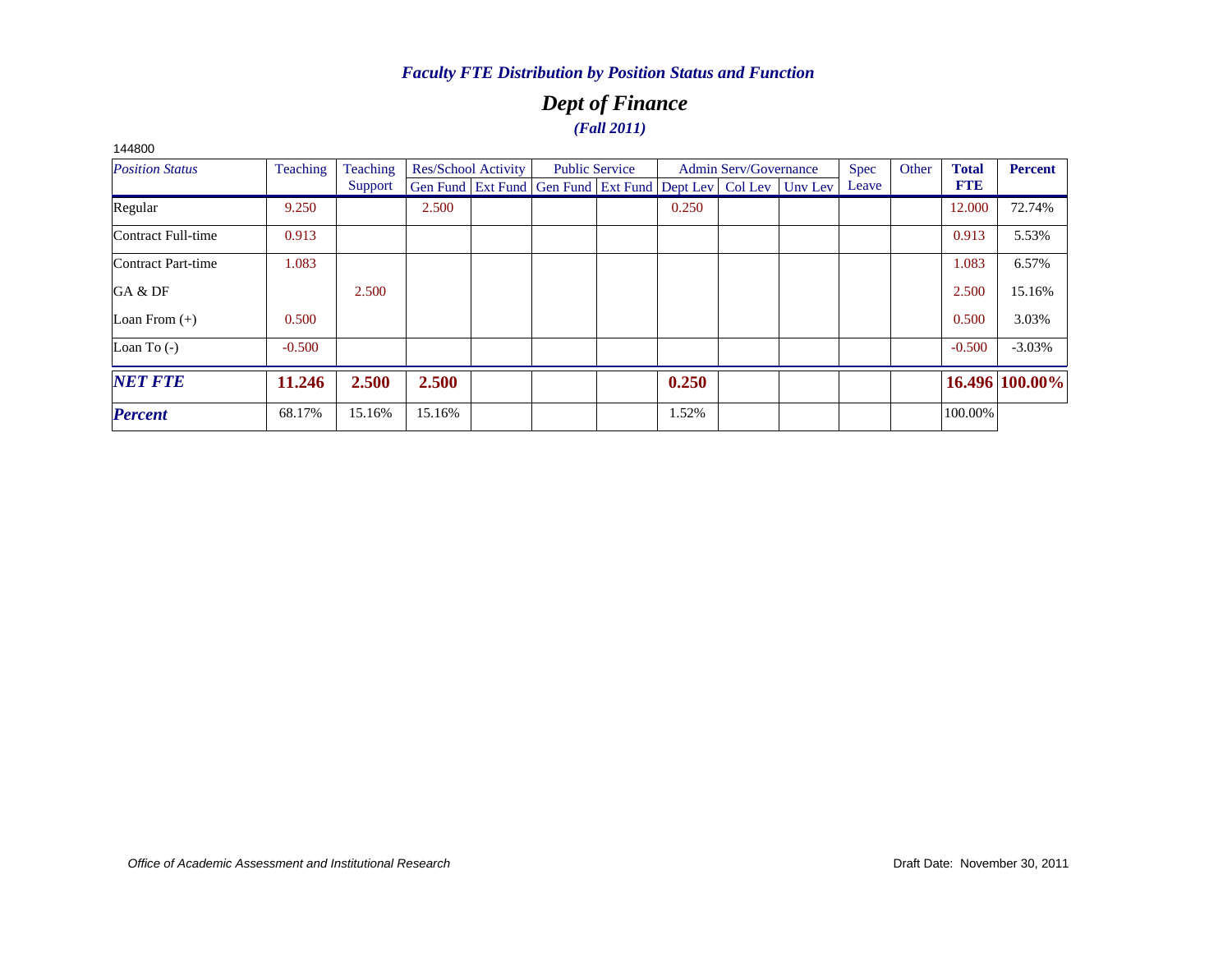*Faculty FTE Distribution by Position Status and Function*

# *Dept of Finance*

***(Fall 2011)***

144800

| *Position Status* | Teaching | Teaching Support | Res/School Activity | | Public Service | | Admin Serv/Governance | | | Spec Leave | Other | **Total FTE** | **Percent** |
|---|---|---|---|---|---|---|---|---|---|---|---|---|---|
| | | | Gen Fund | Ext Fund | Gen Fund | Ext Fund | Dept Lev | Col Lev | Unv Lev | | | | |
| Regular | 9.250 | | 2.500 | | | | 0.250 | | | | | 12.000 | 72.74% |
| Contract Full-time | 0.913 | | | | | | | | | | | 0.913 | 5.53% |
| Contract Part-time | 1.083 | | | | | | | | | | | 1.083 | 6.57% |
| GA & DF | | 2.500 | | | | | | | | | | 2.500 | 15.16% |
| Loan From (+) | 0.500 | | | | | | | | | | | 0.500 | 3.03% |
| Loan To (-) | -0.500 | | | | | | | | | | | -0.500 | -3.03% |
| ***NET FTE*** | **11.246** | **2.500** | **2.500** | | | | **0.250** | | | | | **16.496** | **100.00%** |
| ***Percent*** | 68.17% | 15.16% | 15.16% | | | | 1.52% | | | | | 100.00% | |

*Office of Academic Assessment and Institutional Research*

Draft Date: November 30, 2011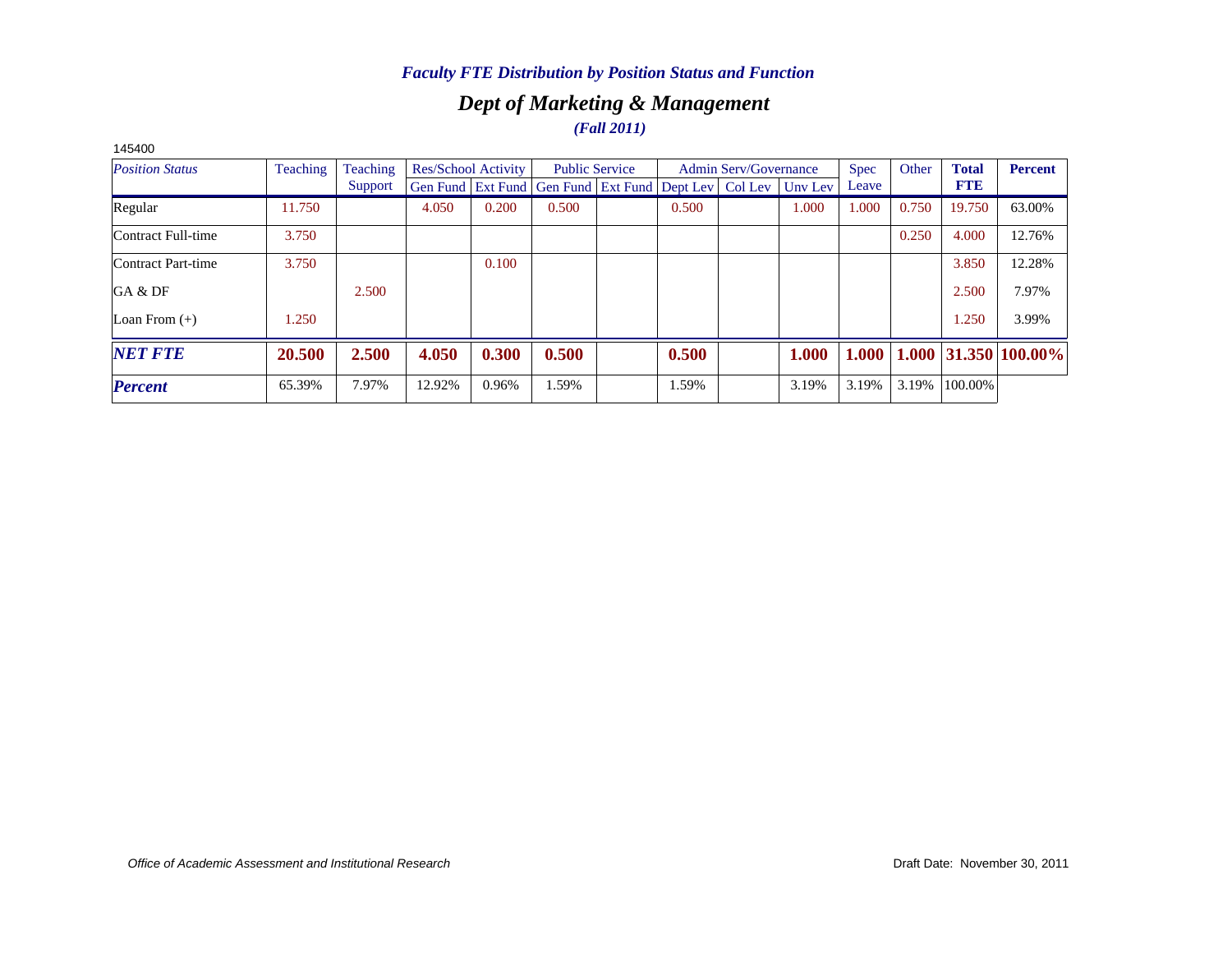### *Faculty FTE Distribution by Position Status and Function*

## *Dept of Marketing & Management*

### *(Fall 2011)*

145400

| *Position Status* | Teaching | Teaching Support | Res/School Activity | | Public Service | | Admin Serv/Governance | | | Spec Leave | Other | **Total FTE** | **Percent** |
|---|---|---|---|---|---|---|---|---|---|---|---|---|---|
| | | | Gen Fund | Ext Fund | Gen Fund | Ext Fund | Dept Lev | Col Lev | Unv Lev | | | | |
| Regular | 11.750 | | 4.050 | 0.200 | 0.500 | | 0.500 | | 1.000 | 1.000 | 0.750 | 19.750 | 63.00% |
| Contract Full-time | 3.750 | | | | | | | | | | 0.250 | 4.000 | 12.76% |
| Contract Part-time | 3.750 | | | 0.100 | | | | | | | | 3.850 | 12.28% |
| GA & DF | | 2.500 | | | | | | | | | | 2.500 | 7.97% |
| Loan From (+) | 1.250 | | | | | | | | | | | 1.250 | 3.99% |
| ***NET FTE*** | **20.500** | **2.500** | **4.050** | **0.300** | **0.500** | | **0.500** | | **1.000** | **1.000** | **1.000** | **31.350** | **100.00%** |
| ***Percent*** | 65.39% | 7.97% | 12.92% | 0.96% | 1.59% | | 1.59% | | 3.19% | 3.19% | 3.19% | 100.00% | |

*Office of Academic Assessment and Institutional Research*

Draft Date: November 30, 2011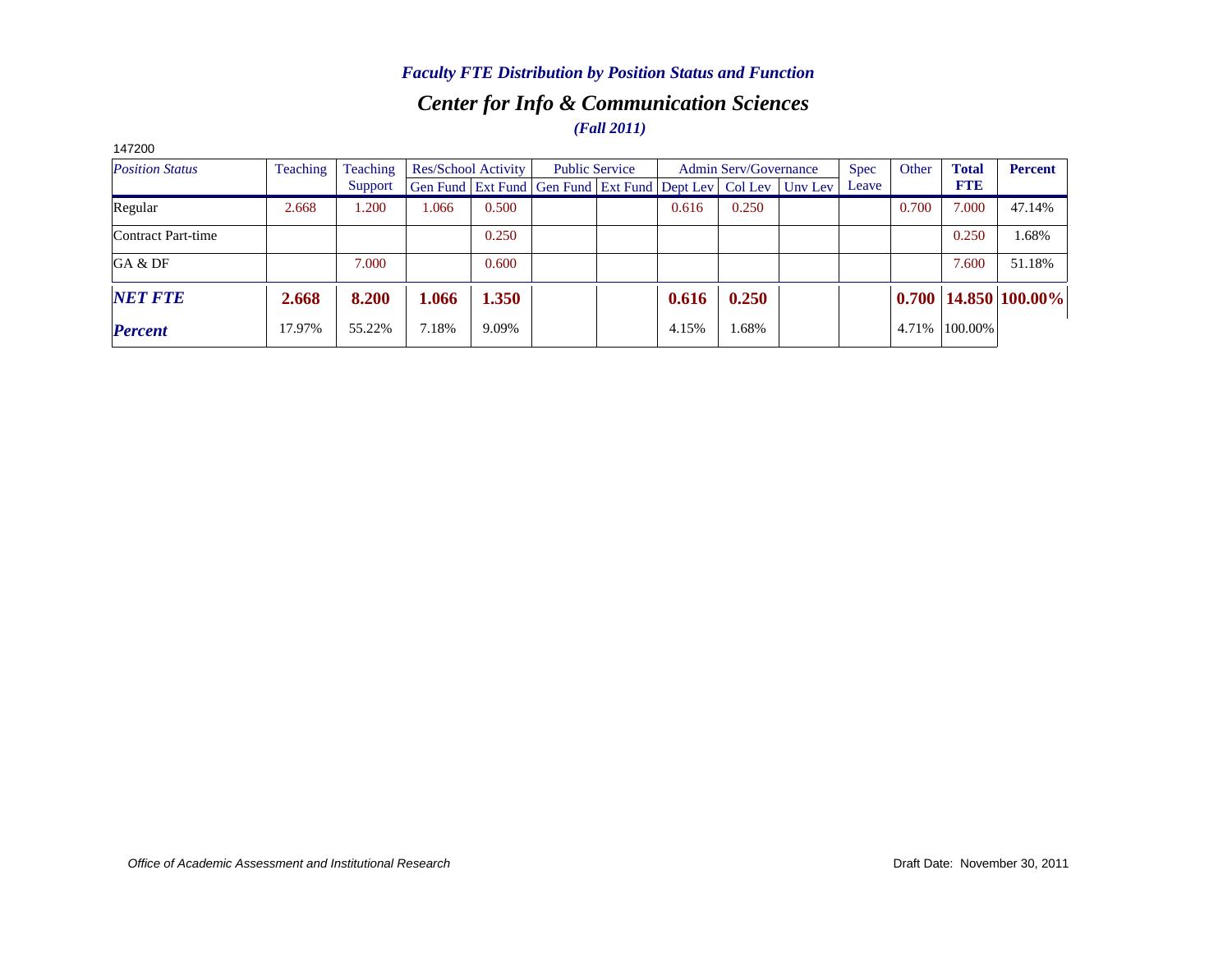*Faculty FTE Distribution by Position Status and Function*

## *Center for Info & Communication Sciences*

*(Fall 2011)*

147200

| *Position Status* | Teaching | Teaching Support | Res/School Activity | | Public Service | | Admin Serv/Governance | | | Spec Leave | Other | **Total FTE** | **Percent** |
|---|---|---|---|---|---|---|---|---|---|---|---|---|---|
| | | | Gen Fund | Ext Fund | Gen Fund | Ext Fund | Dept Lev | Col Lev | Unv Lev | | | | |
| Regular | 2.668 | 1.200 | 1.066 | 0.500 | | | 0.616 | 0.250 | | | 0.700 | 7.000 | 47.14% |
| Contract Part-time | | | | 0.250 | | | | | | | | 0.250 | 1.68% |
| GA & DF | | 7.000 | | 0.600 | | | | | | | | 7.600 | 51.18% |
| ***NET FTE*** | **2.668** | **8.200** | **1.066** | **1.350** | | | **0.616** | **0.250** | | | **0.700** | **14.850** | **100.00%** |
| ***Percent*** | 17.97% | 55.22% | 7.18% | 9.09% | | | 4.15% | 1.68% | | | 4.71% | 100.00% | |

*Office of Academic Assessment and Institutional Research*

Draft Date: November 30, 2011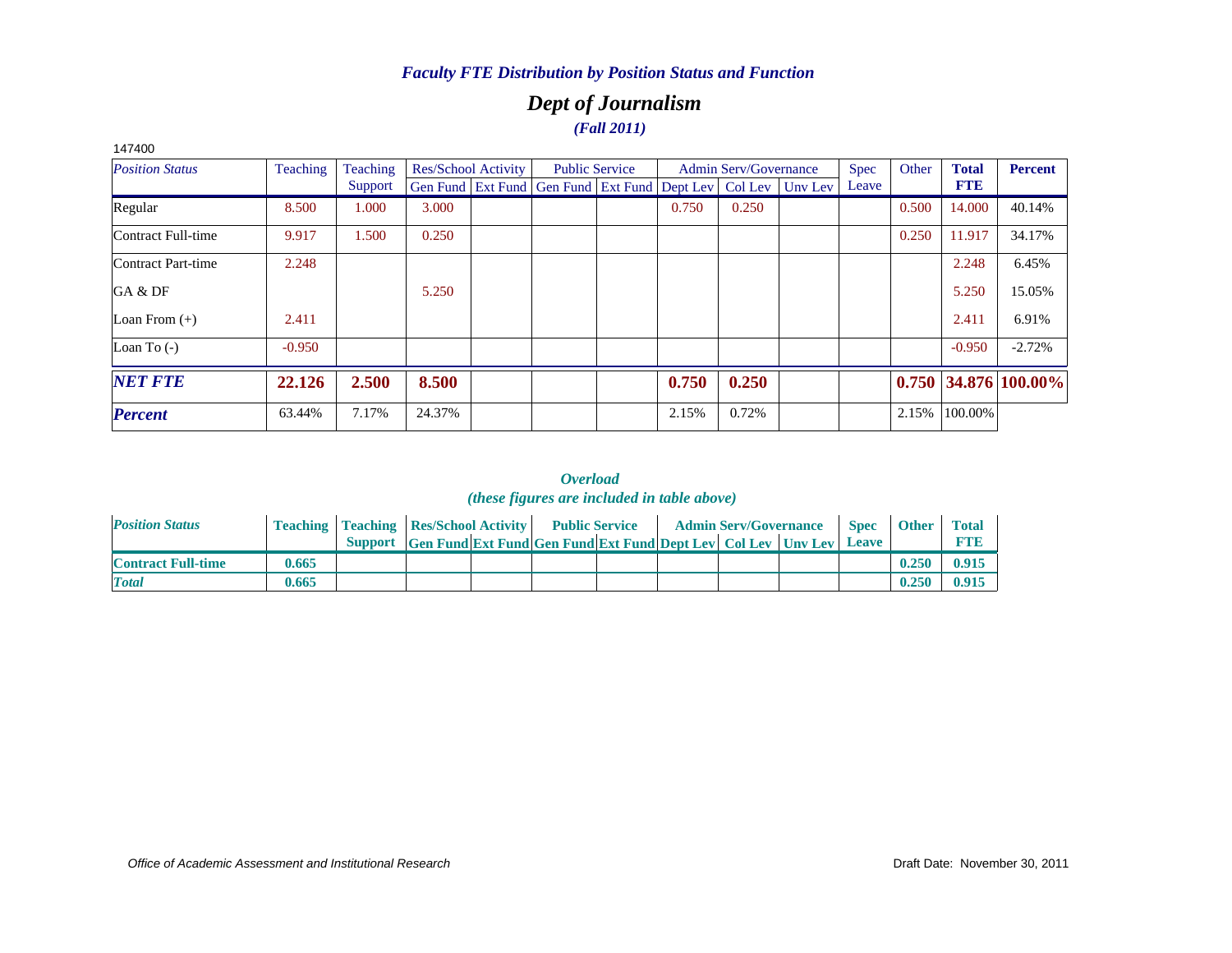### *Faculty FTE Distribution by Position Status and Function*

## *Dept of Journalism*

### *(Fall 2011)*

147400

| *Position Status* | Teaching | Teaching Support | Res/School Activity | | Public Service | | Admin Serv/Governance | | | Spec Leave | Other | **Total FTE** | **Percent** |
|---|---|---|---|---|---|---|---|---|---|---|---|---|---|
| | | | Gen Fund | Ext Fund | Gen Fund | Ext Fund | Dept Lev | Col Lev | Unv Lev | | | | |
| Regular | 8.500 | 1.000 | 3.000 | | | | 0.750 | 0.250 | | | 0.500 | 14.000 | 40.14% |
| Contract Full-time | 9.917 | 1.500 | 0.250 | | | | | | | | 0.250 | 11.917 | 34.17% |
| Contract Part-time | 2.248 | | | | | | | | | | | 2.248 | 6.45% |
| GA & DF | | | 5.250 | | | | | | | | | 5.250 | 15.05% |
| Loan From (+) | 2.411 | | | | | | | | | | | 2.411 | 6.91% |
| Loan To (-) | -0.950 | | | | | | | | | | | -0.950 | -2.72% |
| ***NET FTE*** | **22.126** | **2.500** | **8.500** | | | | **0.750** | **0.250** | | | **0.750** | **34.876** | **100.00%** |
| ***Percent*** | 63.44% | 7.17% | 24.37% | | | | 2.15% | 0.72% | | | 2.15% | 100.00% | |

### *Overload*
### *(these figures are included in table above)*

| *Position Status* | Teaching | Teaching Support | Res/School Activity | | Public Service | | Admin Serv/Governance | | | Spec Leave | Other | Total FTE |
|---|---|---|---|---|---|---|---|---|---|---|---|---|
| | | | Gen Fund | Ext Fund | Gen Fund | Ext Fund | Dept Lev | Col Lev | Unv Lev | | | |
| **Contract Full-time** | **0.665** | | | | | | | | | | **0.250** | **0.915** |
| ***Total*** | **0.665** | | | | | | | | | | **0.250** | **0.915** |

*Office of Academic Assessment and Institutional Research*

Draft Date: November 30, 2011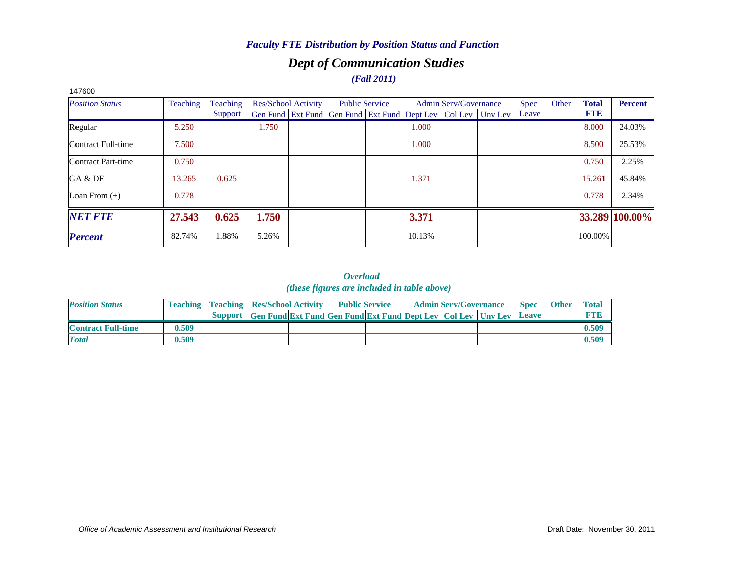*Faculty FTE Distribution by Position Status and Function*

# *Dept of Communication Studies*

***(Fall 2011)***

147600

| *Position Status* | Teaching | Teaching Support | Res/School Activity | | Public Service | | Admin Serv/Governance | | | Spec Leave | Other | **Total FTE** | **Percent** |
|---|---|---|---|---|---|---|---|---|---|---|---|---|---|
| | | | Gen Fund | Ext Fund | Gen Fund | Ext Fund | Dept Lev | Col Lev | Unv Lev | | | | |
| Regular | 5.250 | | 1.750 | | | | 1.000 | | | | | 8.000 | 24.03% |
| Contract Full-time | 7.500 | | | | | | 1.000 | | | | | 8.500 | 25.53% |
| Contract Part-time | 0.750 | | | | | | | | | | | 0.750 | 2.25% |
| GA & DF | 13.265 | 0.625 | | | | | 1.371 | | | | | 15.261 | 45.84% |
| Loan From (+) | 0.778 | | | | | | | | | | | 0.778 | 2.34% |
| ***NET FTE*** | **27.543** | **0.625** | **1.750** | | | | **3.371** | | | | | **33.289** | **100.00%** |
| ***Percent*** | 82.74% | 1.88% | 5.26% | | | | 10.13% | | | | | 100.00% | |

***Overload***
***(these figures are included in table above)***

| *Position Status* | **Teaching** | **Teaching Support** | **Res/School Activity** | | **Public Service** | | **Admin Serv/Governance** | | | **Spec Leave** | **Other** | **Total FTE** |
|---|---|---|---|---|---|---|---|---|---|---|---|---|
| | | | **Gen Fund** | **Ext Fund** | **Gen Fund** | **Ext Fund** | **Dept Lev** | **Col Lev** | **Unv Lev** | | | |
| **Contract Full-time** | **0.509** | | | | | | | | | | | **0.509** |
| ***Total*** | **0.509** | | | | | | | | | | | **0.509** |

*Office of Academic Assessment and Institutional Research*

Draft Date: November 30, 2011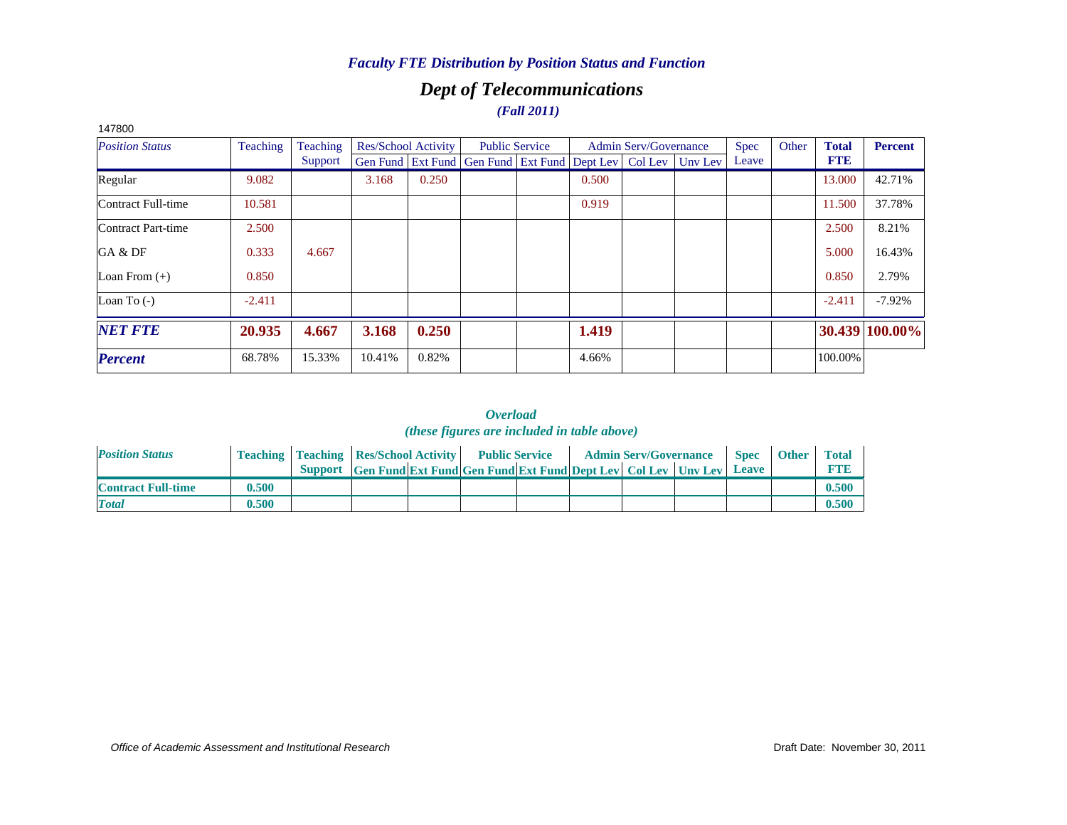### *Faculty FTE Distribution by Position Status and Function*

## *Dept of Telecommunications*

### *(Fall 2011)*

147800

| *Position Status* | Teaching | Teaching Support | Res/School Activity | | Public Service | | Admin Serv/Governance | | | Spec Leave | Other | **Total FTE** | **Percent** |
|---|---|---|---|---|---|---|---|---|---|---|---|---|---|
| | | | Gen Fund | Ext Fund | Gen Fund | Ext Fund | Dept Lev | Col Lev | Unv Lev | | | | |
| Regular | 9.082 | | 3.168 | 0.250 | | | 0.500 | | | | | 13.000 | 42.71% |
| Contract Full-time | 10.581 | | | | | | 0.919 | | | | | 11.500 | 37.78% |
| Contract Part-time | 2.500 | | | | | | | | | | | 2.500 | 8.21% |
| GA & DF | 0.333 | 4.667 | | | | | | | | | | 5.000 | 16.43% |
| Loan From (+) | 0.850 | | | | | | | | | | | 0.850 | 2.79% |
| Loan To (-) | -2.411 | | | | | | | | | | | -2.411 | -7.92% |
| ***NET FTE*** | **20.935** | **4.667** | **3.168** | **0.250** | | | **1.419** | | | | | **30.439** | **100.00%** |
| ***Percent*** | 68.78% | 15.33% | 10.41% | 0.82% | | | 4.66% | | | | | 100.00% | |

### *Overload*
### *(these figures are included in table above)*

| *Position Status* | Teaching | Teaching Support | Res/School Activity | | Public Service | | Admin Serv/Governance | | | Spec Leave | Other | Total FTE |
|---|---|---|---|---|---|---|---|---|---|---|---|---|
| | | | Gen Fund | Ext Fund | Gen Fund | Ext Fund | Dept Lev | Col Lev | Unv Lev | | | |
| **Contract Full-time** | **0.500** | | | | | | | | | | | **0.500** |
| ***Total*** | **0.500** | | | | | | | | | | | **0.500** |

*Office of Academic Assessment and Institutional Research*

Draft Date: November 30, 2011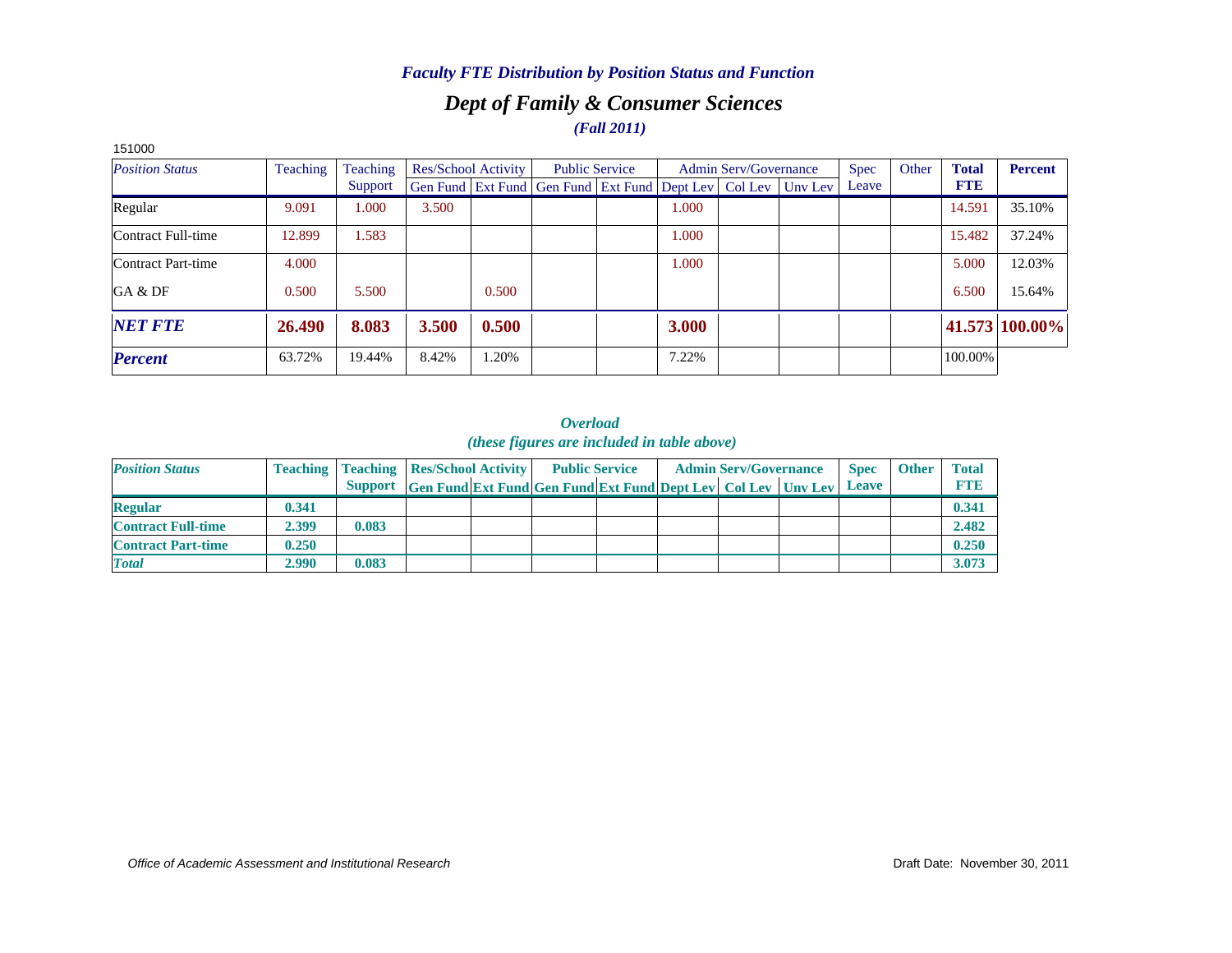### *Faculty FTE Distribution by Position Status and Function*

## *Dept of Family & Consumer Sciences*

*(Fall 2011)*

151000

| *Position Status* | Teaching | Teaching Support | Res/School Activity | | Public Service | | Admin Serv/Governance | | | Spec Leave | Other | Total FTE | Percent |
|---|---|---|---|---|---|---|---|---|---|---|---|---|---|
| | | | Gen Fund | Ext Fund | Gen Fund | Ext Fund | Dept Lev | Col Lev | Unv Lev | | | | |
| Regular | 9.091 | 1.000 | 3.500 | | | | 1.000 | | | | | 14.591 | 35.10% |
| Contract Full-time | 12.899 | 1.583 | | | | | 1.000 | | | | | 15.482 | 37.24% |
| Contract Part-time | 4.000 | | | | | | 1.000 | | | | | 5.000 | 12.03% |
| GA & DF | 0.500 | 5.500 | | 0.500 | | | | | | | | 6.500 | 15.64% |
| ***NET FTE*** | **26.490** | **8.083** | **3.500** | **0.500** | | | **3.000** | | | | | **41.573** | **100.00%** |
| ***Percent*** | 63.72% | 19.44% | 8.42% | 1.20% | | | 7.22% | | | | | 100.00% | |

### *Overload*
*(these figures are included in table above)*

| *Position Status* | Teaching | Teaching Support | Res/School Activity | | Public Service | | Admin Serv/Governance | | | Spec Leave | Other | Total FTE |
|---|---|---|---|---|---|---|---|---|---|---|---|---|
| | | | Gen Fund | Ext Fund | Gen Fund | Ext Fund | Dept Lev | Col Lev | Unv Lev | | | |
| **Regular** | **0.341** | | | | | | | | | | | **0.341** |
| **Contract Full-time** | **2.399** | **0.083** | | | | | | | | | | **2.482** |
| **Contract Part-time** | **0.250** | | | | | | | | | | | **0.250** |
| ***Total*** | **2.990** | **0.083** | | | | | | | | | | **3.073** |

*Office of Academic Assessment and Institutional Research*

Draft Date: November 30, 2011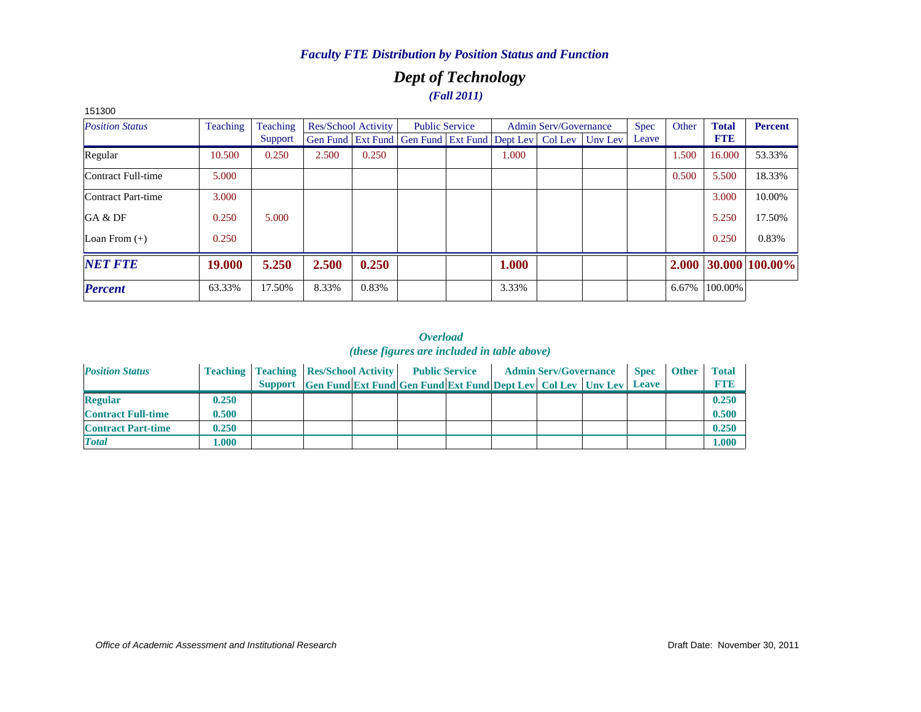*Faculty FTE Distribution by Position Status and Function*

## *Dept of Technology*

***(Fall 2011)***

151300

| *Position Status* | Teaching | Teaching Support | Res/School Activity | | Public Service | | Admin Serv/Governance | | | Spec Leave | Other | **Total FTE** | **Percent** |
|---|---|---|---|---|---|---|---|---|---|---|---|---|---|
| | | | Gen Fund | Ext Fund | Gen Fund | Ext Fund | Dept Lev | Col Lev | Unv Lev | | | | |
| Regular | 10.500 | 0.250 | 2.500 | 0.250 | | | 1.000 | | | | 1.500 | 16.000 | 53.33% |
| Contract Full-time | 5.000 | | | | | | | | | | 0.500 | 5.500 | 18.33% |
| Contract Part-time | 3.000 | | | | | | | | | | | 3.000 | 10.00% |
| GA & DF | 0.250 | 5.000 | | | | | | | | | | 5.250 | 17.50% |
| Loan From (+) | 0.250 | | | | | | | | | | | 0.250 | 0.83% |
| ***NET FTE*** | **19.000** | **5.250** | **2.500** | **0.250** | | | **1.000** | | | | **2.000** | **30.000** | **100.00%** |
| ***Percent*** | 63.33% | 17.50% | 8.33% | 0.83% | | | 3.33% | | | | 6.67% | 100.00% | |

***Overload***
***(these figures are included in table above)***

| *Position Status* | **Teaching** | **Teaching Support** | **Res/School Activity** | | **Public Service** | | **Admin Serv/Governance** | | | **Spec Leave** | **Other** | **Total FTE** |
|---|---|---|---|---|---|---|---|---|---|---|---|---|
| | | | **Gen Fund** | **Ext Fund** | **Gen Fund** | **Ext Fund** | **Dept Lev** | **Col Lev** | **Unv Lev** | | | |
| **Regular** | **0.250** | | | | | | | | | | | **0.250** |
| **Contract Full-time** | **0.500** | | | | | | | | | | | **0.500** |
| **Contract Part-time** | **0.250** | | | | | | | | | | | **0.250** |
| ***Total*** | **1.000** | | | | | | | | | | | **1.000** |

*Office of Academic Assessment and Institutional Research*

Draft Date: November 30, 2011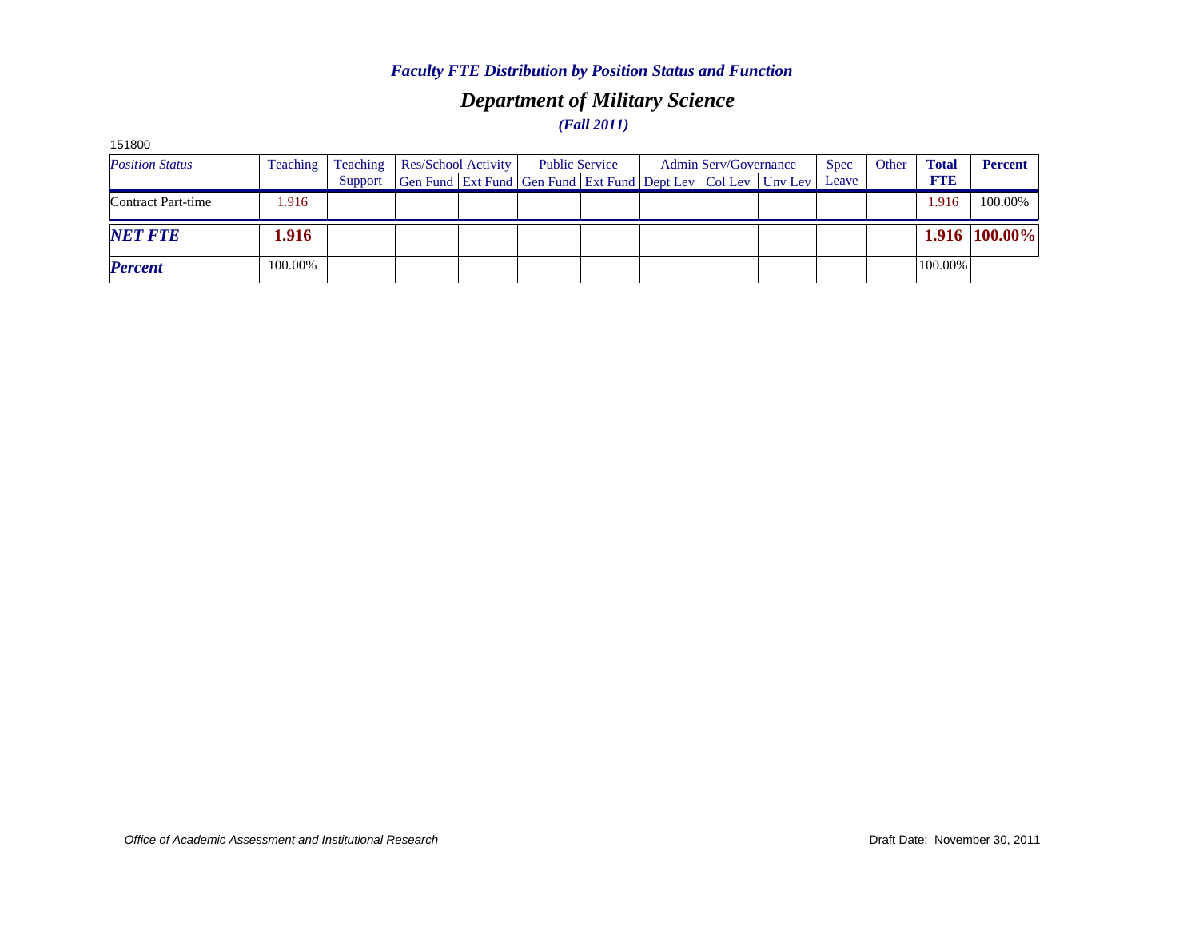*Faculty FTE Distribution by Position Status and Function*

## *Department of Military Science*

***(Fall 2011)***

151800

| *Position Status* | Teaching | Teaching Support | Res/School Activity | | Public Service | | Admin Serv/Governance | | | Spec Leave | Other | **Total FTE** | **Percent** |
|---|---|---|---|---|---|---|---|---|---|---|---|---|---|
| | | | Gen Fund | Ext Fund | Gen Fund | Ext Fund | Dept Lev | Col Lev | Unv Lev | | | | |
| Contract Part-time | 1.916 | | | | | | | | | | | 1.916 | 100.00% |
| ***NET FTE*** | **1.916** | | | | | | | | | | | **1.916** | **100.00%** |
| ***Percent*** | 100.00% | | | | | | | | | | | 100.00% | |

*Office of Academic Assessment and Institutional Research*

Draft Date: November 30, 2011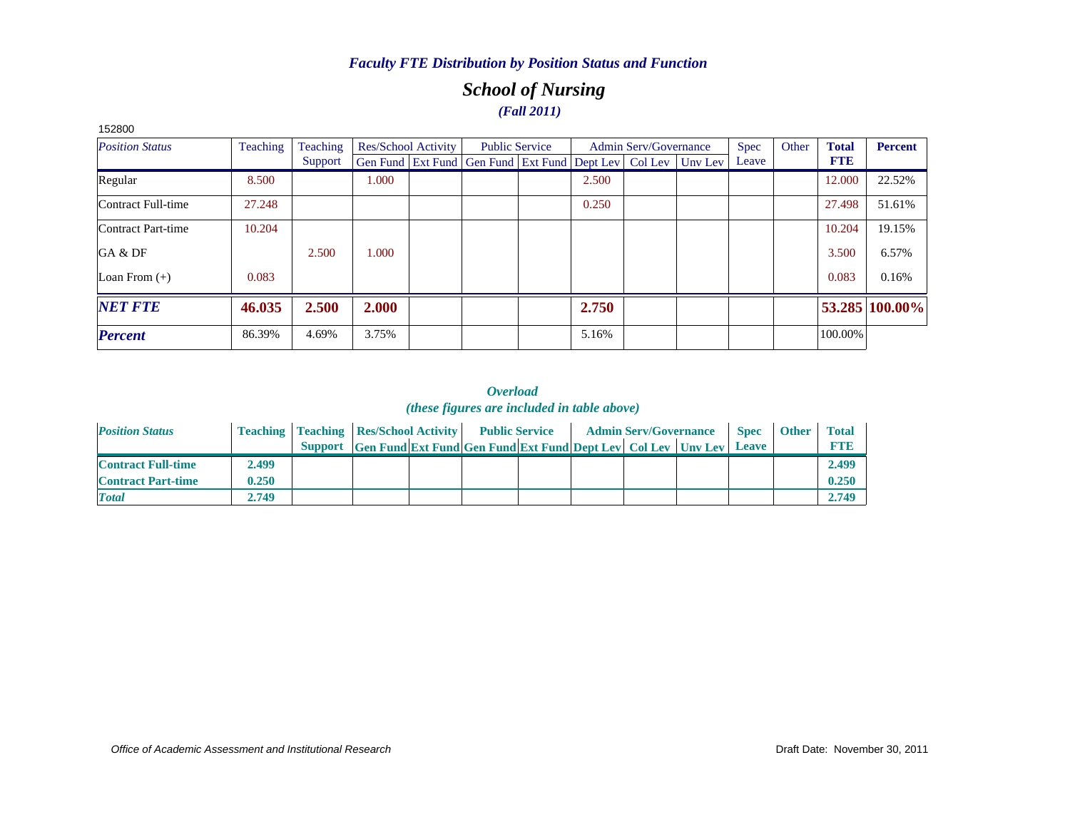### *Faculty FTE Distribution by Position Status and Function*

## *School of Nursing*

### *(Fall 2011)*

152800

| *Position Status* | Teaching | Teaching Support | Res/School Activity | | Public Service | | Admin Serv/Governance | | | Spec Leave | Other | **Total FTE** | **Percent** |
|---|---|---|---|---|---|---|---|---|---|---|---|---|---|
| | | | Gen Fund | Ext Fund | Gen Fund | Ext Fund | Dept Lev | Col Lev | Unv Lev | | | | |
| Regular | 8.500 | | 1.000 | | | | 2.500 | | | | | 12.000 | 22.52% |
| Contract Full-time | 27.248 | | | | | | 0.250 | | | | | 27.498 | 51.61% |
| Contract Part-time | 10.204 | | | | | | | | | | | 10.204 | 19.15% |
| GA & DF | | 2.500 | 1.000 | | | | | | | | | 3.500 | 6.57% |
| Loan From (+) | 0.083 | | | | | | | | | | | 0.083 | 0.16% |
| ***NET FTE*** | **46.035** | **2.500** | **2.000** | | | | **2.750** | | | | | **53.285** | **100.00%** |
| ***Percent*** | 86.39% | 4.69% | 3.75% | | | | 5.16% | | | | | 100.00% | |

### *Overload*
### *(these figures are included in table above)*

| *Position Status* | **Teaching** | **Teaching Support** | **Res/School Activity** | | **Public Service** | | **Admin Serv/Governance** | | | **Spec Leave** | **Other** | **Total FTE** |
|---|---|---|---|---|---|---|---|---|---|---|---|---|
| | | | **Gen Fund** | **Ext Fund** | **Gen Fund** | **Ext Fund** | **Dept Lev** | **Col Lev** | **Unv Lev** | | | |
| **Contract Full-time** | **2.499** | | | | | | | | | | | **2.499** |
| **Contract Part-time** | **0.250** | | | | | | | | | | | **0.250** |
| ***Total*** | **2.749** | | | | | | | | | | | **2.749** |

*Office of Academic Assessment and Institutional Research*

Draft Date: November 30, 2011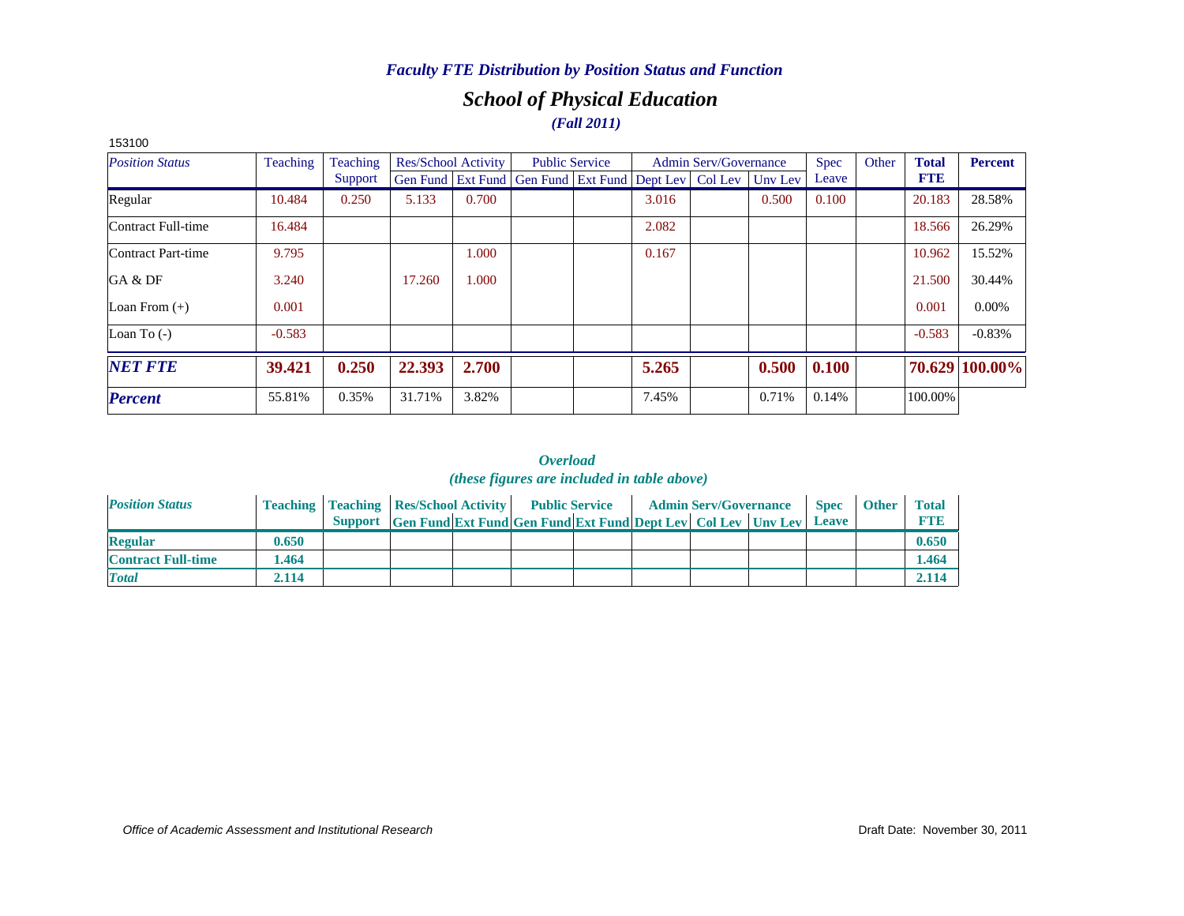*Faculty FTE Distribution by Position Status and Function*

## *School of Physical Education*

*(Fall 2011)*

153100

| *Position Status* | Teaching | Teaching Support | Res/School Activity | | Public Service | | Admin Serv/Governance | | | Spec Leave | Other | **Total FTE** | **Percent** |
|---|---|---|---|---|---|---|---|---|---|---|---|---|---|
| | | | Gen Fund | Ext Fund | Gen Fund | Ext Fund | Dept Lev | Col Lev | Unv Lev | | | | |
| Regular | 10.484 | 0.250 | 5.133 | 0.700 | | | 3.016 | | 0.500 | 0.100 | | 20.183 | 28.58% |
| Contract Full-time | 16.484 | | | | | | 2.082 | | | | | 18.566 | 26.29% |
| Contract Part-time | 9.795 | | | 1.000 | | | 0.167 | | | | | 10.962 | 15.52% |
| GA & DF | 3.240 | | 17.260 | 1.000 | | | | | | | | 21.500 | 30.44% |
| Loan From (+) | 0.001 | | | | | | | | | | | 0.001 | 0.00% |
| Loan To (-) | -0.583 | | | | | | | | | | | -0.583 | -0.83% |
| ***NET FTE*** | **39.421** | **0.250** | **22.393** | **2.700** | | | **5.265** | | **0.500** | **0.100** | | **70.629** | **100.00%** |
| ***Percent*** | 55.81% | 0.35% | 31.71% | 3.82% | | | 7.45% | | 0.71% | 0.14% | | 100.00% | |

***Overload***

***(these figures are included in table above)***

| *Position Status* | **Teaching** | **Teaching Support** | **Res/School Activity** | | **Public Service** | | **Admin Serv/Governance** | | | **Spec Leave** | **Other** | **Total FTE** |
|---|---|---|---|---|---|---|---|---|---|---|---|---|
| | | | **Gen Fund** | **Ext Fund** | **Gen Fund** | **Ext Fund** | **Dept Lev** | **Col Lev** | **Unv Lev** | | | |
| **Regular** | **0.650** | | | | | | | | | | | **0.650** |
| **Contract Full-time** | **1.464** | | | | | | | | | | | **1.464** |
| ***Total*** | **2.114** | | | | | | | | | | | **2.114** |

*Office of Academic Assessment and Institutional Research*

Draft Date: November 30, 2011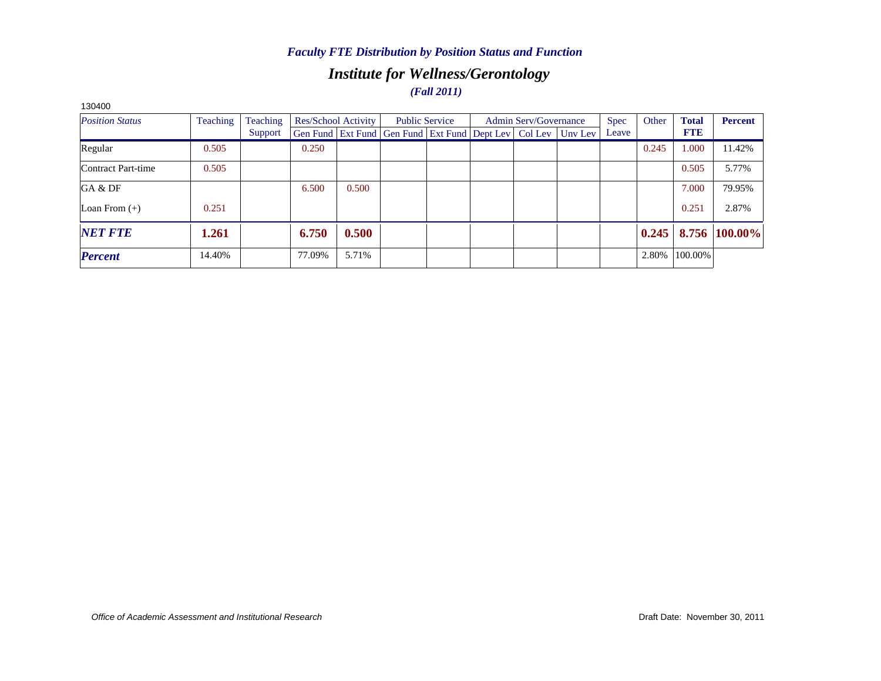### *Faculty FTE Distribution by Position Status and Function*

## *Institute for Wellness/Gerontology*

### *(Fall 2011)*

130400

| *Position Status* | Teaching | Teaching Support | Res/School Activity | | Public Service | | Admin Serv/Governance | | | Spec Leave | Other | **Total FTE** | **Percent** |
|---|---|---|---|---|---|---|---|---|---|---|---|---|---|
| | | | Gen Fund | Ext Fund | Gen Fund | Ext Fund | Dept Lev | Col Lev | Unv Lev | | | | |
| Regular | 0.505 | | 0.250 | | | | | | | | 0.245 | 1.000 | 11.42% |
| Contract Part-time | 0.505 | | | | | | | | | | | 0.505 | 5.77% |
| GA & DF | | | 6.500 | 0.500 | | | | | | | | 7.000 | 79.95% |
| Loan From (+) | 0.251 | | | | | | | | | | | 0.251 | 2.87% |
| ***NET FTE*** | **1.261** | | **6.750** | **0.500** | | | | | | | **0.245** | **8.756** | **100.00%** |
| ***Percent*** | 14.40% | | 77.09% | 5.71% | | | | | | | 2.80% | 100.00% | |

*Office of Academic Assessment and Institutional Research*

Draft Date: November 30, 2011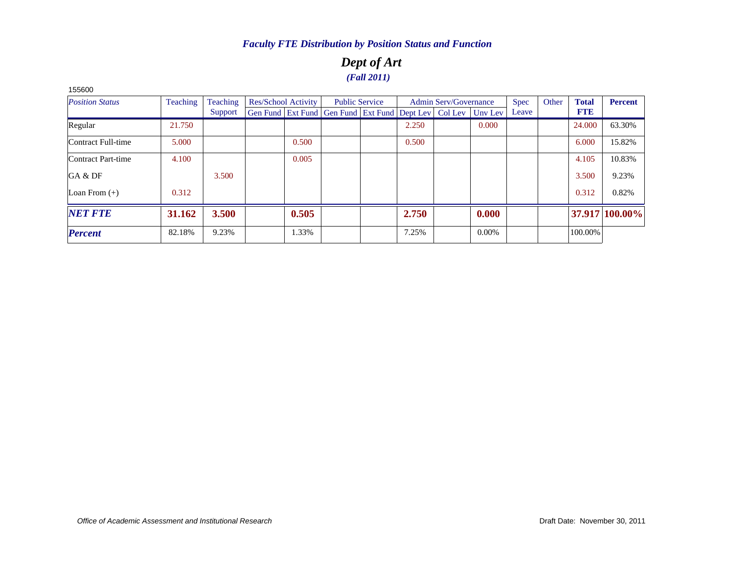### *Faculty FTE Distribution by Position Status and Function*

## *Dept of Art*

### *(Fall 2011)*

155600

| *Position Status* | Teaching | Teaching Support | Res/School Activity | | Public Service | | Admin Serv/Governance | | | Spec Leave | Other | **Total FTE** | **Percent** |
|---|---|---|---|---|---|---|---|---|---|---|---|---|---|
| | | | Gen Fund | Ext Fund | Gen Fund | Ext Fund | Dept Lev | Col Lev | Unv Lev | | | | |
| Regular | 21.750 | | | | | | 2.250 | | 0.000 | | | 24.000 | 63.30% |
| Contract Full-time | 5.000 | | | 0.500 | | | 0.500 | | | | | 6.000 | 15.82% |
| Contract Part-time | 4.100 | | | 0.005 | | | | | | | | 4.105 | 10.83% |
| GA & DF | | 3.500 | | | | | | | | | | 3.500 | 9.23% |
| Loan From (+) | 0.312 | | | | | | | | | | | 0.312 | 0.82% |
| ***NET FTE*** | **31.162** | **3.500** | | **0.505** | | | **2.750** | | **0.000** | | | **37.917** | **100.00%** |
| ***Percent*** | 82.18% | 9.23% | | 1.33% | | | 7.25% | | 0.00% | | | 100.00% | |

*Office of Academic Assessment and Institutional Research*

Draft Date: November 30, 2011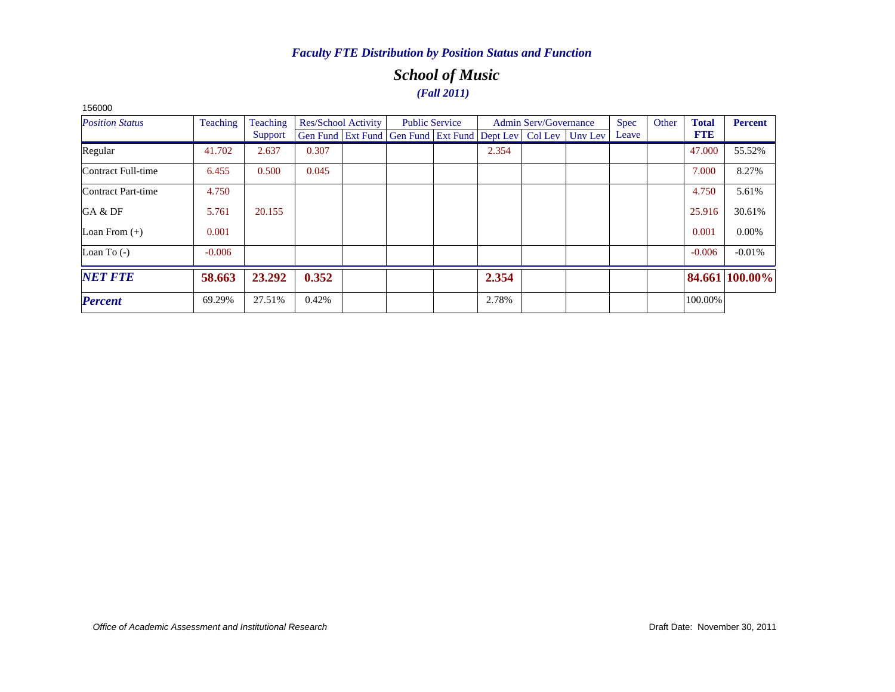*Faculty FTE Distribution by Position Status and Function*

## *School of Music*

***(Fall 2011)***

156000

| *Position Status* | Teaching | Teaching Support | Res/School Activity | | Public Service | | Admin Serv/Governance | | | Spec Leave | Other | **Total FTE** | **Percent** |
|---|---|---|---|---|---|---|---|---|---|---|---|---|---|
| | | | Gen Fund | Ext Fund | Gen Fund | Ext Fund | Dept Lev | Col Lev | Unv Lev | | | | |
| Regular | 41.702 | 2.637 | 0.307 | | | | 2.354 | | | | | 47.000 | 55.52% |
| Contract Full-time | 6.455 | 0.500 | 0.045 | | | | | | | | | 7.000 | 8.27% |
| Contract Part-time | 4.750 | | | | | | | | | | | 4.750 | 5.61% |
| GA & DF | 5.761 | 20.155 | | | | | | | | | | 25.916 | 30.61% |
| Loan From (+) | 0.001 | | | | | | | | | | | 0.001 | 0.00% |
| Loan To (-) | -0.006 | | | | | | | | | | | -0.006 | -0.01% |
| ***NET FTE*** | **58.663** | **23.292** | **0.352** | | | | **2.354** | | | | | **84.661** | **100.00%** |
| ***Percent*** | 69.29% | 27.51% | 0.42% | | | | 2.78% | | | | | 100.00% | |

*Office of Academic Assessment and Institutional Research*

Draft Date: November 30, 2011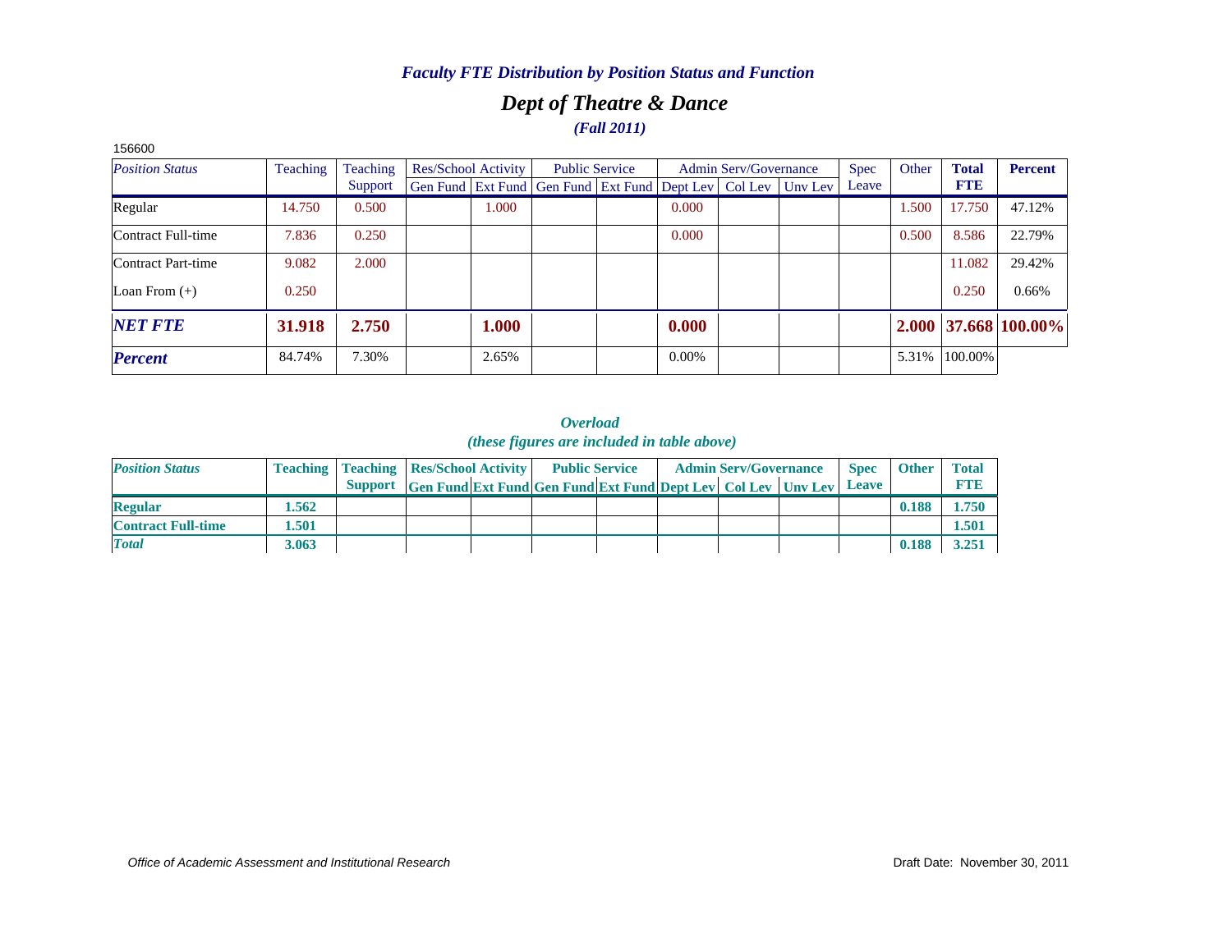### *Faculty FTE Distribution by Position Status and Function*

## *Dept of Theatre & Dance*

### *(Fall 2011)*

156600

| *Position Status* | Teaching | Teaching Support | Res/School Activity | | Public Service | | Admin Serv/Governance | | | Spec Leave | Other | **Total FTE** | **Percent** |
|---|---|---|---|---|---|---|---|---|---|---|---|---|---|
| | | | Gen Fund | Ext Fund | Gen Fund | Ext Fund | Dept Lev | Col Lev | Unv Lev | | | | |
| Regular | 14.750 | 0.500 | | 1.000 | | | 0.000 | | | | 1.500 | 17.750 | 47.12% |
| Contract Full-time | 7.836 | 0.250 | | | | | 0.000 | | | | 0.500 | 8.586 | 22.79% |
| Contract Part-time | 9.082 | 2.000 | | | | | | | | | | 11.082 | 29.42% |
| Loan From (+) | 0.250 | | | | | | | | | | | 0.250 | 0.66% |
| ***NET FTE*** | **31.918** | **2.750** | | **1.000** | | | **0.000** | | | | **2.000** | **37.668** | **100.00%** |
| ***Percent*** | 84.74% | 7.30% | | 2.65% | | | 0.00% | | | | 5.31% | 100.00% | |

### *Overload*
### *(these figures are included in table above)*

| *Position Status* | **Teaching** | **Teaching Support** | **Res/School Activity** | | **Public Service** | | **Admin Serv/Governance** | | | **Spec Leave** | **Other** | **Total FTE** |
|---|---|---|---|---|---|---|---|---|---|---|---|---|
| | | | **Gen Fund** | **Ext Fund** | **Gen Fund** | **Ext Fund** | **Dept Lev** | **Col Lev** | **Unv Lev** | | | |
| **Regular** | **1.562** | | | | | | | | | | **0.188** | **1.750** |
| **Contract Full-time** | **1.501** | | | | | | | | | | | **1.501** |
| ***Total*** | **3.063** | | | | | | | | | | **0.188** | **3.251** |

*Office of Academic Assessment and Institutional Research*

Draft Date: November 30, 2011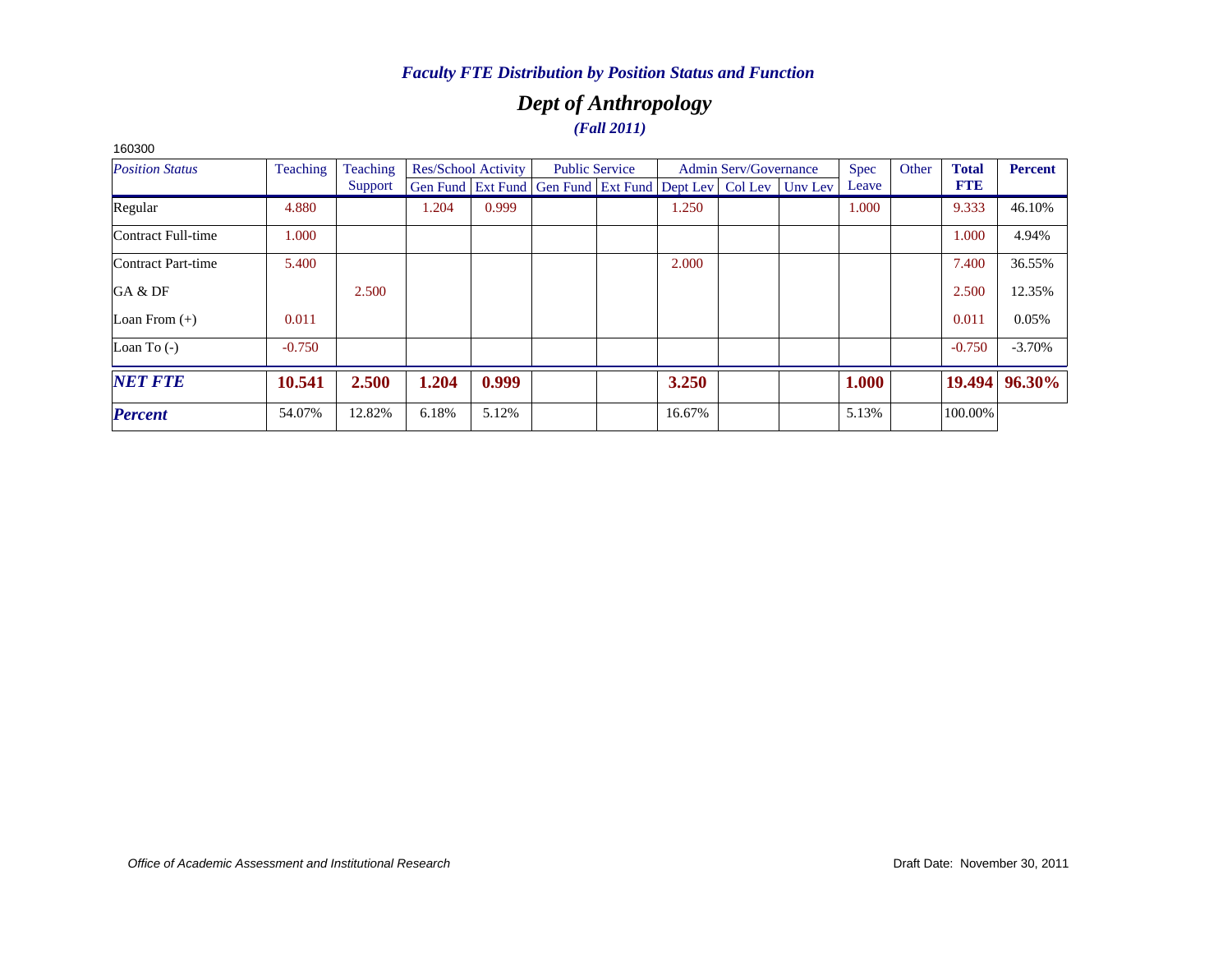### *Faculty FTE Distribution by Position Status and Function*

## *Dept of Anthropology*

### *(Fall 2011)*

160300

| *Position Status* | Teaching | Teaching Support | Res/School Activity | | Public Service | | Admin Serv/Governance | | | Spec Leave | Other | **Total FTE** | **Percent** |
|---|---|---|---|---|---|---|---|---|---|---|---|---|---|
| | | | Gen Fund | Ext Fund | Gen Fund | Ext Fund | Dept Lev | Col Lev | Unv Lev | | | | |
| Regular | 4.880 | | 1.204 | 0.999 | | | 1.250 | | | 1.000 | | 9.333 | 46.10% |
| Contract Full-time | 1.000 | | | | | | | | | | | 1.000 | 4.94% |
| Contract Part-time | 5.400 | | | | | | 2.000 | | | | | 7.400 | 36.55% |
| GA & DF | | 2.500 | | | | | | | | | | 2.500 | 12.35% |
| Loan From (+) | 0.011 | | | | | | | | | | | 0.011 | 0.05% |
| Loan To (-) | -0.750 | | | | | | | | | | | -0.750 | -3.70% |
| ***NET FTE*** | **10.541** | **2.500** | **1.204** | **0.999** | | | **3.250** | | | **1.000** | | **19.494** | **96.30%** |
| ***Percent*** | 54.07% | 12.82% | 6.18% | 5.12% | | | 16.67% | | | 5.13% | | 100.00% | |

*Office of Academic Assessment and Institutional Research*

Draft Date: November 30, 2011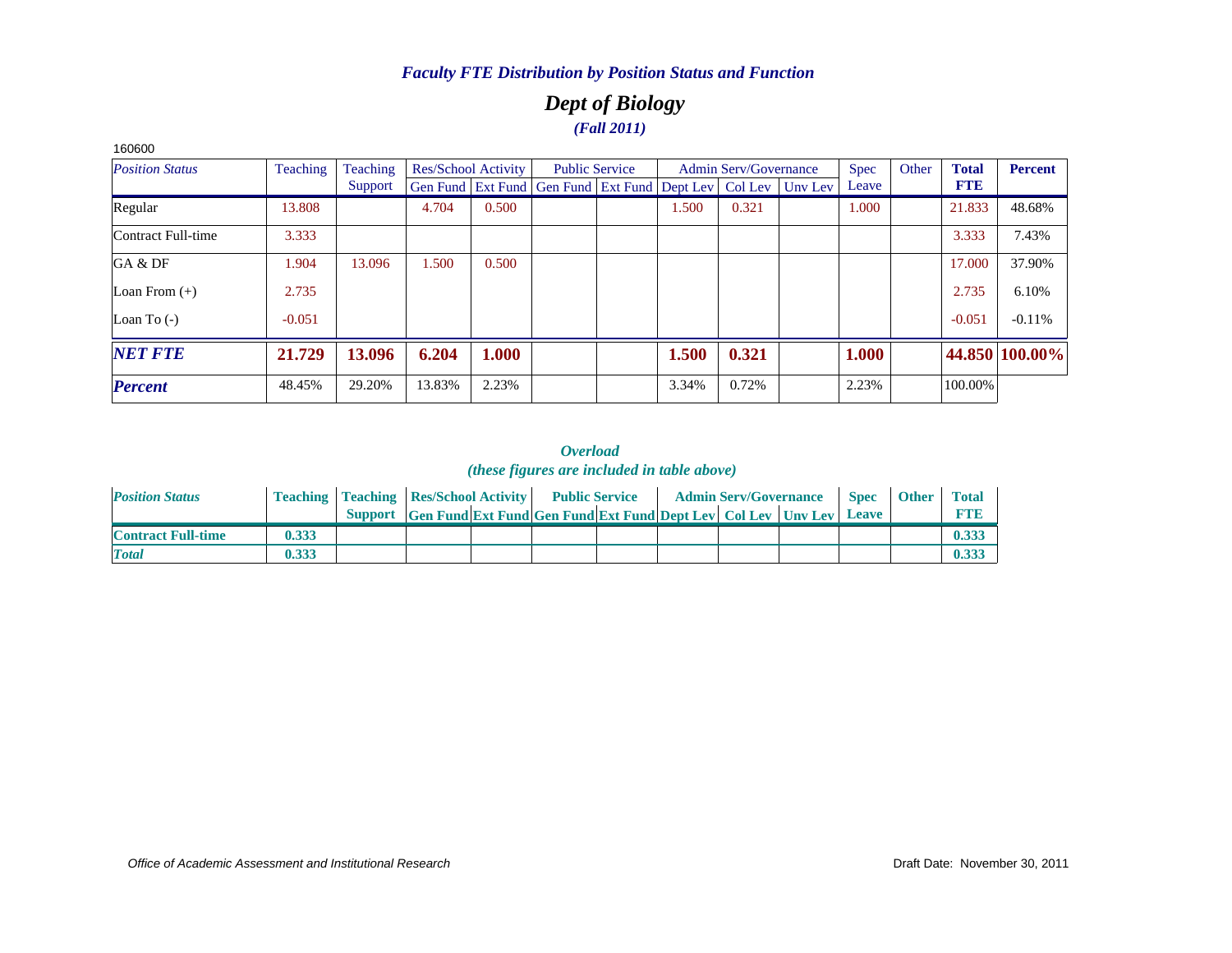### *Faculty FTE Distribution by Position Status and Function*

## *Dept of Biology*

### *(Fall 2011)*

160600

| *Position Status* | Teaching | Teaching Support | Res/School Activity | | Public Service | | Admin Serv/Governance | | | Spec Leave | Other | **Total FTE** | **Percent** |
|---|---|---|---|---|---|---|---|---|---|---|---|---|---|
| | | | Gen Fund | Ext Fund | Gen Fund | Ext Fund | Dept Lev | Col Lev | Unv Lev | | | | |
| Regular | 13.808 | | 4.704 | 0.500 | | | 1.500 | 0.321 | | 1.000 | | 21.833 | 48.68% |
| Contract Full-time | 3.333 | | | | | | | | | | | 3.333 | 7.43% |
| GA & DF | 1.904 | 13.096 | 1.500 | 0.500 | | | | | | | | 17.000 | 37.90% |
| Loan From (+) | 2.735 | | | | | | | | | | | 2.735 | 6.10% |
| Loan To (-) | -0.051 | | | | | | | | | | | -0.051 | -0.11% |
| ***NET FTE*** | **21.729** | **13.096** | **6.204** | **1.000** | | | **1.500** | **0.321** | | **1.000** | | **44.850** | **100.00%** |
| ***Percent*** | 48.45% | 29.20% | 13.83% | 2.23% | | | 3.34% | 0.72% | | 2.23% | | 100.00% | |

### *Overload*
*(these figures are included in table above)*

| *Position Status* | Teaching | Teaching Support | Res/School Activity | | Public Service | | Admin Serv/Governance | | | Spec Leave | Other | Total FTE |
|---|---|---|---|---|---|---|---|---|---|---|---|---|
| | | | Gen Fund | Ext Fund | Gen Fund | Ext Fund | Dept Lev | Col Lev | Unv Lev | | | |
| **Contract Full-time** | **0.333** | | | | | | | | | | | **0.333** |
| ***Total*** | **0.333** | | | | | | | | | | | **0.333** |

*Office of Academic Assessment and Institutional Research*

Draft Date: November 30, 2011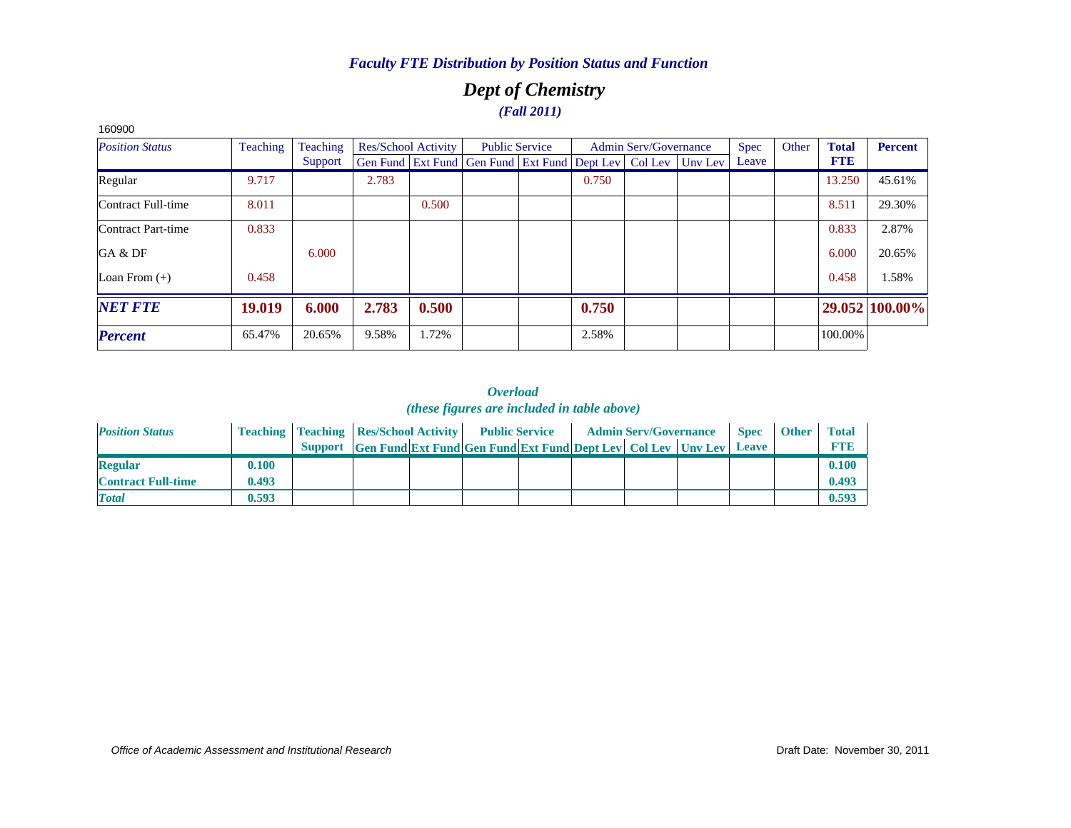*Faculty FTE Distribution by Position Status and Function*

# *Dept of Chemistry*

*(Fall 2011)*

160900

| *Position Status* | Teaching | Teaching Support | Res/School Activity Gen Fund | Res/School Activity Ext Fund | Public Service Gen Fund | Public Service Ext Fund | Admin Serv/Governance Dept Lev | Admin Serv/Governance Col Lev | Admin Serv/Governance Unv Lev | Spec Leave | Other | **Total FTE** | **Percent** |
|---|---|---|---|---|---|---|---|---|---|---|---|---|---|
| Regular | 9.717 | | 2.783 | | | | 0.750 | | | | | 13.250 | 45.61% |
| Contract Full-time | 8.011 | | | 0.500 | | | | | | | | 8.511 | 29.30% |
| Contract Part-time | 0.833 | | | | | | | | | | | 0.833 | 2.87% |
| GA & DF | | 6.000 | | | | | | | | | | 6.000 | 20.65% |
| Loan From (+) | 0.458 | | | | | | | | | | | 0.458 | 1.58% |
| ***NET FTE*** | **19.019** | **6.000** | **2.783** | **0.500** | | | **0.750** | | | | | **29.052** | **100.00%** |
| ***Percent*** | 65.47% | 20.65% | 9.58% | 1.72% | | | 2.58% | | | | | 100.00% | |

***Overload***
***(these figures are included in table above)***

| *Position Status* | Teaching | Teaching Support | Res/School Activity Gen Fund | Res/School Activity Ext Fund | Public Service Gen Fund | Public Service Ext Fund | Admin Serv/Governance Dept Lev | Admin Serv/Governance Col Lev | Admin Serv/Governance Unv Lev | Spec Leave | Other | Total FTE |
|---|---|---|---|---|---|---|---|---|---|---|---|---|
| **Regular** | **0.100** | | | | | | | | | | | **0.100** |
| **Contract Full-time** | **0.493** | | | | | | | | | | | **0.493** |
| ***Total*** | **0.593** | | | | | | | | | | | **0.593** |

*Office of Academic Assessment and Institutional Research*

Draft Date: November 30, 2011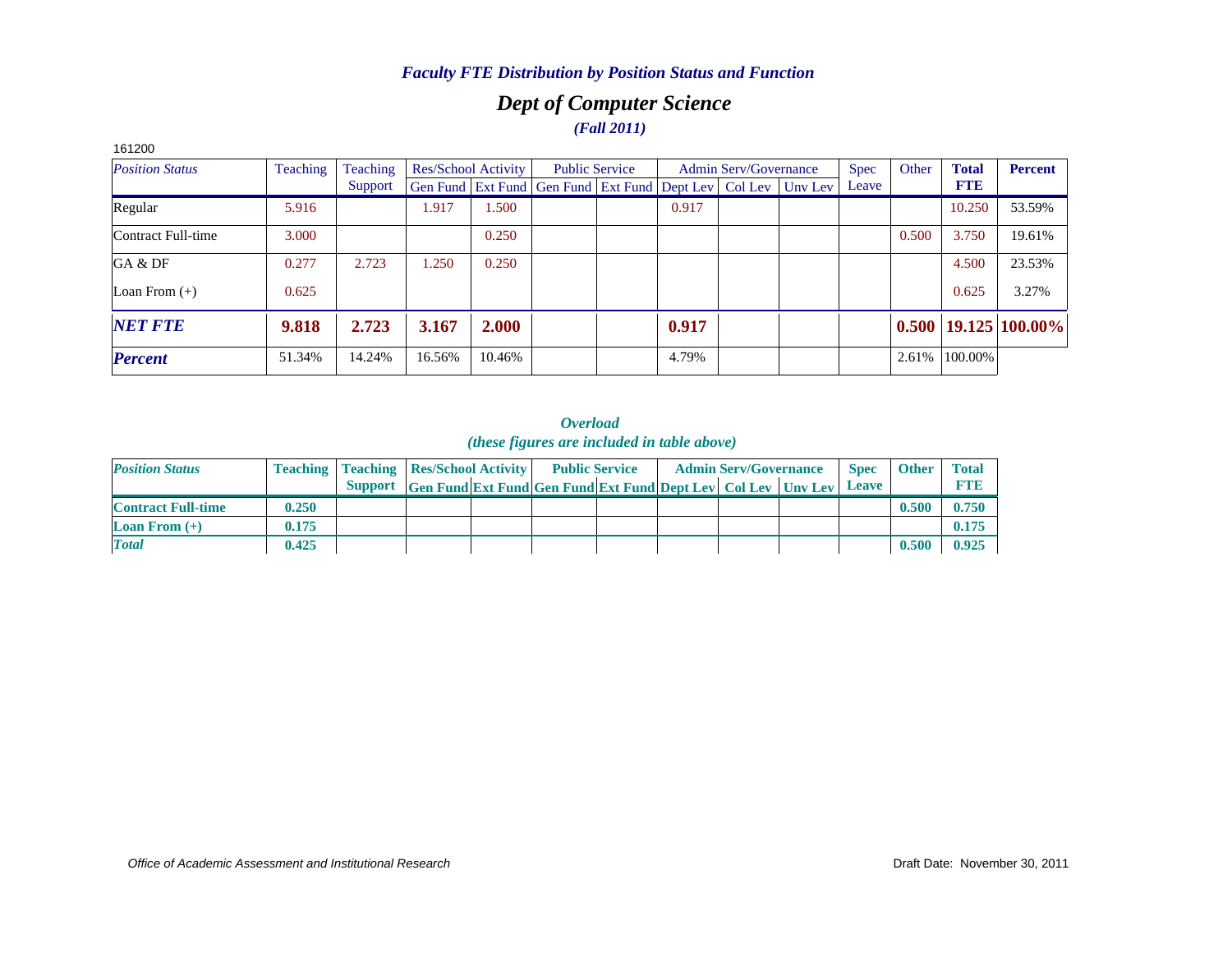*Faculty FTE Distribution by Position Status and Function*

## *Dept of Computer Science*

*(Fall 2011)*

161200

| *Position Status* | Teaching | Teaching Support | Res/School Activity | | Public Service | | Admin Serv/Governance | | | Spec Leave | Other | **Total FTE** | **Percent** |
|---|---|---|---|---|---|---|---|---|---|---|---|---|---|
| | | | Gen Fund | Ext Fund | Gen Fund | Ext Fund | Dept Lev | Col Lev | Unv Lev | | | | |
| Regular | 5.916 | | 1.917 | 1.500 | | | 0.917 | | | | | 10.250 | 53.59% |
| Contract Full-time | 3.000 | | | 0.250 | | | | | | | 0.500 | 3.750 | 19.61% |
| GA & DF | 0.277 | 2.723 | 1.250 | 0.250 | | | | | | | | 4.500 | 23.53% |
| Loan From (+) | 0.625 | | | | | | | | | | | 0.625 | 3.27% |
| ***NET FTE*** | **9.818** | **2.723** | **3.167** | **2.000** | | | **0.917** | | | | **0.500** | **19.125** | **100.00%** |
| ***Percent*** | 51.34% | 14.24% | 16.56% | 10.46% | | | 4.79% | | | | 2.61% | 100.00% | |

*Overload*

*(these figures are included in table above)*

| *Position Status* | Teaching | Teaching Support | Res/School Activity | | Public Service | | Admin Serv/Governance | | | Spec Leave | Other | Total FTE |
|---|---|---|---|---|---|---|---|---|---|---|---|---|
| | | | Gen Fund | Ext Fund | Gen Fund | Ext Fund | Dept Lev | Col Lev | Unv Lev | | | |
| **Contract Full-time** | **0.250** | | | | | | | | | | **0.500** | **0.750** |
| **Loan From (+)** | **0.175** | | | | | | | | | | | **0.175** |
| ***Total*** | **0.425** | | | | | | | | | | **0.500** | **0.925** |

*Office of Academic Assessment and Institutional Research*

Draft Date: November 30, 2011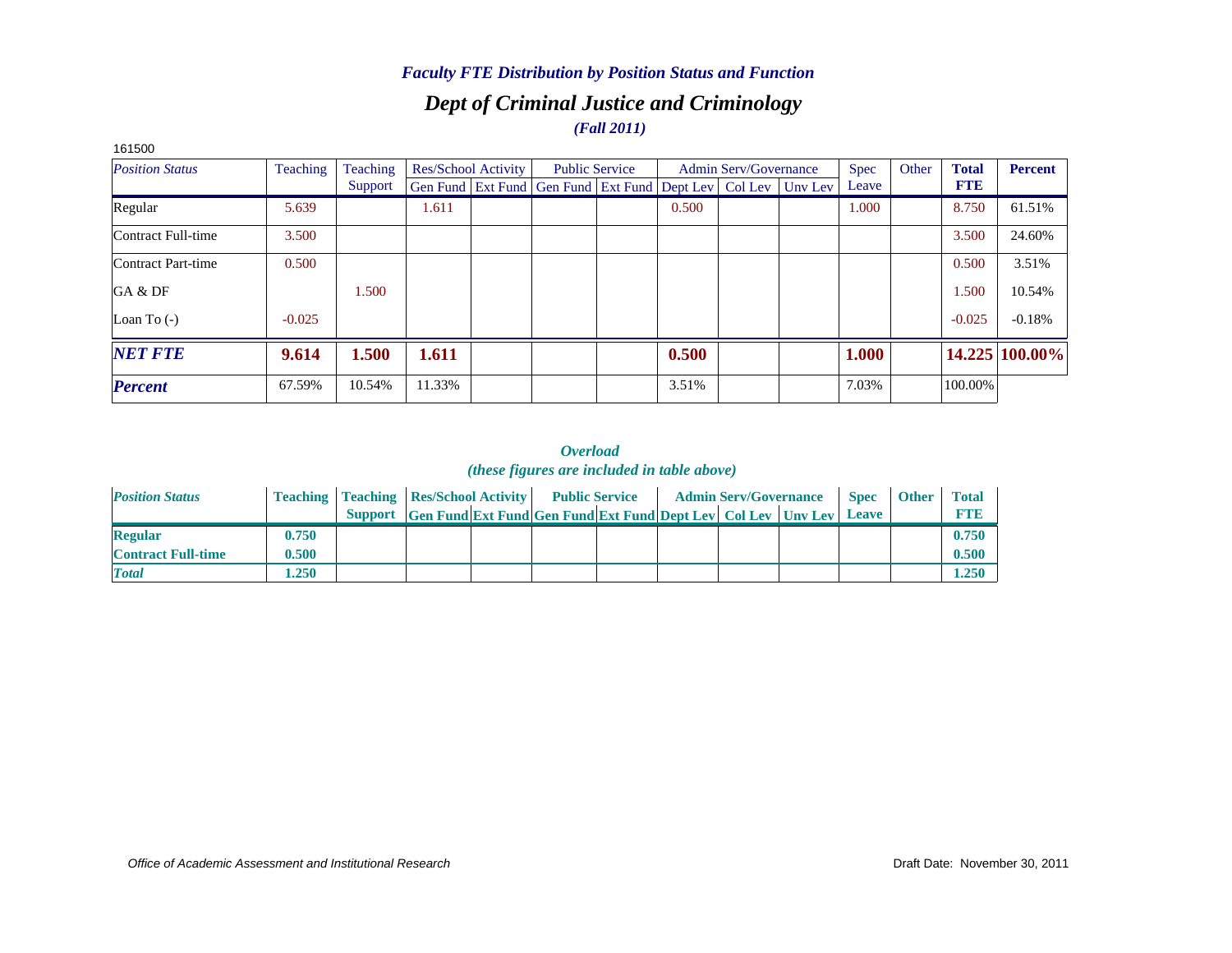### *Faculty FTE Distribution by Position Status and Function*

## *Dept of Criminal Justice and Criminology*

### *(Fall 2011)*

161500

| *Position Status* | Teaching | Teaching Support | Res/School Activity | | Public Service | | Admin Serv/Governance | | | Spec Leave | Other | Total FTE | Percent |
|---|---|---|---|---|---|---|---|---|---|---|---|---|---|
| | | | Gen Fund | Ext Fund | Gen Fund | Ext Fund | Dept Lev | Col Lev | Unv Lev | | | | |
| Regular | 5.639 | | 1.611 | | | | 0.500 | | | 1.000 | | 8.750 | 61.51% |
| Contract Full-time | 3.500 | | | | | | | | | | | 3.500 | 24.60% |
| Contract Part-time | 0.500 | | | | | | | | | | | 0.500 | 3.51% |
| GA & DF | | 1.500 | | | | | | | | | | 1.500 | 10.54% |
| Loan To (-) | -0.025 | | | | | | | | | | | -0.025 | -0.18% |
| ***NET FTE*** | **9.614** | **1.500** | **1.611** | | | | **0.500** | | | **1.000** | | **14.225** | **100.00%** |
| ***Percent*** | 67.59% | 10.54% | 11.33% | | | | 3.51% | | | 7.03% | | 100.00% | |

### *Overload*
### *(these figures are included in table above)*

| *Position Status* | Teaching | Teaching Support | Res/School Activity | | Public Service | | Admin Serv/Governance | | | Spec Leave | Other | Total FTE |
|---|---|---|---|---|---|---|---|---|---|---|---|---|
| | | | Gen Fund | Ext Fund | Gen Fund | Ext Fund | Dept Lev | Col Lev | Unv Lev | | | |
| **Regular** | **0.750** | | | | | | | | | | | **0.750** |
| **Contract Full-time** | **0.500** | | | | | | | | | | | **0.500** |
| ***Total*** | **1.250** | | | | | | | | | | | **1.250** |

*Office of Academic Assessment and Institutional Research*

Draft Date: November 30, 2011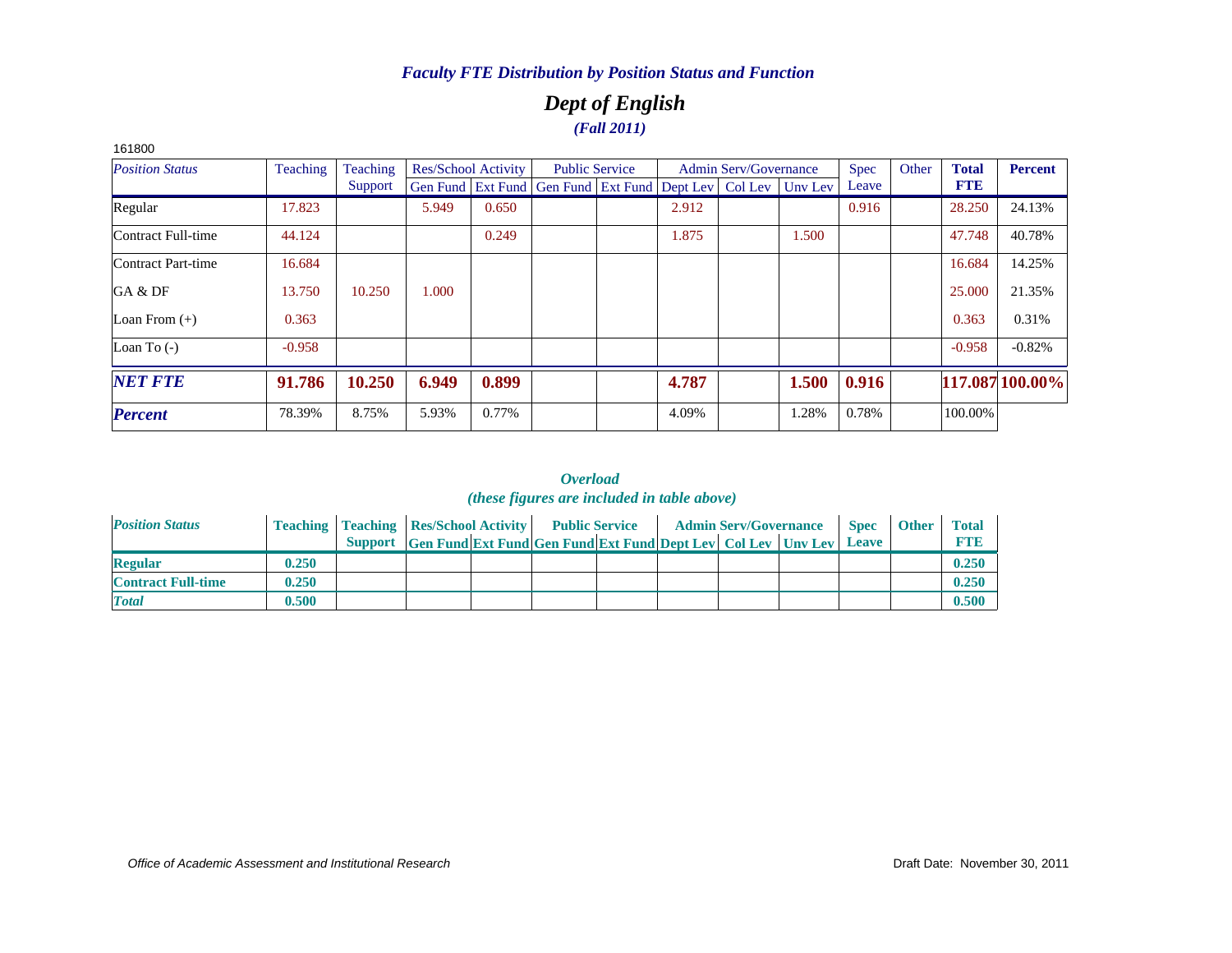*Faculty FTE Distribution by Position Status and Function*

## *Dept of English*

***(Fall 2011)***

161800

| *Position Status* | Teaching | Teaching Support | Res/School Activity Gen Fund | Res/School Activity Ext Fund | Public Service Gen Fund | Public Service Ext Fund | Admin Serv/Governance Dept Lev | Admin Serv/Governance Col Lev | Admin Serv/Governance Unv Lev | Spec Leave | Other | **Total FTE** | **Percent** |
|---|---|---|---|---|---|---|---|---|---|---|---|---|---|
| Regular | 17.823 | | 5.949 | 0.650 | | | 2.912 | | | 0.916 | | 28.250 | 24.13% |
| Contract Full-time | 44.124 | | | 0.249 | | | 1.875 | | 1.500 | | | 47.748 | 40.78% |
| Contract Part-time | 16.684 | | | | | | | | | | | 16.684 | 14.25% |
| GA & DF | 13.750 | 10.250 | 1.000 | | | | | | | | | 25.000 | 21.35% |
| Loan From (+) | 0.363 | | | | | | | | | | | 0.363 | 0.31% |
| Loan To (-) | -0.958 | | | | | | | | | | | -0.958 | -0.82% |
| ***NET FTE*** | **91.786** | **10.250** | **6.949** | **0.899** | | | **4.787** | | **1.500** | **0.916** | | **117.087** | **100.00%** |
| ***Percent*** | 78.39% | 8.75% | 5.93% | 0.77% | | | 4.09% | | 1.28% | 0.78% | | 100.00% | |

*Overload*
*(these figures are included in table above)*

| *Position Status* | Teaching | Teaching Support | Res/School Activity Gen Fund | Res/School Activity Ext Fund | Public Service Gen Fund | Public Service Ext Fund | Admin Serv/Governance Dept Lev | Admin Serv/Governance Col Lev | Admin Serv/Governance Unv Lev | Spec Leave | Other | Total FTE |
|---|---|---|---|---|---|---|---|---|---|---|---|---|
| **Regular** | **0.250** | | | | | | | | | | | **0.250** |
| **Contract Full-time** | **0.250** | | | | | | | | | | | **0.250** |
| ***Total*** | **0.500** | | | | | | | | | | | **0.500** |

*Office of Academic Assessment and Institutional Research*

Draft Date: November 30, 2011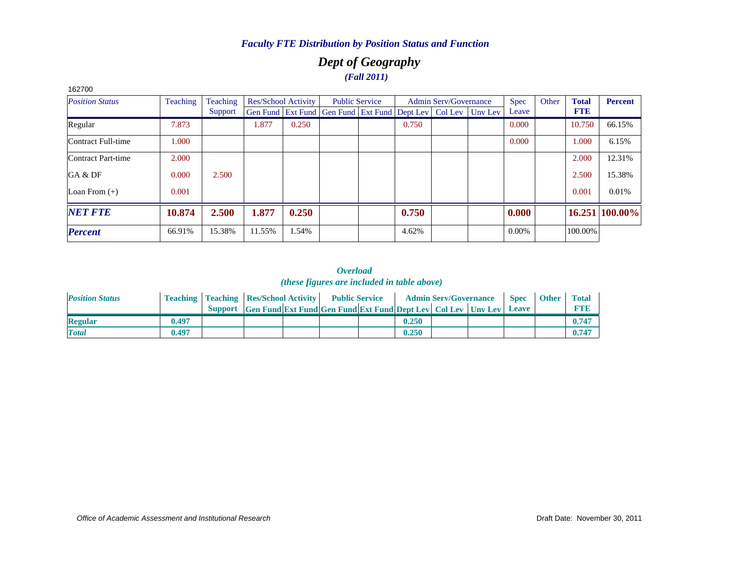### *Faculty FTE Distribution by Position Status and Function*

## *Dept of Geography*

### *(Fall 2011)*

162700

| *Position Status* | Teaching | Teaching Support | Res/School Activity | | Public Service | | Admin Serv/Governance | | | Spec Leave | Other | **Total FTE** | **Percent** |
|---|---|---|---|---|---|---|---|---|---|---|---|---|---|
| | | | Gen Fund | Ext Fund | Gen Fund | Ext Fund | Dept Lev | Col Lev | Unv Lev | | | | |
| Regular | 7.873 | | 1.877 | 0.250 | | | 0.750 | | | 0.000 | | 10.750 | 66.15% |
| Contract Full-time | 1.000 | | | | | | | | | 0.000 | | 1.000 | 6.15% |
| Contract Part-time | 2.000 | | | | | | | | | | | 2.000 | 12.31% |
| GA & DF | 0.000 | 2.500 | | | | | | | | | | 2.500 | 15.38% |
| Loan From (+) | 0.001 | | | | | | | | | | | 0.001 | 0.01% |
| ***NET FTE*** | **10.874** | **2.500** | **1.877** | **0.250** | | | **0.750** | | | **0.000** | | **16.251** | **100.00%** |
| ***Percent*** | 66.91% | 15.38% | 11.55% | 1.54% | | | 4.62% | | | 0.00% | | 100.00% | |

### *Overload*
### *(these figures are included in table above)*

| *Position Status* | **Teaching** | **Teaching Support** | **Res/School Activity** | | **Public Service** | | **Admin Serv/Governance** | | | **Spec Leave** | **Other** | **Total FTE** |
|---|---|---|---|---|---|---|---|---|---|---|---|---|
| | | | **Gen Fund** | **Ext Fund** | **Gen Fund** | **Ext Fund** | **Dept Lev** | **Col Lev** | **Unv Lev** | | | |
| **Regular** | **0.497** | | | | | | **0.250** | | | | | **0.747** |
| ***Total*** | **0.497** | | | | | | **0.250** | | | | | **0.747** |

*Office of Academic Assessment and Institutional Research*

Draft Date: November 30, 2011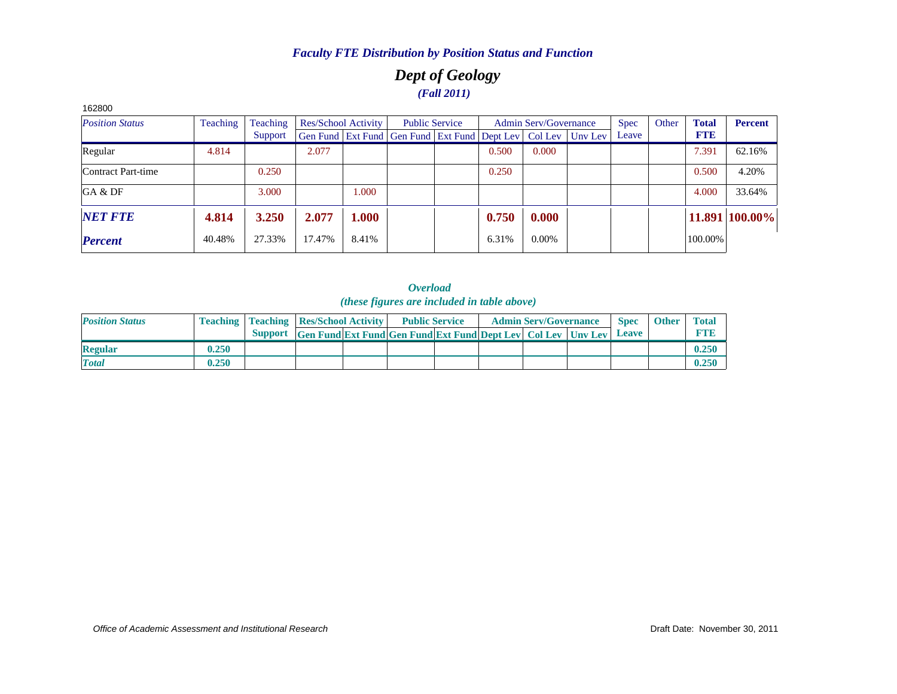### *Faculty FTE Distribution by Position Status and Function*

## *Dept of Geology*

### *(Fall 2011)*

162800

| *Position Status* | Teaching | Teaching Support | Res/School Activity | | Public Service | | Admin Serv/Governance | | | Spec Leave | Other | **Total FTE** | **Percent** |
|---|---|---|---|---|---|---|---|---|---|---|---|---|---|
| | | | Gen Fund | Ext Fund | Gen Fund | Ext Fund | Dept Lev | Col Lev | Unv Lev | | | | |
| Regular | 4.814 | | 2.077 | | | | 0.500 | 0.000 | | | | 7.391 | 62.16% |
| Contract Part-time | | 0.250 | | | | | 0.250 | | | | | 0.500 | 4.20% |
| GA & DF | | 3.000 | | 1.000 | | | | | | | | 4.000 | 33.64% |
| ***NET FTE*** | **4.814** | **3.250** | **2.077** | **1.000** | | | **0.750** | **0.000** | | | | **11.891** | **100.00%** |
| ***Percent*** | 40.48% | 27.33% | 17.47% | 8.41% | | | 6.31% | 0.00% | | | | 100.00% | |

### *Overload*
### *(these figures are included in table above)*

| *Position Status* | **Teaching** | **Teaching Support** | **Res/School Activity** | | **Public Service** | | **Admin Serv/Governance** | | | **Spec Leave** | **Other** | **Total FTE** |
|---|---|---|---|---|---|---|---|---|---|---|---|---|
| | | | **Gen Fund** | **Ext Fund** | **Gen Fund** | **Ext Fund** | **Dept Lev** | **Col Lev** | **Unv Lev** | | | |
| **Regular** | **0.250** | | | | | | | | | | | **0.250** |
| ***Total*** | **0.250** | | | | | | | | | | | **0.250** |

*Office of Academic Assessment and Institutional Research*

Draft Date: November 30, 2011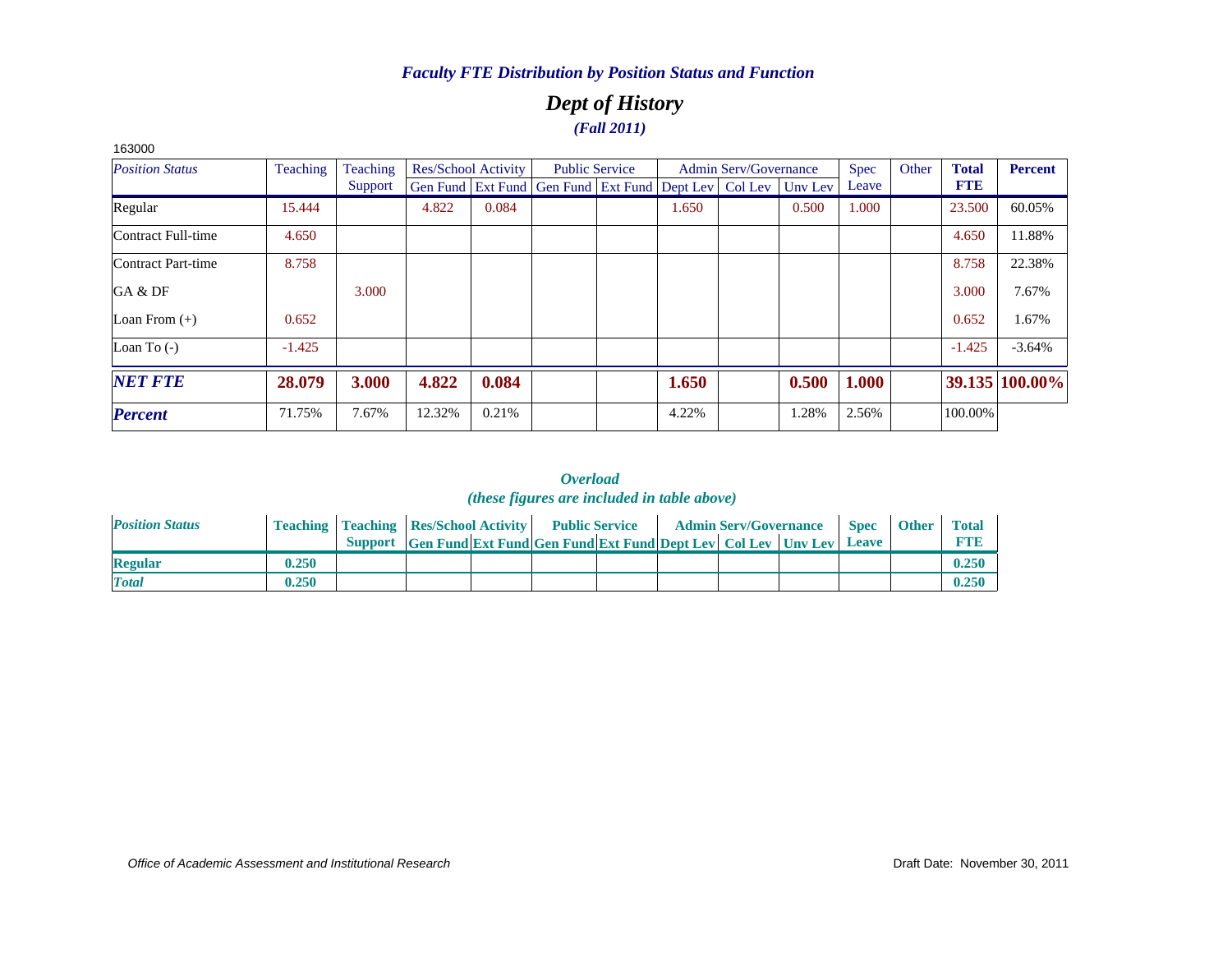### *Faculty FTE Distribution by Position Status and Function*

## *Dept of History*

### *(Fall 2011)*

163000

| *Position Status* | Teaching | Teaching Support | Res/School Activity | | Public Service | | Admin Serv/Governance | | | Spec Leave | Other | **Total FTE** | **Percent** |
|---|---|---|---|---|---|---|---|---|---|---|---|---|---|
| | | | Gen Fund | Ext Fund | Gen Fund | Ext Fund | Dept Lev | Col Lev | Unv Lev | | | | |
| Regular | 15.444 | | 4.822 | 0.084 | | | 1.650 | | 0.500 | 1.000 | | 23.500 | 60.05% |
| Contract Full-time | 4.650 | | | | | | | | | | | 4.650 | 11.88% |
| Contract Part-time | 8.758 | | | | | | | | | | | 8.758 | 22.38% |
| GA & DF | | 3.000 | | | | | | | | | | 3.000 | 7.67% |
| Loan From (+) | 0.652 | | | | | | | | | | | 0.652 | 1.67% |
| Loan To (-) | -1.425 | | | | | | | | | | | -1.425 | -3.64% |
| ***NET FTE*** | **28.079** | **3.000** | **4.822** | **0.084** | | | **1.650** | | **0.500** | **1.000** | | **39.135** | **100.00%** |
| ***Percent*** | 71.75% | 7.67% | 12.32% | 0.21% | | | 4.22% | | 1.28% | 2.56% | | 100.00% | |

### *Overload*
### *(these figures are included in table above)*

| *Position Status* | **Teaching** | **Teaching Support** | **Res/School Activity** | | **Public Service** | | **Admin Serv/Governance** | | | **Spec Leave** | **Other** | **Total FTE** |
|---|---|---|---|---|---|---|---|---|---|---|---|---|
| | | | **Gen Fund** | **Ext Fund** | **Gen Fund** | **Ext Fund** | **Dept Lev** | **Col Lev** | **Unv Lev** | | | |
| **Regular** | **0.250** | | | | | | | | | | | **0.250** |
| ***Total*** | **0.250** | | | | | | | | | | | **0.250** |

*Office of Academic Assessment and Institutional Research*

Draft Date: November 30, 2011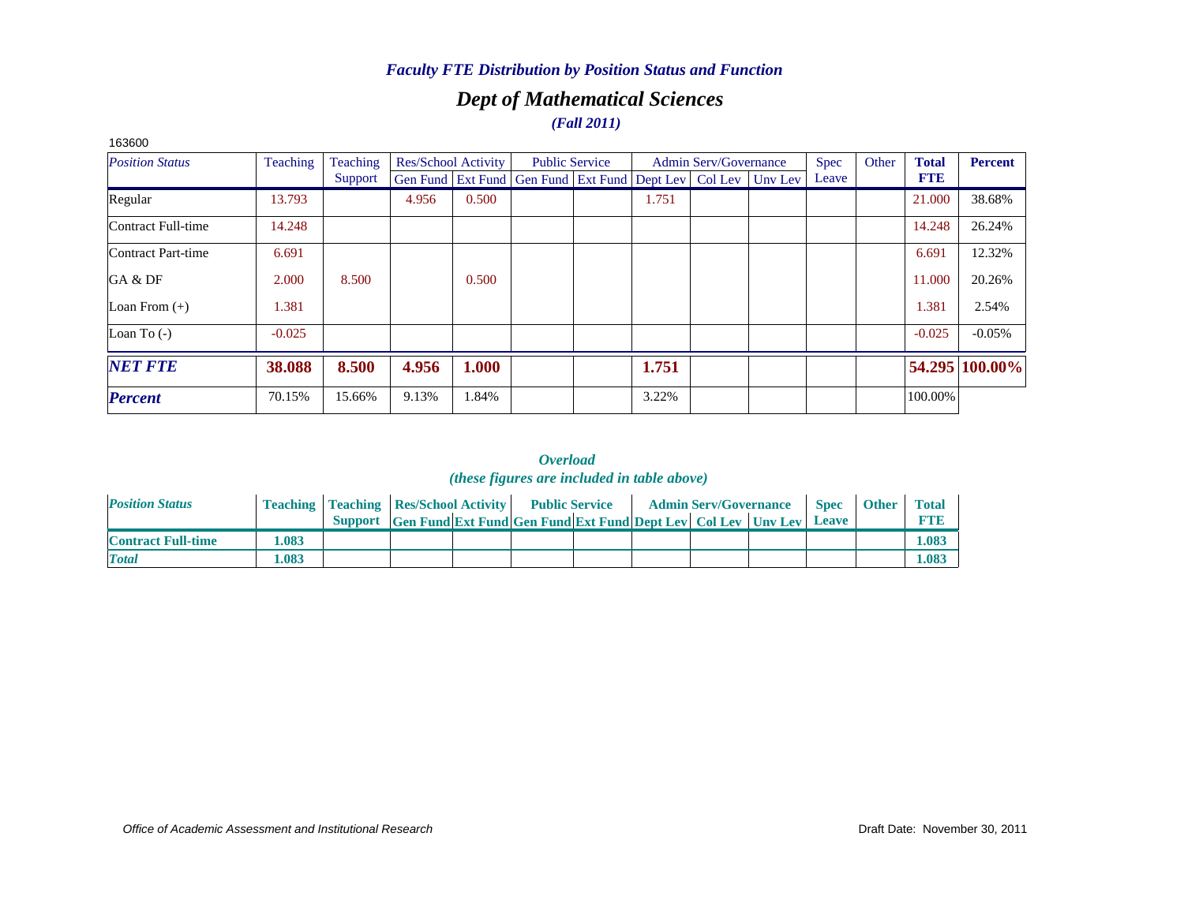*Faculty FTE Distribution by Position Status and Function*

## *Dept of Mathematical Sciences*

***(Fall 2011)***

163600

| *Position Status* | Teaching | Teaching Support | Res/School Activity | | Public Service | | Admin Serv/Governance | | | Spec Leave | Other | Total FTE | Percent |
|---|---|---|---|---|---|---|---|---|---|---|---|---|---|
| | | | Gen Fund | Ext Fund | Gen Fund | Ext Fund | Dept Lev | Col Lev | Unv Lev | | | | |
| Regular | 13.793 | | 4.956 | 0.500 | | | 1.751 | | | | | 21.000 | 38.68% |
| Contract Full-time | 14.248 | | | | | | | | | | | 14.248 | 26.24% |
| Contract Part-time | 6.691 | | | | | | | | | | | 6.691 | 12.32% |
| GA & DF | 2.000 | 8.500 | | 0.500 | | | | | | | | 11.000 | 20.26% |
| Loan From (+) | 1.381 | | | | | | | | | | | 1.381 | 2.54% |
| Loan To (-) | -0.025 | | | | | | | | | | | -0.025 | -0.05% |
| ***NET FTE*** | **38.088** | **8.500** | **4.956** | **1.000** | | | **1.751** | | | | | **54.295** | **100.00%** |
| ***Percent*** | 70.15% | 15.66% | 9.13% | 1.84% | | | 3.22% | | | | | 100.00% | |

***Overload***
***(these figures are included in table above)***

| *Position Status* | Teaching | Teaching Support | Res/School Activity | | Public Service | | Admin Serv/Governance | | | Spec Leave | Other | Total FTE |
|---|---|---|---|---|---|---|---|---|---|---|---|---|
| | | | Gen Fund | Ext Fund | Gen Fund | Ext Fund | Dept Lev | Col Lev | Unv Lev | | | |
| **Contract Full-time** | **1.083** | | | | | | | | | | | **1.083** |
| ***Total*** | **1.083** | | | | | | | | | | | **1.083** |

*Office of Academic Assessment and Institutional Research*

Draft Date: November 30, 2011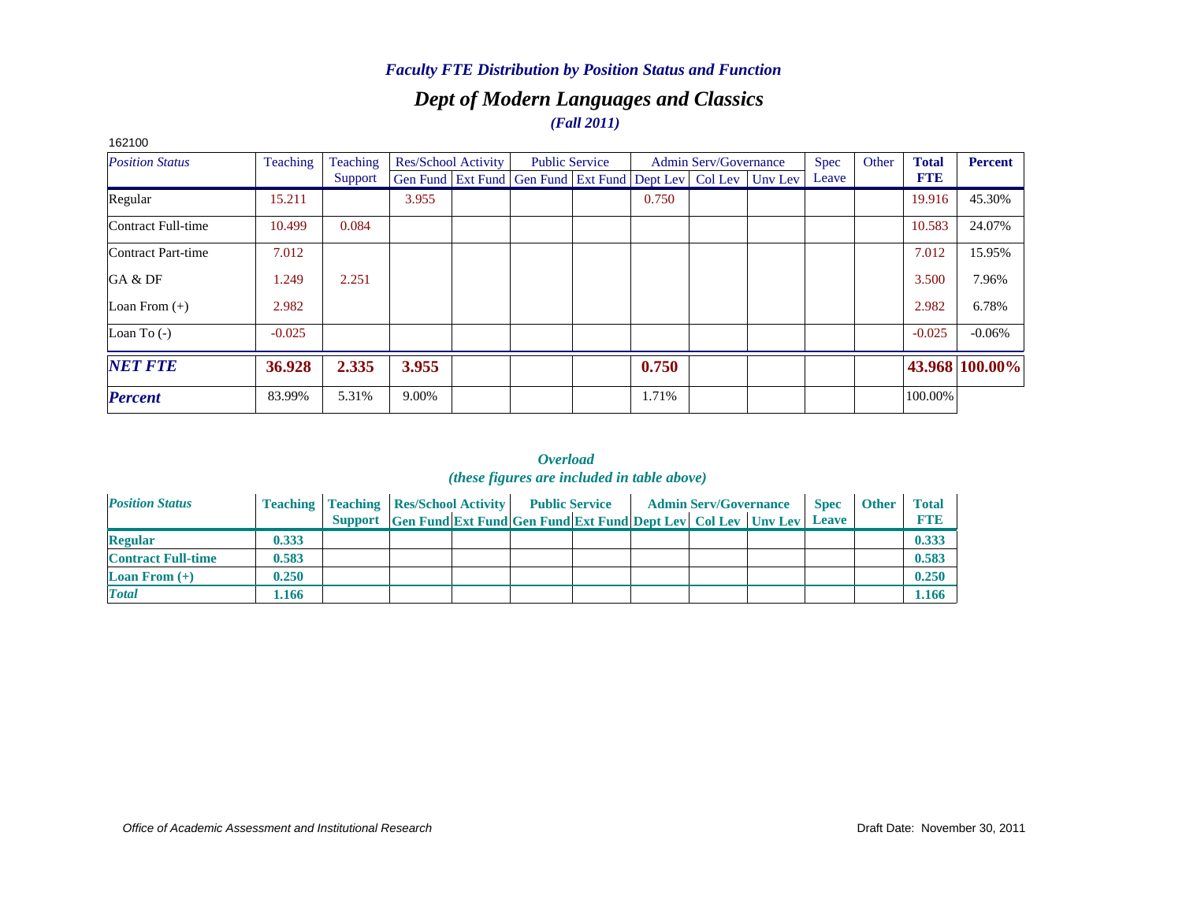*Faculty FTE Distribution by Position Status and Function*

## Dept of Modern Languages and Classics

*(Fall 2011)*

162100

| *Position Status* | Teaching | Teaching Support | Res/School Activity | | Public Service | | Admin Serv/Governance | | | Spec Leave | Other | **Total FTE** | **Percent** |
|---|---|---|---|---|---|---|---|---|---|---|---|---|---|
| | | | Gen Fund | Ext Fund | Gen Fund | Ext Fund | Dept Lev | Col Lev | Unv Lev | | | | |
| Regular | 15.211 | | 3.955 | | | | 0.750 | | | | | 19.916 | 45.30% |
| Contract Full-time | 10.499 | 0.084 | | | | | | | | | | 10.583 | 24.07% |
| Contract Part-time | 7.012 | | | | | | | | | | | 7.012 | 15.95% |
| GA & DF | 1.249 | 2.251 | | | | | | | | | | 3.500 | 7.96% |
| Loan From (+) | 2.982 | | | | | | | | | | | 2.982 | 6.78% |
| Loan To (-) | -0.025 | | | | | | | | | | | -0.025 | -0.06% |
| ***NET FTE*** | **36.928** | **2.335** | **3.955** | | | | **0.750** | | | | | **43.968** | **100.00%** |
| ***Percent*** | 83.99% | 5.31% | 9.00% | | | | 1.71% | | | | | 100.00% | |

*Overload*

*(these figures are included in table above)*

| *Position Status* | **Teaching** | **Teaching Support** | **Res/School Activity** | | **Public Service** | | **Admin Serv/Governance** | | | **Spec Leave** | **Other** | **Total FTE** |
|---|---|---|---|---|---|---|---|---|---|---|---|---|
| | | | **Gen Fund** | **Ext Fund** | **Gen Fund** | **Ext Fund** | **Dept Lev** | **Col Lev** | **Unv Lev** | | | |
| **Regular** | **0.333** | | | | | | | | | | | **0.333** |
| **Contract Full-time** | **0.583** | | | | | | | | | | | **0.583** |
| **Loan From (+)** | **0.250** | | | | | | | | | | | **0.250** |
| ***Total*** | **1.166** | | | | | | | | | | | **1.166** |

*Office of Academic Assessment and Institutional Research*

Draft Date: November 30, 2011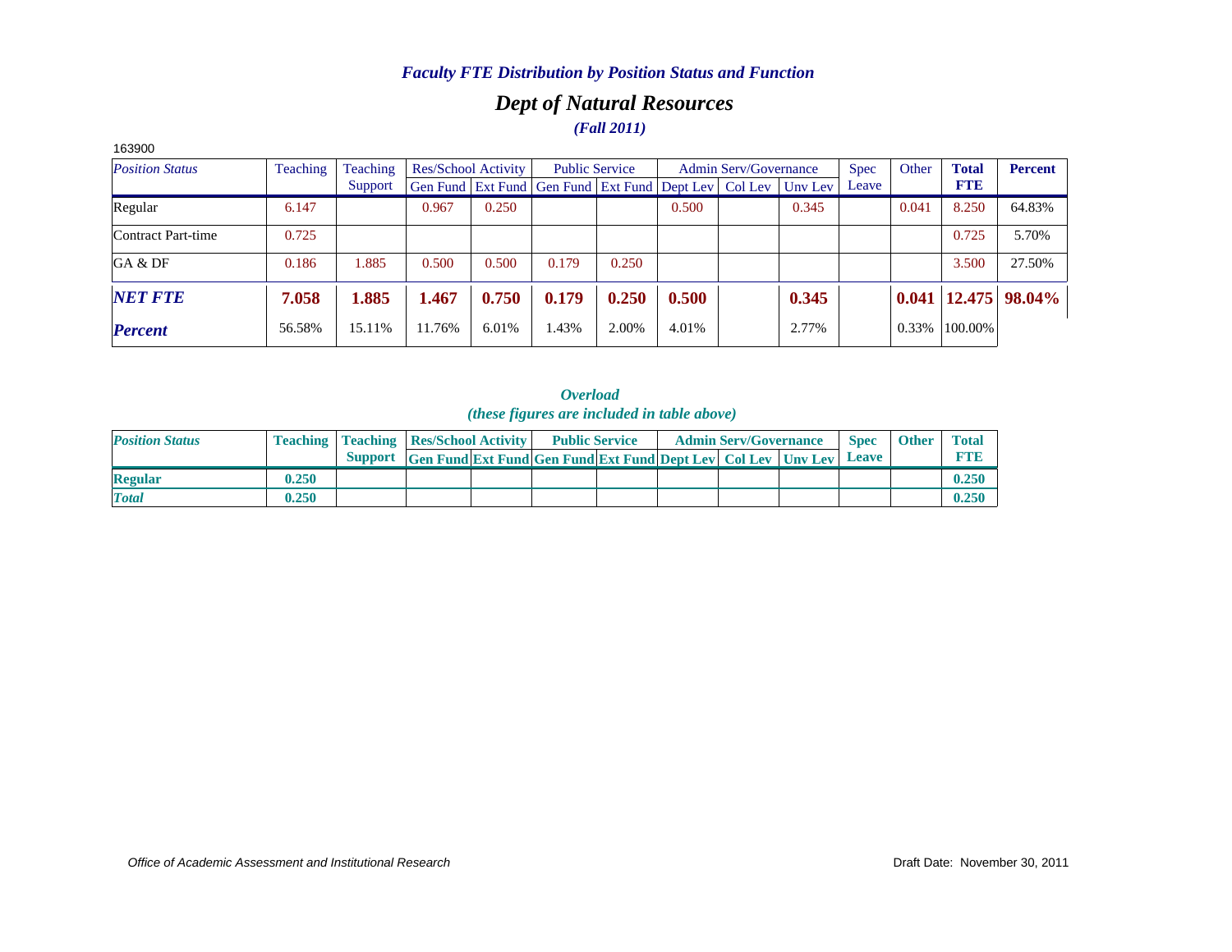*Faculty FTE Distribution by Position Status and Function*

## *Dept of Natural Resources*

***(Fall 2011)***

163900

| *Position Status* | Teaching | Teaching Support | Res/School Activity | | Public Service | | Admin Serv/Governance | | | Spec Leave | Other | **Total FTE** | **Percent** |
|---|---|---|---|---|---|---|---|---|---|---|---|---|---|
| | | | Gen Fund | Ext Fund | Gen Fund | Ext Fund | Dept Lev | Col Lev | Unv Lev | | | | |
| Regular | 6.147 | | 0.967 | 0.250 | | | 0.500 | | 0.345 | | 0.041 | 8.250 | 64.83% |
| Contract Part-time | 0.725 | | | | | | | | | | | 0.725 | 5.70% |
| GA & DF | 0.186 | 1.885 | 0.500 | 0.500 | 0.179 | 0.250 | | | | | | 3.500 | 27.50% |
| ***NET FTE*** | **7.058** | **1.885** | **1.467** | **0.750** | **0.179** | **0.250** | **0.500** | | **0.345** | | **0.041** | **12.475** | **98.04%** |
| ***Percent*** | 56.58% | 15.11% | 11.76% | 6.01% | 1.43% | 2.00% | 4.01% | | 2.77% | | 0.33% | 100.00% | |

***Overload***

***(these figures are included in table above)***

| ***Position Status*** | **Teaching** | **Teaching Support** | **Res/School Activity** | | **Public Service** | | **Admin Serv/Governance** | | | **Spec Leave** | **Other** | **Total FTE** |
|---|---|---|---|---|---|---|---|---|---|---|---|---|
| | | | **Gen Fund** | **Ext Fund** | **Gen Fund** | **Ext Fund** | **Dept Lev** | **Col Lev** | **Unv Lev** | | | |
| **Regular** | **0.250** | | | | | | | | | | | **0.250** |
| ***Total*** | **0.250** | | | | | | | | | | | **0.250** |

*Office of Academic Assessment and Institutional Research*

Draft Date: November 30, 2011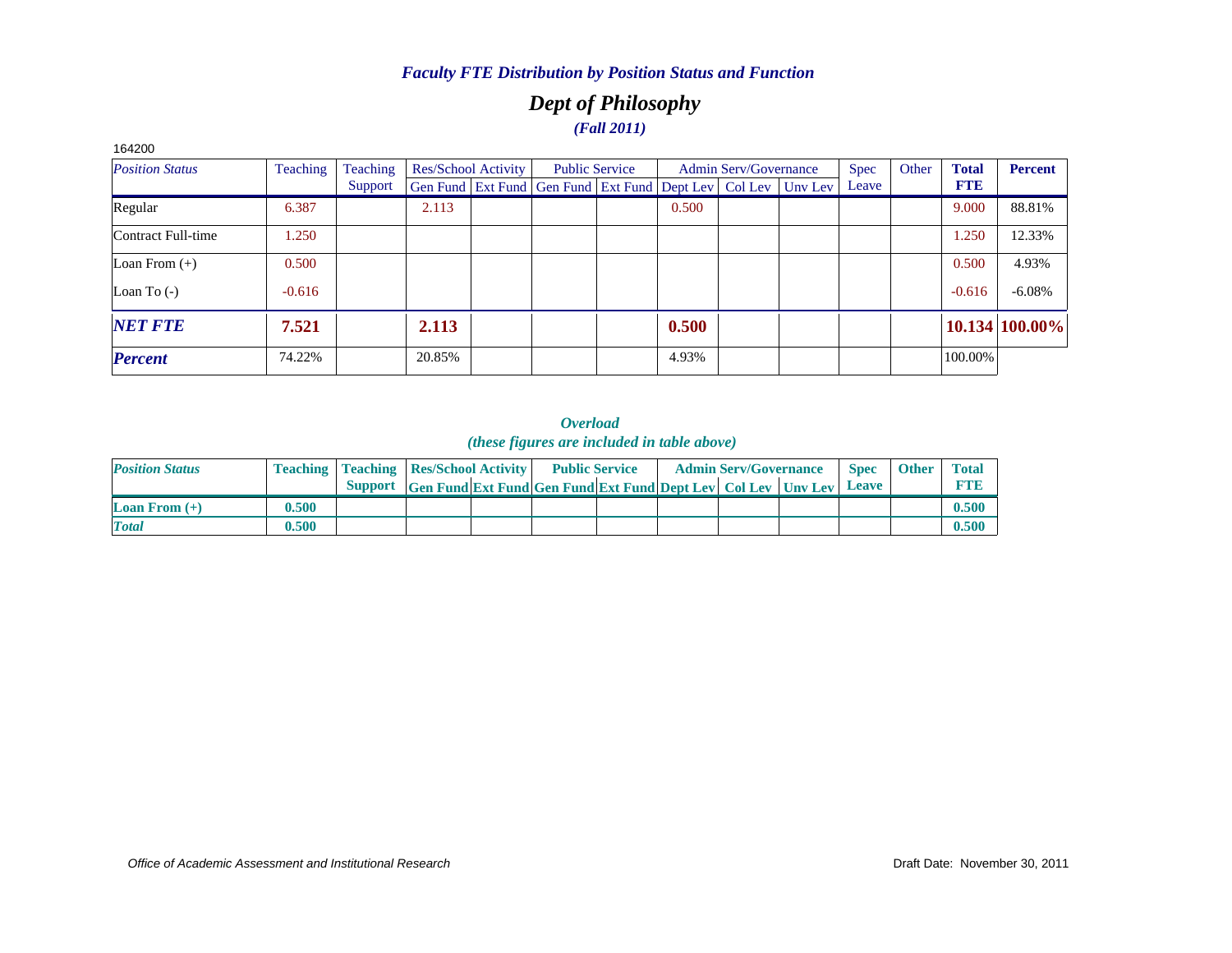*Faculty FTE Distribution by Position Status and Function*

# *Dept of Philosophy*

***(Fall 2011)***

164200

| *Position Status* | Teaching | Teaching Support | Res/School Activity | | Public Service | | Admin Serv/Governance | | | Spec Leave | Other | **Total FTE** | **Percent** |
|---|---|---|---|---|---|---|---|---|---|---|---|---|---|
| | | | Gen Fund | Ext Fund | Gen Fund | Ext Fund | Dept Lev | Col Lev | Unv Lev | | | | |
| Regular | 6.387 | | 2.113 | | | | 0.500 | | | | | 9.000 | 88.81% |
| Contract Full-time | 1.250 | | | | | | | | | | | 1.250 | 12.33% |
| Loan From (+) | 0.500 | | | | | | | | | | | 0.500 | 4.93% |
| Loan To (-) | -0.616 | | | | | | | | | | | -0.616 | -6.08% |
| ***NET FTE*** | **7.521** | | **2.113** | | | | **0.500** | | | | | **10.134** | **100.00%** |
| ***Percent*** | 74.22% | | 20.85% | | | | 4.93% | | | | | 100.00% | |

*Overload*

*(these figures are included in table above)*

| ***Position Status*** | **Teaching** | **Teaching Support** | **Res/School Activity** | | **Public Service** | | **Admin Serv/Governance** | | | **Spec Leave** | **Other** | **Total FTE** |
|---|---|---|---|---|---|---|---|---|---|---|---|---|
| | | | **Gen Fund** | **Ext Fund** | **Gen Fund** | **Ext Fund** | **Dept Lev** | **Col Lev** | **Unv Lev** | | | |
| **Loan From (+)** | **0.500** | | | | | | | | | | | **0.500** |
| ***Total*** | **0.500** | | | | | | | | | | | **0.500** |

*Office of Academic Assessment and Institutional Research*

Draft Date: November 30, 2011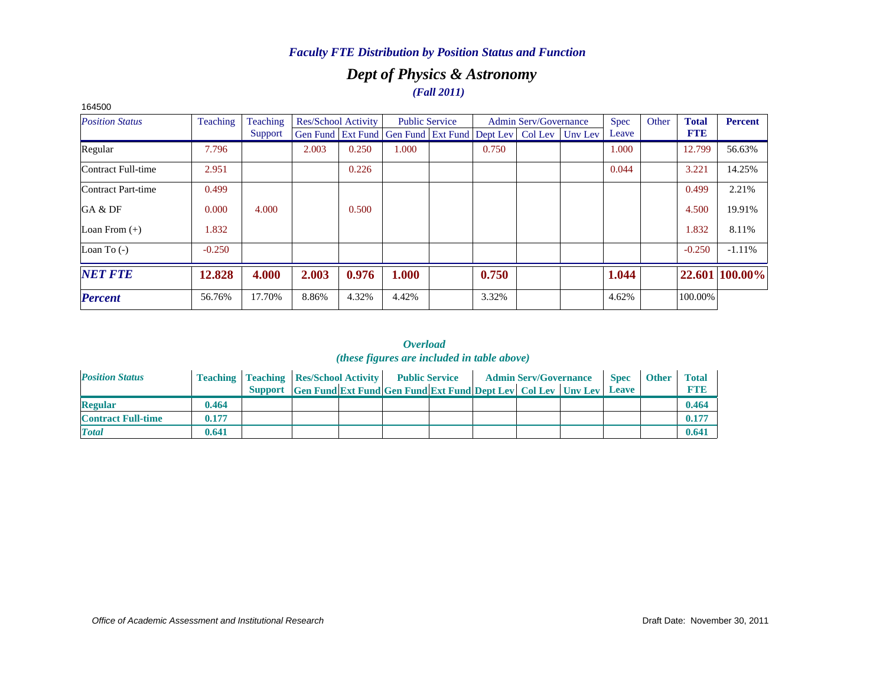*Faculty FTE Distribution by Position Status and Function*

## *Dept of Physics & Astronomy*

***(Fall 2011)***

164500

| *Position Status* | Teaching | Teaching Support | Res/School Activity | | Public Service | | Admin Serv/Governance | | | Spec Leave | Other | **Total FTE** | **Percent** |
|---|---|---|---|---|---|---|---|---|---|---|---|---|---|
| | | | Gen Fund | Ext Fund | Gen Fund | Ext Fund | Dept Lev | Col Lev | Unv Lev | | | | |
| Regular | 7.796 | | 2.003 | 0.250 | 1.000 | | 0.750 | | | 1.000 | | 12.799 | 56.63% |
| Contract Full-time | 2.951 | | | 0.226 | | | | | | 0.044 | | 3.221 | 14.25% |
| Contract Part-time | 0.499 | | | | | | | | | | | 0.499 | 2.21% |
| GA & DF | 0.000 | 4.000 | | 0.500 | | | | | | | | 4.500 | 19.91% |
| Loan From (+) | 1.832 | | | | | | | | | | | 1.832 | 8.11% |
| Loan To (-) | -0.250 | | | | | | | | | | | -0.250 | -1.11% |
| ***NET FTE*** | **12.828** | **4.000** | **2.003** | **0.976** | **1.000** | | **0.750** | | | **1.044** | | **22.601** | **100.00%** |
| ***Percent*** | 56.76% | 17.70% | 8.86% | 4.32% | 4.42% | | 3.32% | | | 4.62% | | 100.00% | |

***Overload***

***(these figures are included in table above)***

| *Position Status* | Teaching | Teaching Support | Res/School Activity | | Public Service | | Admin Serv/Governance | | | Spec Leave | Other | Total FTE |
|---|---|---|---|---|---|---|---|---|---|---|---|---|
| | | | Gen Fund | Ext Fund | Gen Fund | Ext Fund | Dept Lev | Col Lev | Unv Lev | | | |
| **Regular** | **0.464** | | | | | | | | | | | **0.464** |
| **Contract Full-time** | **0.177** | | | | | | | | | | | **0.177** |
| ***Total*** | **0.641** | | | | | | | | | | | **0.641** |

*Office of Academic Assessment and Institutional Research*

Draft Date: November 30, 2011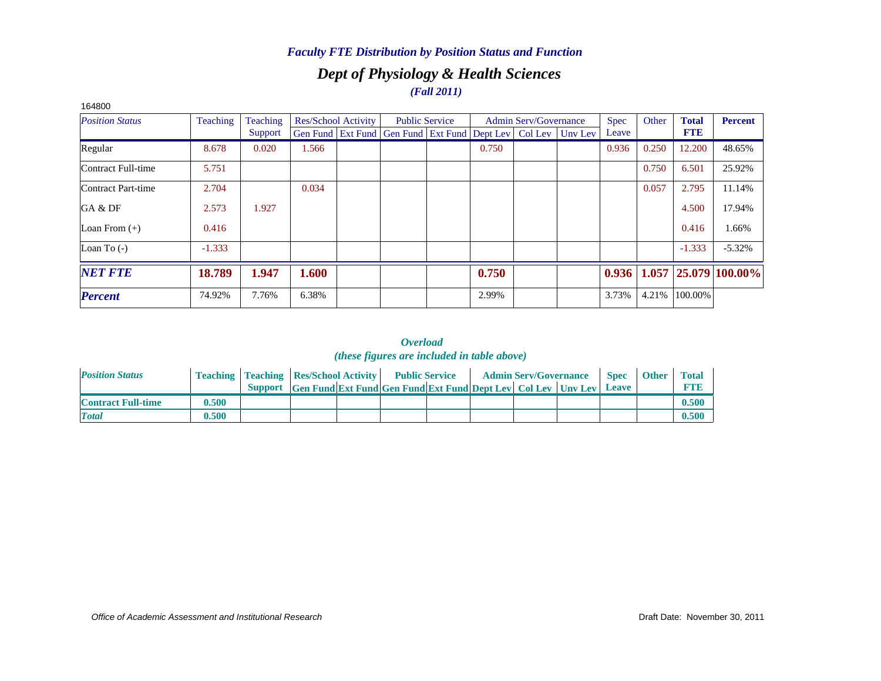*Faculty FTE Distribution by Position Status and Function*

## *Dept of Physiology & Health Sciences*

*(Fall 2011)*

164800

| *Position Status* | Teaching | Teaching Support | Res/School Activity | | Public Service | | Admin Serv/Governance | | | Spec Leave | Other | **Total FTE** | **Percent** |
|---|---|---|---|---|---|---|---|---|---|---|---|---|---|
| | | | Gen Fund | Ext Fund | Gen Fund | Ext Fund | Dept Lev | Col Lev | Unv Lev | | | | |
| Regular | 8.678 | 0.020 | 1.566 | | | | 0.750 | | | 0.936 | 0.250 | 12.200 | 48.65% |
| Contract Full-time | 5.751 | | | | | | | | | | 0.750 | 6.501 | 25.92% |
| Contract Part-time | 2.704 | | 0.034 | | | | | | | | 0.057 | 2.795 | 11.14% |
| GA & DF | 2.573 | 1.927 | | | | | | | | | | 4.500 | 17.94% |
| Loan From (+) | 0.416 | | | | | | | | | | | 0.416 | 1.66% |
| Loan To (-) | -1.333 | | | | | | | | | | | -1.333 | -5.32% |
| ***NET FTE*** | **18.789** | **1.947** | **1.600** | | | | **0.750** | | | **0.936** | **1.057** | **25.079** | **100.00%** |
| ***Percent*** | 74.92% | 7.76% | 6.38% | | | | 2.99% | | | 3.73% | 4.21% | 100.00% | |

*Overload*

*(these figures are included in table above)*

| *Position Status* | Teaching | Teaching Support | Res/School Activity | | Public Service | | Admin Serv/Governance | | | Spec Leave | Other | Total FTE |
|---|---|---|---|---|---|---|---|---|---|---|---|---|
| | | | Gen Fund | Ext Fund | Gen Fund | Ext Fund | Dept Lev | Col Lev | Unv Lev | | | |
| **Contract Full-time** | **0.500** | | | | | | | | | | | **0.500** |
| ***Total*** | **0.500** | | | | | | | | | | | **0.500** |

*Office of Academic Assessment and Institutional Research*

Draft Date: November 30, 2011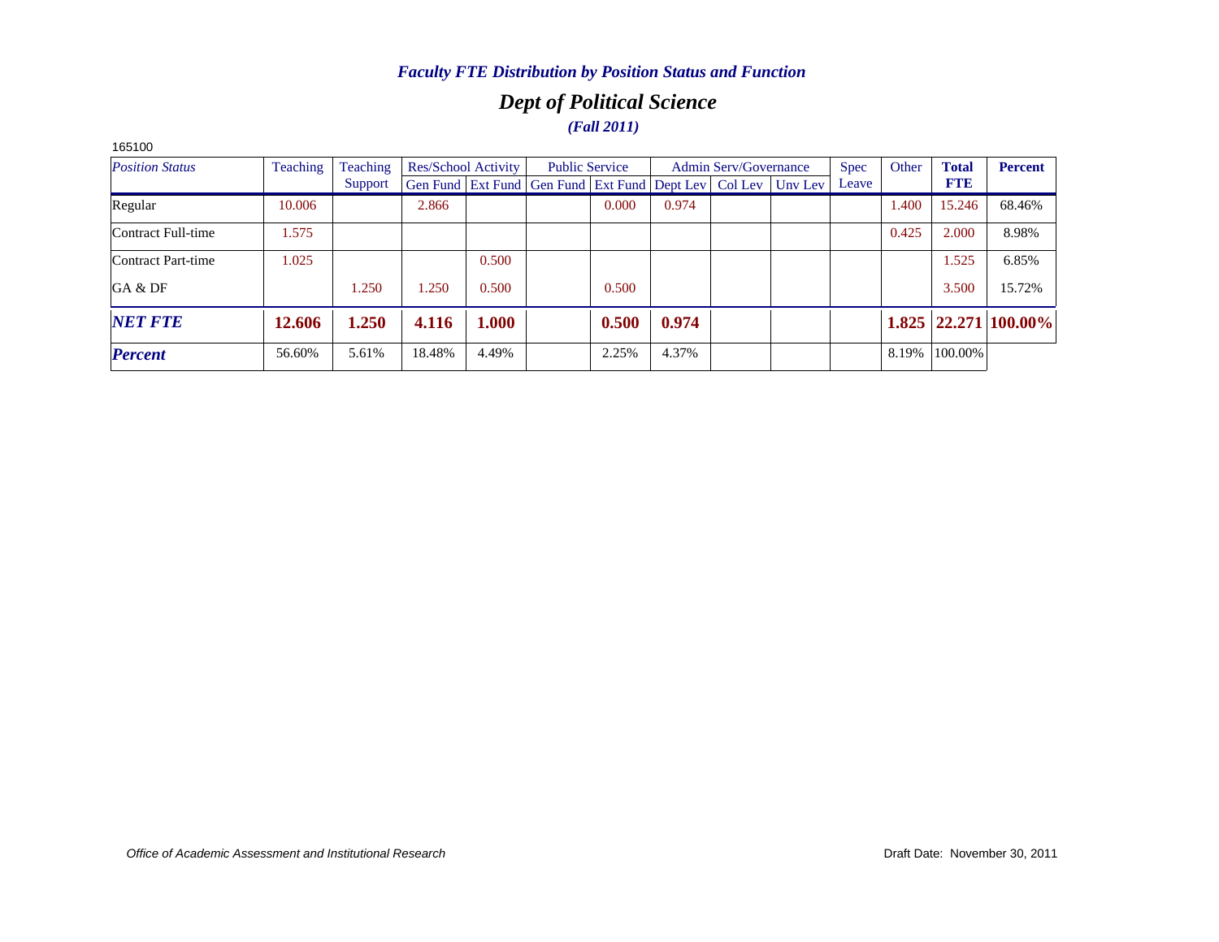*Faculty FTE Distribution by Position Status and Function*

## *Dept of Political Science*

*(Fall 2011)*

165100

| *Position Status* | Teaching | Teaching Support | Res/School Activity | | Public Service | | Admin Serv/Governance | | | Spec Leave | Other | **Total FTE** | **Percent** |
|---|---|---|---|---|---|---|---|---|---|---|---|---|---|
| | | | Gen Fund | Ext Fund | Gen Fund | Ext Fund | Dept Lev | Col Lev | Unv Lev | | | | |
| Regular | 10.006 | | 2.866 | | | 0.000 | 0.974 | | | | 1.400 | 15.246 | 68.46% |
| Contract Full-time | 1.575 | | | | | | | | | | 0.425 | 2.000 | 8.98% |
| Contract Part-time | 1.025 | | | 0.500 | | | | | | | | 1.525 | 6.85% |
| GA & DF | | 1.250 | 1.250 | 0.500 | | 0.500 | | | | | | 3.500 | 15.72% |
| ***NET FTE*** | **12.606** | **1.250** | **4.116** | **1.000** | | **0.500** | **0.974** | | | | **1.825** | **22.271** | **100.00%** |
| ***Percent*** | 56.60% | 5.61% | 18.48% | 4.49% | | 2.25% | 4.37% | | | | 8.19% | 100.00% | |

*Office of Academic Assessment and Institutional Research*

Draft Date: November 30, 2011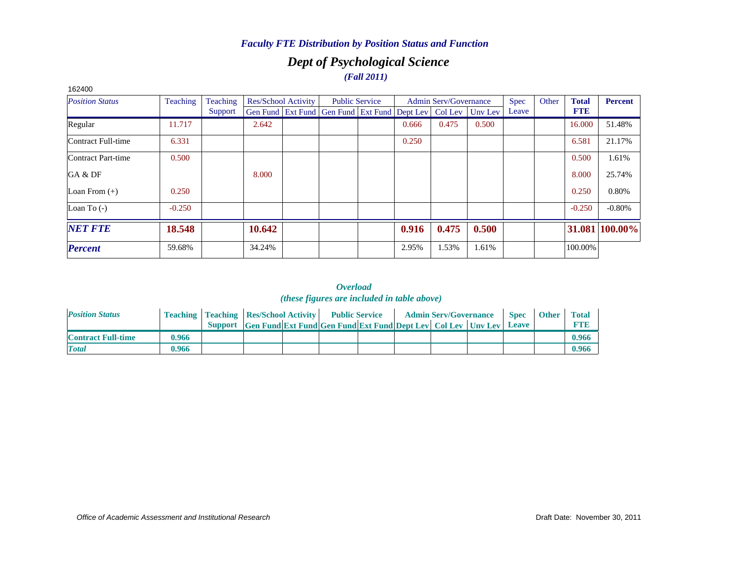*Faculty FTE Distribution by Position Status and Function*

## *Dept of Psychological Science*

***(Fall 2011)***

162400

| *Position Status* | Teaching | Teaching Support | Res/School Activity Gen Fund | Res/School Activity Ext Fund | Public Service Gen Fund | Public Service Ext Fund | Admin Serv/Governance Dept Lev | Admin Serv/Governance Col Lev | Admin Serv/Governance Unv Lev | Spec Leave | Other | **Total FTE** | **Percent** |
|---|---|---|---|---|---|---|---|---|---|---|---|---|---|
| Regular | 11.717 | | 2.642 | | | | 0.666 | 0.475 | 0.500 | | | 16.000 | 51.48% |
| Contract Full-time | 6.331 | | | | | | 0.250 | | | | | 6.581 | 21.17% |
| Contract Part-time | 0.500 | | | | | | | | | | | 0.500 | 1.61% |
| GA & DF | | | 8.000 | | | | | | | | | 8.000 | 25.74% |
| Loan From (+) | 0.250 | | | | | | | | | | | 0.250 | 0.80% |
| Loan To (-) | -0.250 | | | | | | | | | | | -0.250 | -0.80% |
| ***NET FTE*** | **18.548** | | **10.642** | | | | **0.916** | **0.475** | **0.500** | | | **31.081** | **100.00%** |
| ***Percent*** | 59.68% | | 34.24% | | | | 2.95% | 1.53% | 1.61% | | | 100.00% | |

***Overload***
***(these figures are included in table above)***

| *Position Status* | Teaching | Teaching Support | Res/School Activity Gen Fund | Res/School Activity Ext Fund | Public Service Gen Fund | Public Service Ext Fund | Admin Serv/Governance Dept Lev | Admin Serv/Governance Col Lev | Admin Serv/Governance Unv Lev | Spec Leave | Other | Total FTE |
|---|---|---|---|---|---|---|---|---|---|---|---|---|
| **Contract Full-time** | **0.966** | | | | | | | | | | | **0.966** |
| ***Total*** | **0.966** | | | | | | | | | | | **0.966** |

*Office of Academic Assessment and Institutional Research*

Draft Date: November 30, 2011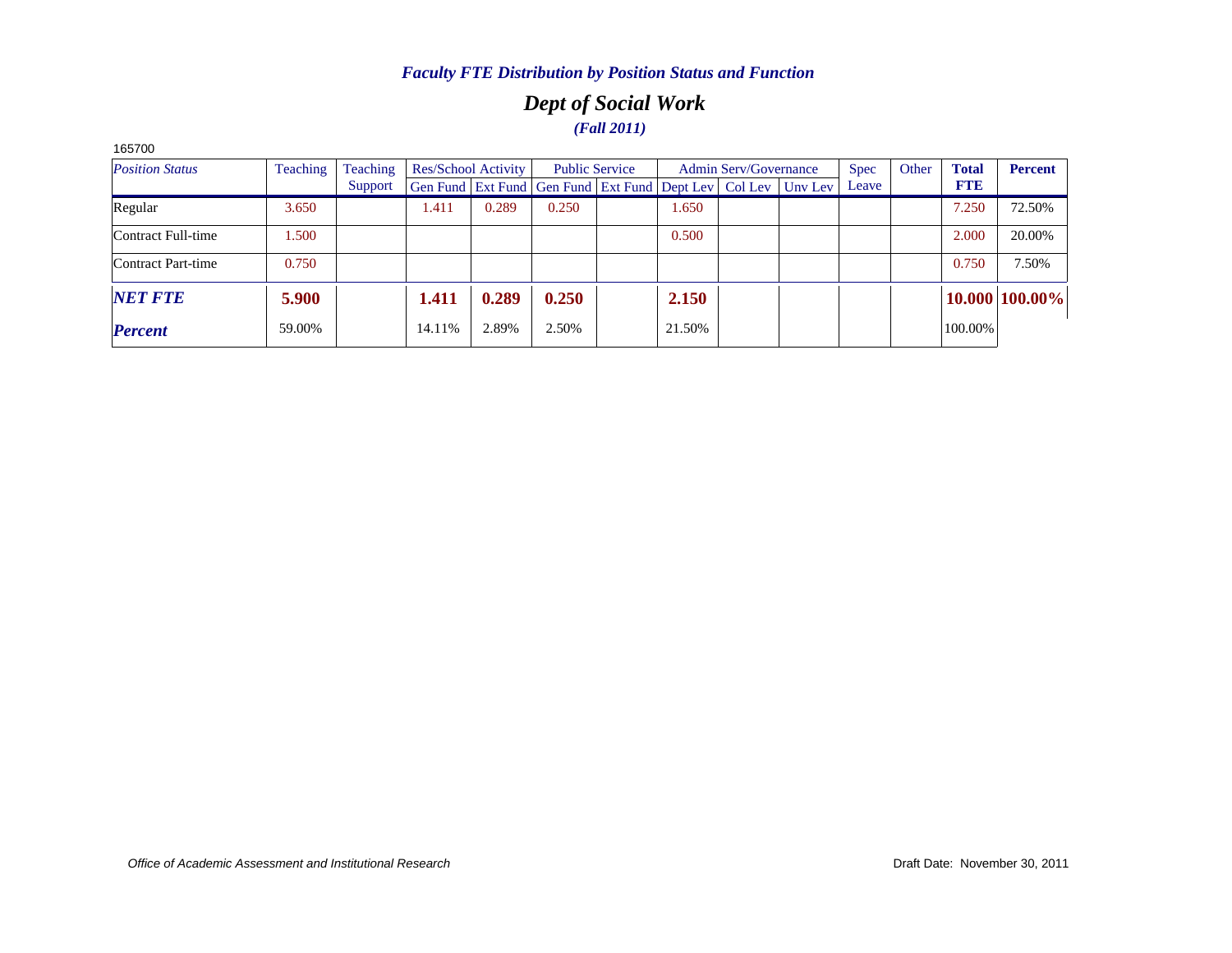*Faculty FTE Distribution by Position Status and Function*

## *Dept of Social Work*

***(Fall 2011)***

165700

| *Position Status* | Teaching | Teaching Support | Res/School Activity | | Public Service | | Admin Serv/Governance | | | Spec Leave | Other | **Total FTE** | **Percent** |
|---|---|---|---|---|---|---|---|---|---|---|---|---|---|
| | | | Gen Fund | Ext Fund | Gen Fund | Ext Fund | Dept Lev | Col Lev | Unv Lev | | | | |
| Regular | 3.650 | | 1.411 | 0.289 | 0.250 | | 1.650 | | | | | 7.250 | 72.50% |
| Contract Full-time | 1.500 | | | | | | 0.500 | | | | | 2.000 | 20.00% |
| Contract Part-time | 0.750 | | | | | | | | | | | 0.750 | 7.50% |
| ***NET FTE*** | **5.900** | | **1.411** | **0.289** | **0.250** | | **2.150** | | | | | **10.000** | **100.00%** |
| ***Percent*** | 59.00% | | 14.11% | 2.89% | 2.50% | | 21.50% | | | | | 100.00% | |

*Office of Academic Assessment and Institutional Research*

Draft Date: November 30, 2011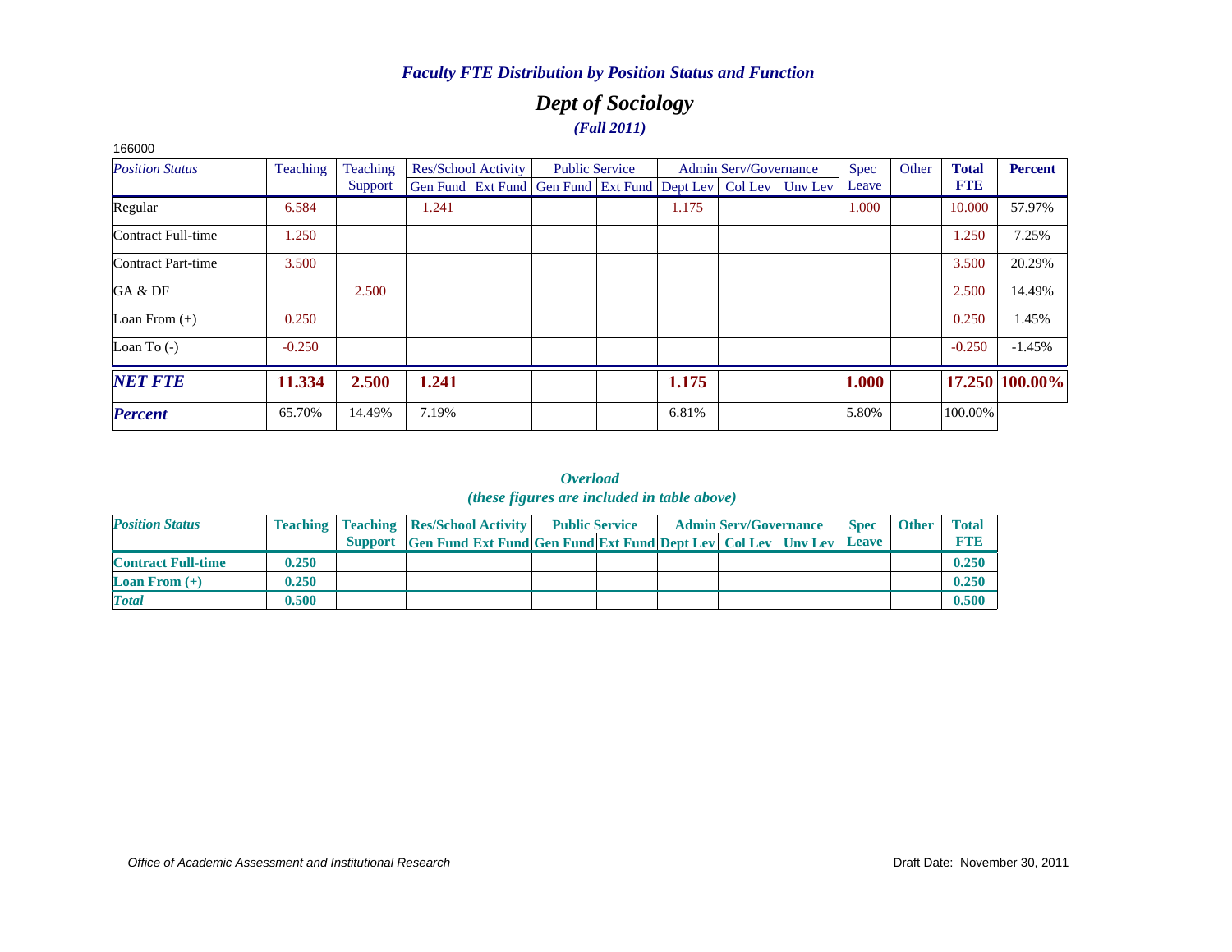*Faculty FTE Distribution by Position Status and Function*

# *Dept of Sociology*

***(Fall 2011)***

166000

| *Position Status* | Teaching | Teaching Support | Res/School Activity | | Public Service | | Admin Serv/Governance | | | Spec Leave | Other | **Total FTE** | **Percent** |
|---|---|---|---|---|---|---|---|---|---|---|---|---|---|
| | | | Gen Fund | Ext Fund | Gen Fund | Ext Fund | Dept Lev | Col Lev | Unv Lev | | | | |
| Regular | 6.584 | | 1.241 | | | | 1.175 | | | 1.000 | | 10.000 | 57.97% |
| Contract Full-time | 1.250 | | | | | | | | | | | 1.250 | 7.25% |
| Contract Part-time | 3.500 | | | | | | | | | | | 3.500 | 20.29% |
| GA & DF | | 2.500 | | | | | | | | | | 2.500 | 14.49% |
| Loan From (+) | 0.250 | | | | | | | | | | | 0.250 | 1.45% |
| Loan To (-) | -0.250 | | | | | | | | | | | -0.250 | -1.45% |
| ***NET FTE*** | **11.334** | **2.500** | **1.241** | | | | **1.175** | | | **1.000** | | **17.250** | **100.00%** |
| ***Percent*** | 65.70% | 14.49% | 7.19% | | | | 6.81% | | | 5.80% | | 100.00% | |

***Overload***
***(these figures are included in table above)***

| *Position Status* | Teaching | Teaching Support | Res/School Activity | | Public Service | | Admin Serv/Governance | | | Spec Leave | Other | Total FTE |
|---|---|---|---|---|---|---|---|---|---|---|---|---|
| | | | Gen Fund | Ext Fund | Gen Fund | Ext Fund | Dept Lev | Col Lev | Unv Lev | | | |
| **Contract Full-time** | **0.250** | | | | | | | | | | | **0.250** |
| **Loan From (+)** | **0.250** | | | | | | | | | | | **0.250** |
| ***Total*** | **0.500** | | | | | | | | | | | **0.500** |

*Office of Academic Assessment and Institutional Research*

Draft Date: November 30, 2011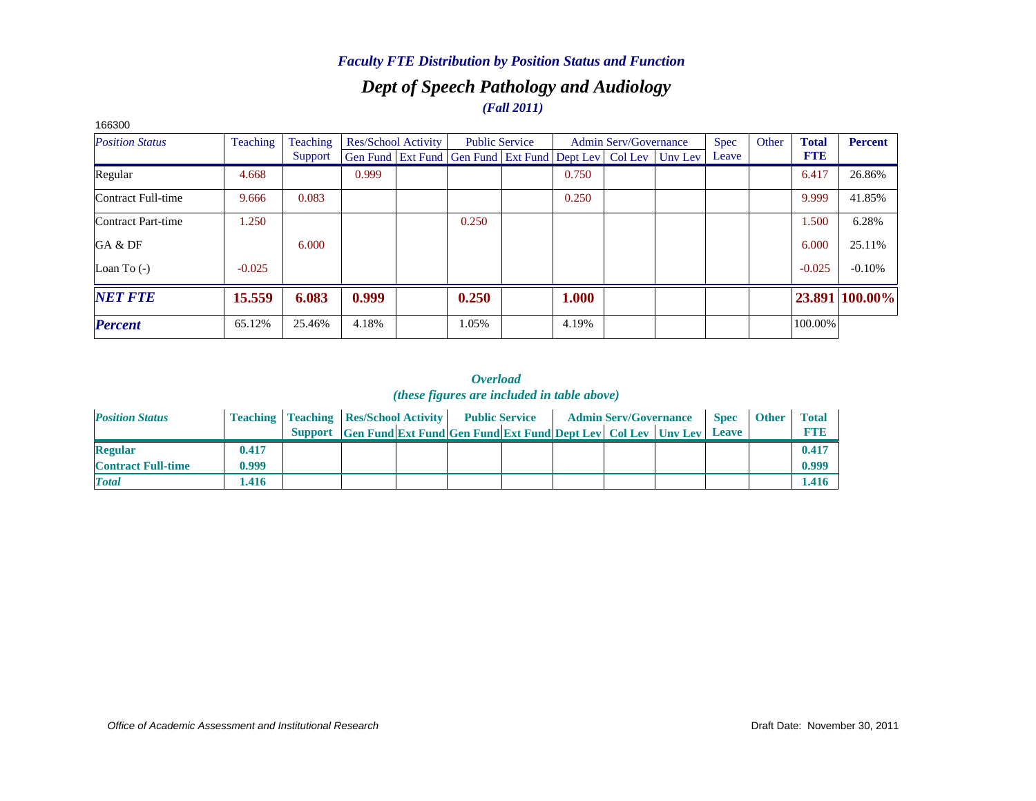*Faculty FTE Distribution by Position Status and Function*

## *Dept of Speech Pathology and Audiology*

*(Fall 2011)*

166300

| *Position Status* | Teaching | Teaching Support | Res/School Activity | | Public Service | | Admin Serv/Governance | | | Spec Leave | Other | **Total FTE** | **Percent** |
|---|---|---|---|---|---|---|---|---|---|---|---|---|---|
| | | | Gen Fund | Ext Fund | Gen Fund | Ext Fund | Dept Lev | Col Lev | Unv Lev | | | | |
| Regular | 4.668 | | 0.999 | | | | 0.750 | | | | | 6.417 | 26.86% |
| Contract Full-time | 9.666 | 0.083 | | | | | 0.250 | | | | | 9.999 | 41.85% |
| Contract Part-time | 1.250 | | | | 0.250 | | | | | | | 1.500 | 6.28% |
| GA & DF | | 6.000 | | | | | | | | | | 6.000 | 25.11% |
| Loan To (-) | -0.025 | | | | | | | | | | | -0.025 | -0.10% |
| ***NET FTE*** | **15.559** | **6.083** | **0.999** | | **0.250** | | **1.000** | | | | | **23.891** | **100.00%** |
| ***Percent*** | 65.12% | 25.46% | 4.18% | | 1.05% | | 4.19% | | | | | 100.00% | |

***Overload***

***(these figures are included in table above)***

| *Position Status* | **Teaching** | **Teaching Support** | **Res/School Activity** | | **Public Service** | | **Admin Serv/Governance** | | | **Spec Leave** | **Other** | **Total FTE** |
|---|---|---|---|---|---|---|---|---|---|---|---|---|
| | | | **Gen Fund** | **Ext Fund** | **Gen Fund** | **Ext Fund** | **Dept Lev** | **Col Lev** | **Unv Lev** | | | |
| **Regular** | **0.417** | | | | | | | | | | | **0.417** |
| **Contract Full-time** | **0.999** | | | | | | | | | | | **0.999** |
| ***Total*** | **1.416** | | | | | | | | | | | **1.416** |

*Office of Academic Assessment and Institutional Research*

Draft Date: November 30, 2011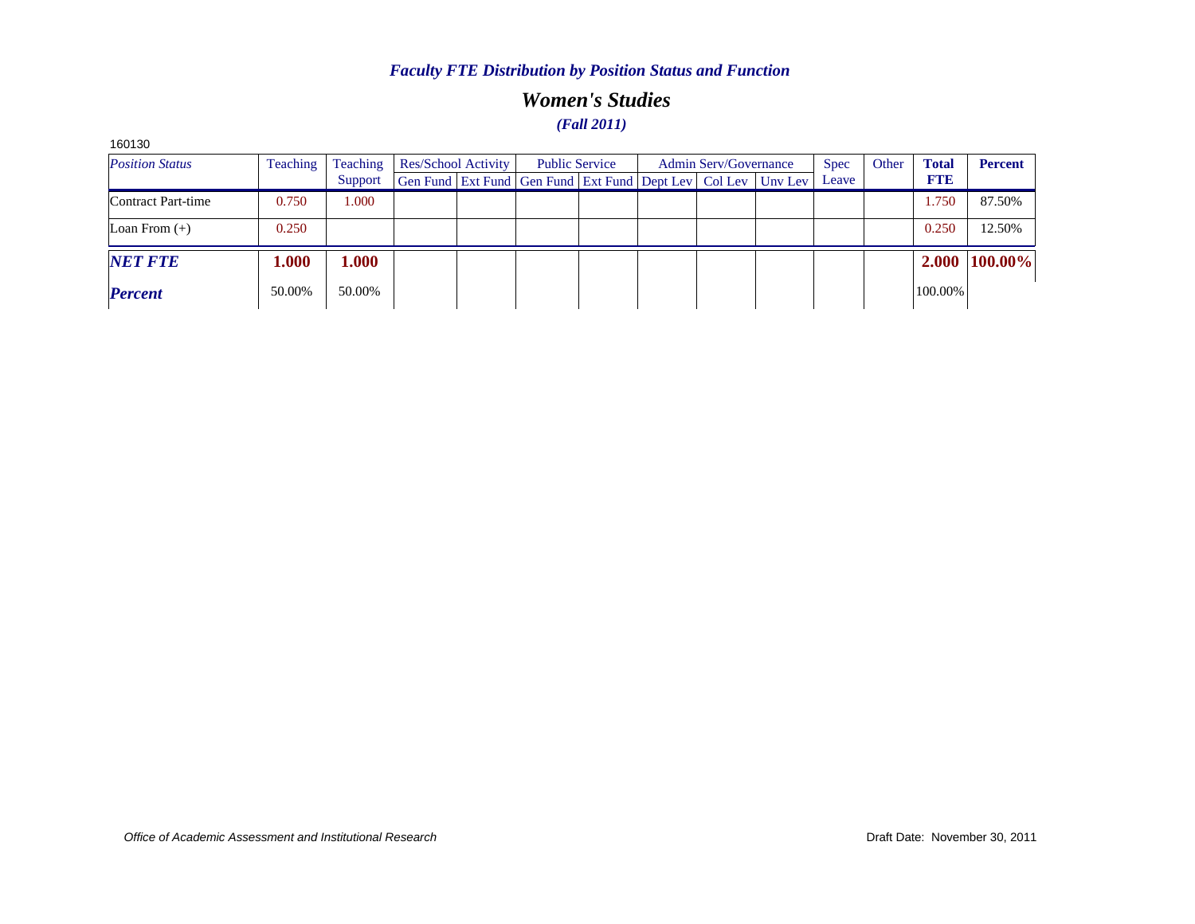*Faculty FTE Distribution by Position Status and Function*

## *Women's Studies*

*(Fall 2011)*

160130

| *Position Status* | Teaching | Teaching Support | Res/School Activity | | Public Service | | Admin Serv/Governance | | | Spec Leave | Other | Total FTE | Percent |
|---|---|---|---|---|---|---|---|---|---|---|---|---|---|
| | | | Gen Fund | Ext Fund | Gen Fund | Ext Fund | Dept Lev | Col Lev | Unv Lev | | | | |
| Contract Part-time | 0.750 | 1.000 | | | | | | | | | | 1.750 | 87.50% |
| Loan From (+) | 0.250 | | | | | | | | | | | 0.250 | 12.50% |
| ***NET FTE*** | **1.000** | **1.000** | | | | | | | | | | **2.000** | **100.00%** |
| ***Percent*** | 50.00% | 50.00% | | | | | | | | | | 100.00% | |

*Office of Academic Assessment and Institutional Research*

Draft Date: November 30, 2011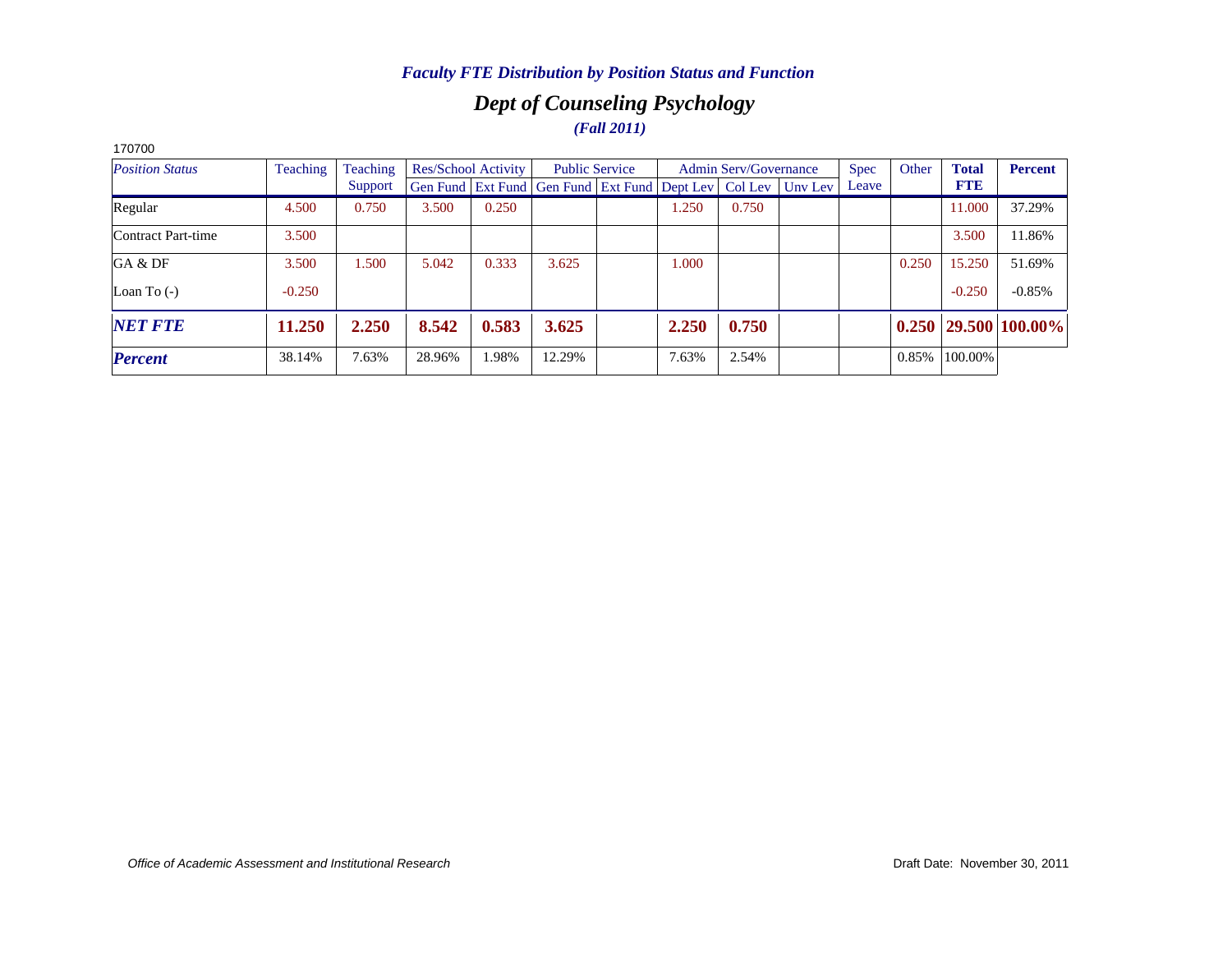### *Faculty FTE Distribution by Position Status and Function*

## *Dept of Counseling Psychology*

### *(Fall 2011)*

170700

| *Position Status* | Teaching | Teaching Support | Res/School Activity | | Public Service | | Admin Serv/Governance | | | Spec Leave | Other | **Total FTE** | **Percent** |
|---|---|---|---|---|---|---|---|---|---|---|---|---|---|
| | | | Gen Fund | Ext Fund | Gen Fund | Ext Fund | Dept Lev | Col Lev | Unv Lev | | | | |
| Regular | 4.500 | 0.750 | 3.500 | 0.250 | | | 1.250 | 0.750 | | | | 11.000 | 37.29% |
| Contract Part-time | 3.500 | | | | | | | | | | | 3.500 | 11.86% |
| GA & DF | 3.500 | 1.500 | 5.042 | 0.333 | 3.625 | | 1.000 | | | | 0.250 | 15.250 | 51.69% |
| Loan To (-) | -0.250 | | | | | | | | | | | -0.250 | -0.85% |
| ***NET FTE*** | **11.250** | **2.250** | **8.542** | **0.583** | **3.625** | | **2.250** | **0.750** | | | **0.250** | **29.500** | **100.00%** |
| ***Percent*** | 38.14% | 7.63% | 28.96% | 1.98% | 12.29% | | 7.63% | 2.54% | | | 0.85% | 100.00% | |

*Office of Academic Assessment and Institutional Research*

Draft Date: November 30, 2011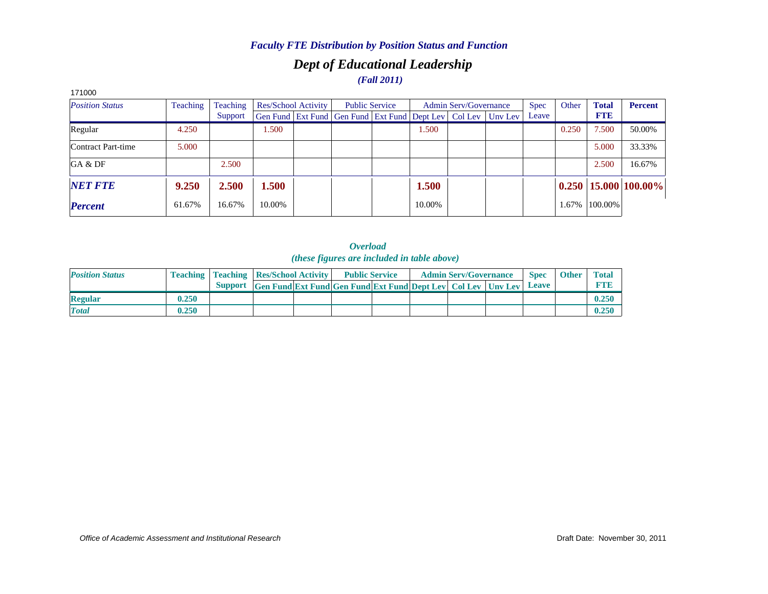*Faculty FTE Distribution by Position Status and Function*

## *Dept of Educational Leadership*

*(Fall 2011)*

171000

| *Position Status* | Teaching | Teaching Support | Res/School Activity | | Public Service | | Admin Serv/Governance | | | Spec Leave | Other | **Total FTE** | **Percent** |
|---|---|---|---|---|---|---|---|---|---|---|---|---|---|
| | | | Gen Fund | Ext Fund | Gen Fund | Ext Fund | Dept Lev | Col Lev | Unv Lev | | | | |
| Regular | 4.250 | | 1.500 | | | | 1.500 | | | | 0.250 | 7.500 | 50.00% |
| Contract Part-time | 5.000 | | | | | | | | | | | 5.000 | 33.33% |
| GA & DF | | 2.500 | | | | | | | | | | 2.500 | 16.67% |
| ***NET FTE*** | **9.250** | **2.500** | **1.500** | | | | **1.500** | | | | **0.250** | **15.000** | **100.00%** |
| ***Percent*** | 61.67% | 16.67% | 10.00% | | | | 10.00% | | | | 1.67% | 100.00% | |

*Overload*
*(these figures are included in table above)*

| *Position Status* | **Teaching** | **Teaching Support** | **Res/School Activity** | | **Public Service** | | **Admin Serv/Governance** | | | **Spec Leave** | **Other** | **Total FTE** |
|---|---|---|---|---|---|---|---|---|---|---|---|---|
| | | | **Gen Fund** | **Ext Fund** | **Gen Fund** | **Ext Fund** | **Dept Lev** | **Col Lev** | **Unv Lev** | | | |
| **Regular** | **0.250** | | | | | | | | | | | **0.250** |
| ***Total*** | **0.250** | | | | | | | | | | | **0.250** |

*Office of Academic Assessment and Institutional Research*

Draft Date: November 30, 2011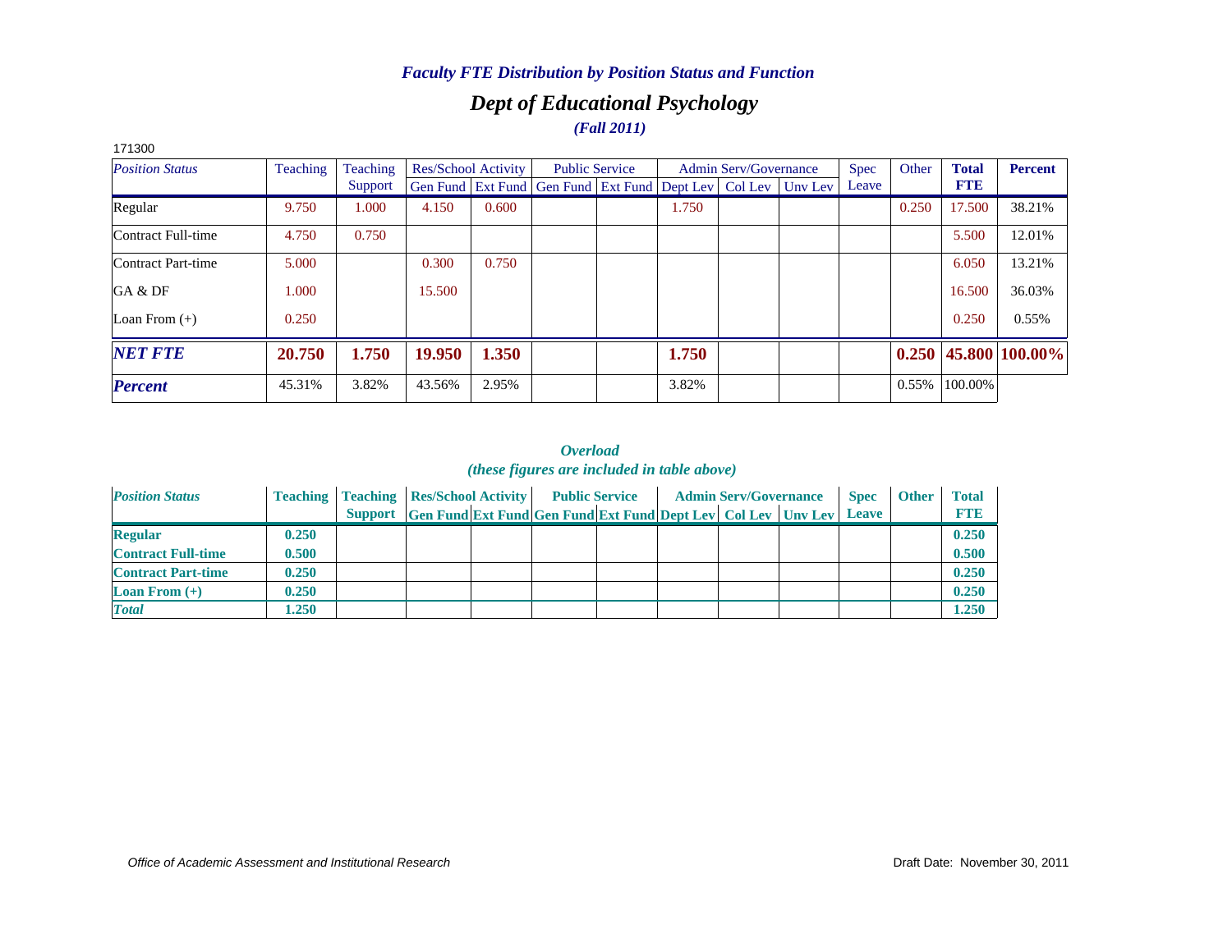*Faculty FTE Distribution by Position Status and Function*

## *Dept of Educational Psychology*

*(Fall 2011)*

171300

| *Position Status* | Teaching | Teaching Support | Res/School Activity | | Public Service | | Admin Serv/Governance | | | Spec Leave | Other | **Total FTE** | **Percent** |
|---|---|---|---|---|---|---|---|---|---|---|---|---|---|
| | | | Gen Fund | Ext Fund | Gen Fund | Ext Fund | Dept Lev | Col Lev | Unv Lev | | | | |
| Regular | 9.750 | 1.000 | 4.150 | 0.600 | | | 1.750 | | | | 0.250 | 17.500 | 38.21% |
| Contract Full-time | 4.750 | 0.750 | | | | | | | | | | 5.500 | 12.01% |
| Contract Part-time | 5.000 | | 0.300 | 0.750 | | | | | | | | 6.050 | 13.21% |
| GA & DF | 1.000 | | 15.500 | | | | | | | | | 16.500 | 36.03% |
| Loan From (+) | 0.250 | | | | | | | | | | | 0.250 | 0.55% |
| ***NET FTE*** | **20.750** | **1.750** | **19.950** | **1.350** | | | **1.750** | | | | **0.250** | **45.800** | **100.00%** |
| ***Percent*** | 45.31% | 3.82% | 43.56% | 2.95% | | | 3.82% | | | | 0.55% | 100.00% | |

*Overload*
*(these figures are included in table above)*

| *Position Status* | **Teaching** | **Teaching Support** | **Res/School Activity** | | **Public Service** | | **Admin Serv/Governance** | | | **Spec Leave** | **Other** | **Total FTE** |
|---|---|---|---|---|---|---|---|---|---|---|---|---|
| | | | **Gen Fund** | **Ext Fund** | **Gen Fund** | **Ext Fund** | **Dept Lev** | **Col Lev** | **Unv Lev** | | | |
| **Regular** | **0.250** | | | | | | | | | | | **0.250** |
| **Contract Full-time** | **0.500** | | | | | | | | | | | **0.500** |
| **Contract Part-time** | **0.250** | | | | | | | | | | | **0.250** |
| **Loan From (+)** | **0.250** | | | | | | | | | | | **0.250** |
| ***Total*** | **1.250** | | | | | | | | | | | **1.250** |

*Office of Academic Assessment and Institutional Research*

Draft Date: November 30, 2011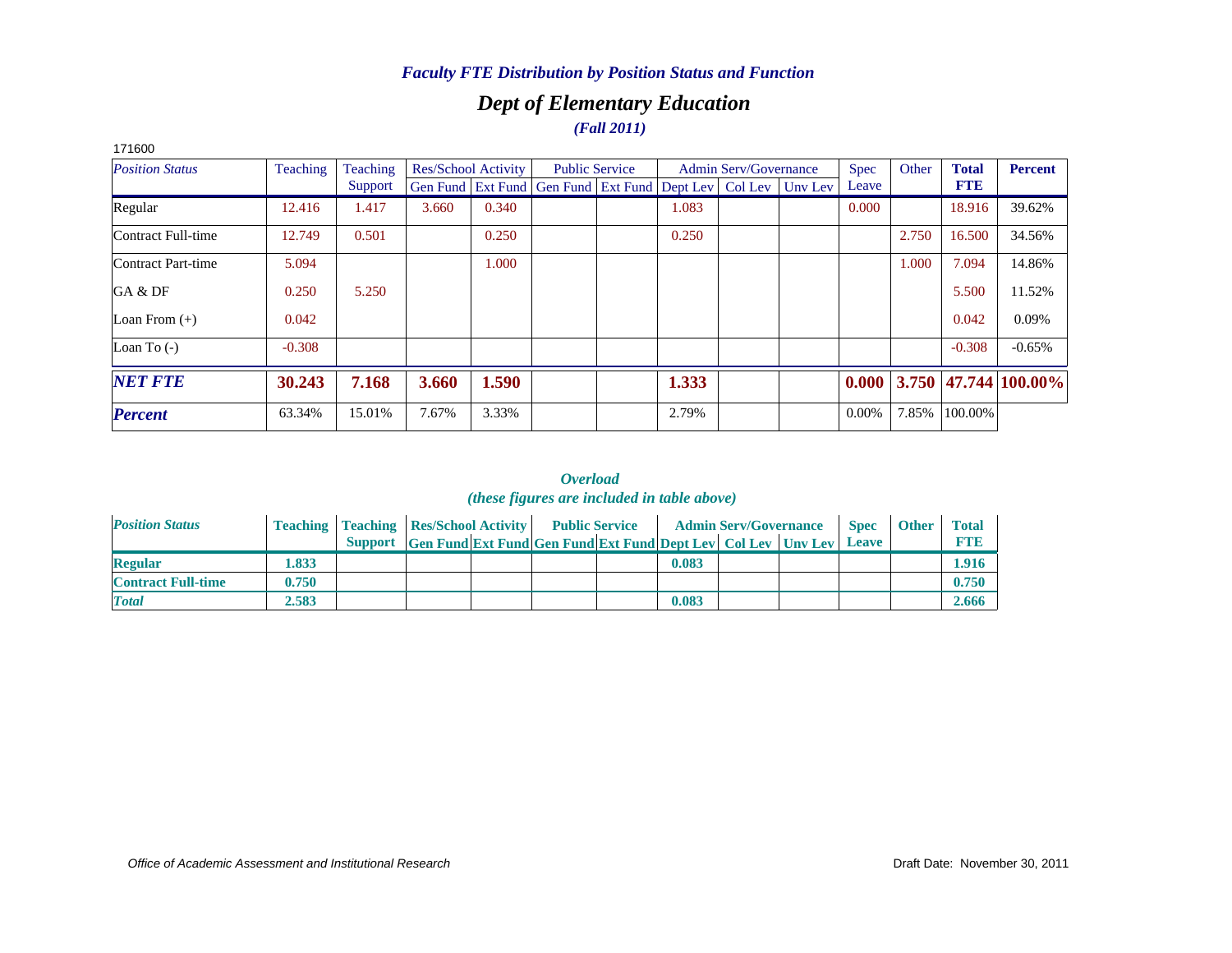### *Faculty FTE Distribution by Position Status and Function*

## *Dept of Elementary Education*

***(Fall 2011)***

171600

| *Position Status* | Teaching | Teaching Support | Res/School Activity | | Public Service | | Admin Serv/Governance | | | Spec Leave | Other | **Total FTE** | **Percent** |
|---|---|---|---|---|---|---|---|---|---|---|---|---|---|
| | | | Gen Fund | Ext Fund | Gen Fund | Ext Fund | Dept Lev | Col Lev | Unv Lev | | | | |
| Regular | 12.416 | 1.417 | 3.660 | 0.340 | | | 1.083 | | | 0.000 | | 18.916 | 39.62% |
| Contract Full-time | 12.749 | 0.501 | | 0.250 | | | 0.250 | | | | 2.750 | 16.500 | 34.56% |
| Contract Part-time | 5.094 | | | 1.000 | | | | | | | 1.000 | 7.094 | 14.86% |
| GA & DF | 0.250 | 5.250 | | | | | | | | | | 5.500 | 11.52% |
| Loan From (+) | 0.042 | | | | | | | | | | | 0.042 | 0.09% |
| Loan To (-) | -0.308 | | | | | | | | | | | -0.308 | -0.65% |
| ***NET FTE*** | **30.243** | **7.168** | **3.660** | **1.590** | | | **1.333** | | | **0.000** | **3.750** | **47.744** | **100.00%** |
| ***Percent*** | 63.34% | 15.01% | 7.67% | 3.33% | | | 2.79% | | | 0.00% | 7.85% | 100.00% | |

***Overload***
***(these figures are included in table above)***

| *Position Status* | Teaching | Teaching Support | Res/School Activity | | Public Service | | Admin Serv/Governance | | | Spec Leave | Other | Total FTE |
|---|---|---|---|---|---|---|---|---|---|---|---|---|
| | | | Gen Fund | Ext Fund | Gen Fund | Ext Fund | Dept Lev | Col Lev | Unv Lev | | | |
| **Regular** | **1.833** | | | | | | **0.083** | | | | | **1.916** |
| **Contract Full-time** | **0.750** | | | | | | | | | | | **0.750** |
| ***Total*** | **2.583** | | | | | | **0.083** | | | | | **2.666** |

*Office of Academic Assessment and Institutional Research*

Draft Date: November 30, 2011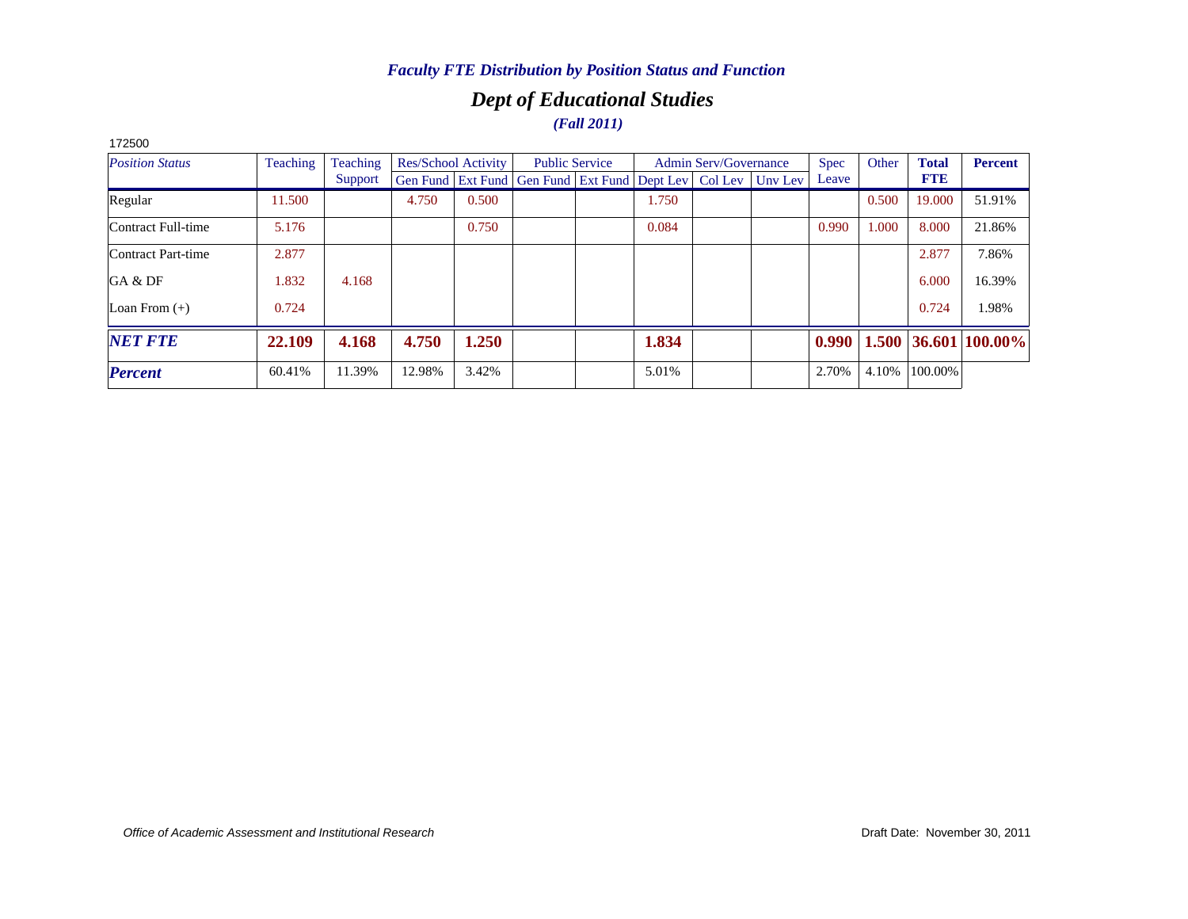*Faculty FTE Distribution by Position Status and Function*

# *Dept of Educational Studies*

***(Fall 2011)***

172500

| *Position Status* | Teaching | Teaching Support | Res/School Activity | | Public Service | | Admin Serv/Governance | | | Spec Leave | Other | **Total FTE** | **Percent** |
|---|---|---|---|---|---|---|---|---|---|---|---|---|---|
| | | | Gen Fund | Ext Fund | Gen Fund | Ext Fund | Dept Lev | Col Lev | Unv Lev | | | | |
| Regular | 11.500 | | 4.750 | 0.500 | | | 1.750 | | | | 0.500 | 19.000 | 51.91% |
| Contract Full-time | 5.176 | | | 0.750 | | | 0.084 | | | 0.990 | 1.000 | 8.000 | 21.86% |
| Contract Part-time | 2.877 | | | | | | | | | | | 2.877 | 7.86% |
| GA & DF | 1.832 | 4.168 | | | | | | | | | | 6.000 | 16.39% |
| Loan From (+) | 0.724 | | | | | | | | | | | 0.724 | 1.98% |
| ***NET FTE*** | **22.109** | **4.168** | **4.750** | **1.250** | | | **1.834** | | | **0.990** | **1.500** | **36.601** | **100.00%** |
| ***Percent*** | 60.41% | 11.39% | 12.98% | 3.42% | | | 5.01% | | | 2.70% | 4.10% | 100.00% | |

*Office of Academic Assessment and Institutional Research*

Draft Date: November 30, 2011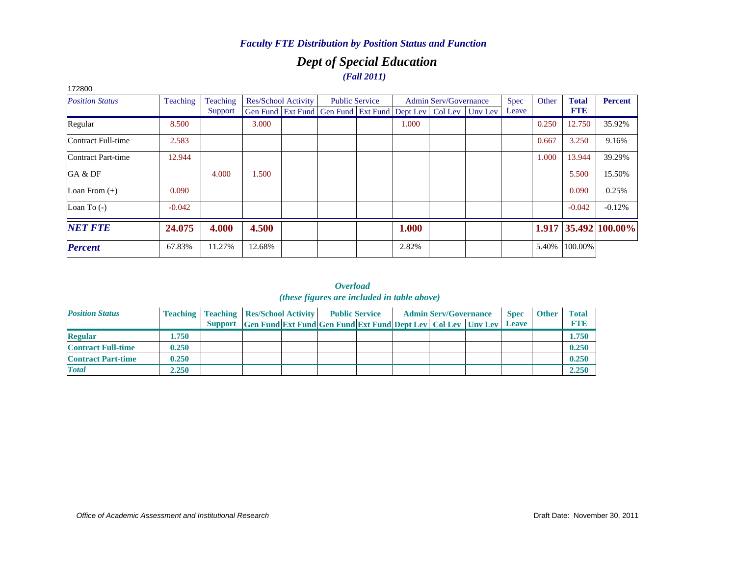*Faculty FTE Distribution by Position Status and Function*

## *Dept of Special Education*

***(Fall 2011)***

172800

| *Position Status* | Teaching | Teaching Support | Res/School Activity | | Public Service | | Admin Serv/Governance | | | Spec Leave | Other | **Total FTE** | **Percent** |
|---|---|---|---|---|---|---|---|---|---|---|---|---|---|
| | | | Gen Fund | Ext Fund | Gen Fund | Ext Fund | Dept Lev | Col Lev | Unv Lev | | | | |
| Regular | 8.500 | | 3.000 | | | | 1.000 | | | | 0.250 | 12.750 | 35.92% |
| Contract Full-time | 2.583 | | | | | | | | | | 0.667 | 3.250 | 9.16% |
| Contract Part-time | 12.944 | | | | | | | | | | 1.000 | 13.944 | 39.29% |
| GA & DF | | 4.000 | 1.500 | | | | | | | | | 5.500 | 15.50% |
| Loan From (+) | 0.090 | | | | | | | | | | | 0.090 | 0.25% |
| Loan To (-) | -0.042 | | | | | | | | | | | -0.042 | -0.12% |
| ***NET FTE*** | **24.075** | **4.000** | **4.500** | | | | **1.000** | | | | **1.917** | **35.492** | **100.00%** |
| ***Percent*** | 67.83% | 11.27% | 12.68% | | | | 2.82% | | | | 5.40% | 100.00% | |

***Overload***

***(these figures are included in table above)***

| *Position Status* | Teaching | Teaching Support | Res/School Activity | | Public Service | | Admin Serv/Governance | | | Spec Leave | Other | Total FTE |
|---|---|---|---|---|---|---|---|---|---|---|---|---|
| | | | Gen Fund | Ext Fund | Gen Fund | Ext Fund | Dept Lev | Col Lev | Unv Lev | | | |
| **Regular** | **1.750** | | | | | | | | | | | **1.750** |
| **Contract Full-time** | **0.250** | | | | | | | | | | | **0.250** |
| **Contract Part-time** | **0.250** | | | | | | | | | | | **0.250** |
| ***Total*** | **2.250** | | | | | | | | | | | **2.250** |

*Office of Academic Assessment and Institutional Research*

Draft Date: November 30, 2011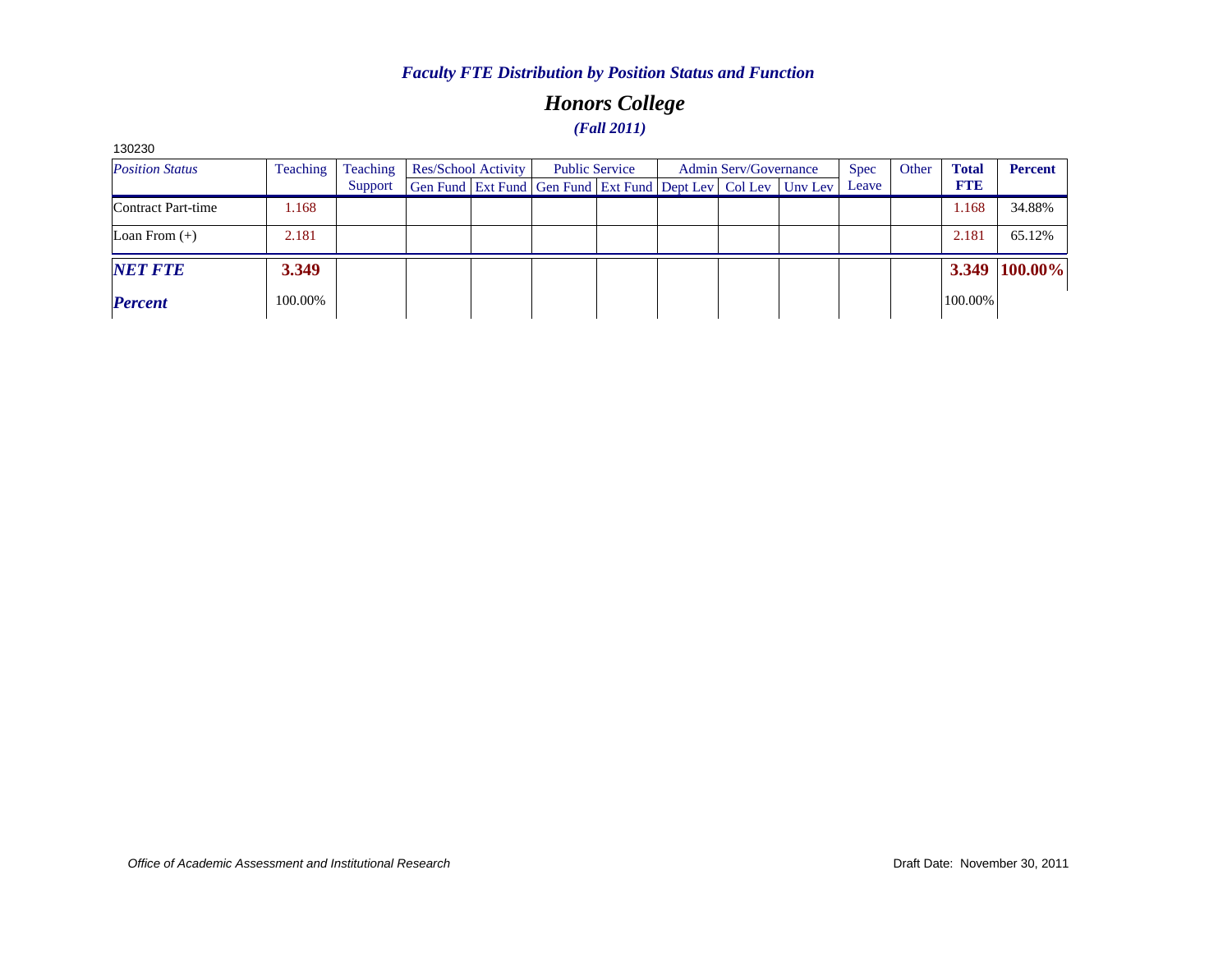*Faculty FTE Distribution by Position Status and Function*

## *Honors College*

***(Fall 2011)***

130230

| *Position Status* | Teaching | Teaching Support | Res/School Activity | | Public Service | | Admin Serv/Governance | | | Spec Leave | Other | **Total FTE** | **Percent** |
|---|---|---|---|---|---|---|---|---|---|---|---|---|---|
| | | | Gen Fund | Ext Fund | Gen Fund | Ext Fund | Dept Lev | Col Lev | Unv Lev | | | | |
| Contract Part-time | 1.168 | | | | | | | | | | | 1.168 | 34.88% |
| Loan From (+) | 2.181 | | | | | | | | | | | 2.181 | 65.12% |
| ***NET FTE*** | **3.349** | | | | | | | | | | | **3.349** | **100.00%** |
| ***Percent*** | 100.00% | | | | | | | | | | | 100.00% | |

*Office of Academic Assessment and Institutional Research*

Draft Date: November 30, 2011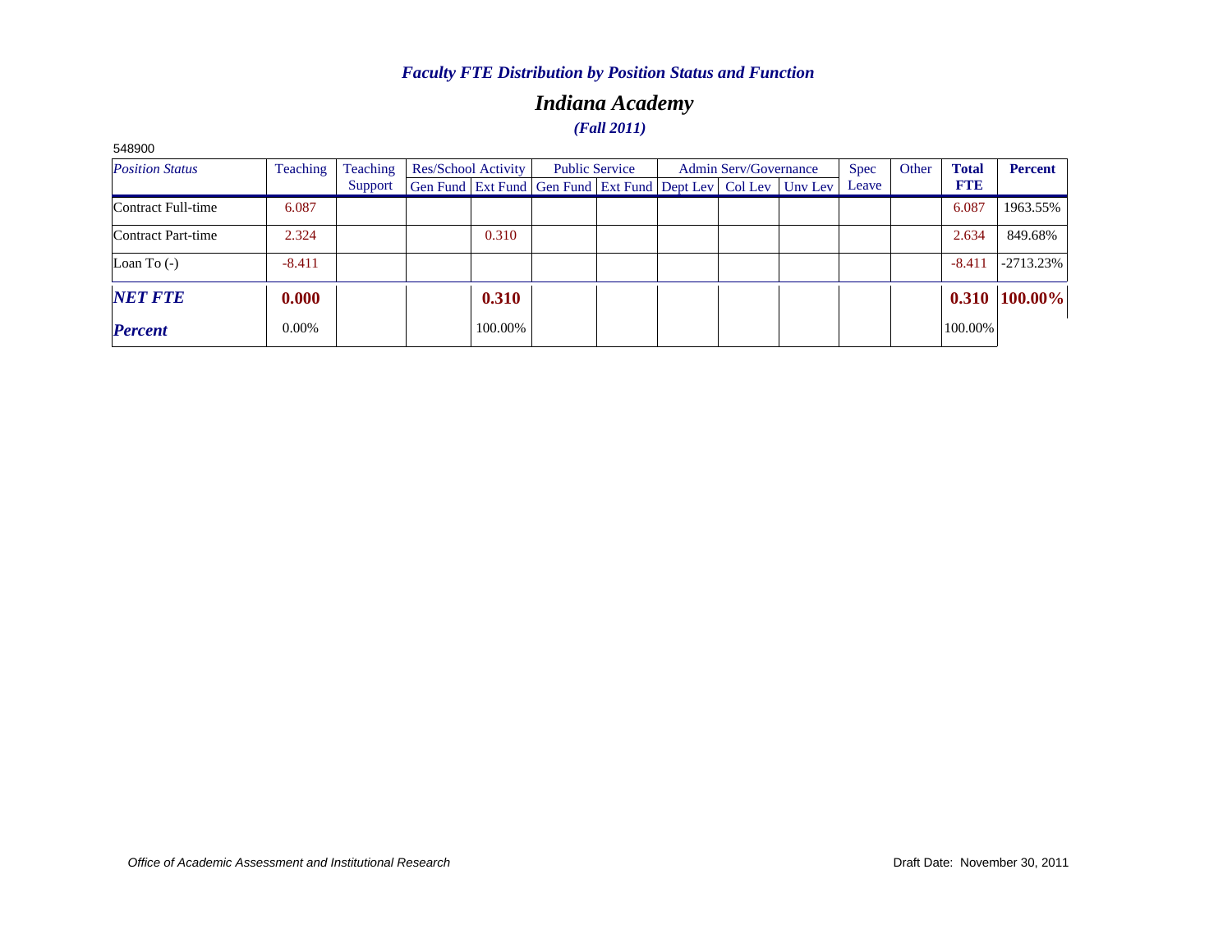*Faculty FTE Distribution by Position Status and Function*

# *Indiana Academy*

***(Fall 2011)***

548900

| *Position Status* | Teaching | Teaching Support | Res/School Activity | | Public Service | | Admin Serv/Governance | | | Spec Leave | Other | **Total FTE** | **Percent** |
|---|---|---|---|---|---|---|---|---|---|---|---|---|---|
| | | | Gen Fund | Ext Fund | Gen Fund | Ext Fund | Dept Lev | Col Lev | Unv Lev | | | | |
| Contract Full-time | 6.087 | | | | | | | | | | | 6.087 | 1963.55% |
| Contract Part-time | 2.324 | | | 0.310 | | | | | | | | 2.634 | 849.68% |
| Loan To (-) | -8.411 | | | | | | | | | | | -8.411 | -2713.23% |
| ***NET FTE*** | **0.000** | | | **0.310** | | | | | | | | **0.310** | **100.00%** |
| ***Percent*** | 0.00% | | | 100.00% | | | | | | | | 100.00% | |

*Office of Academic Assessment and Institutional Research*

Draft Date: November 30, 2011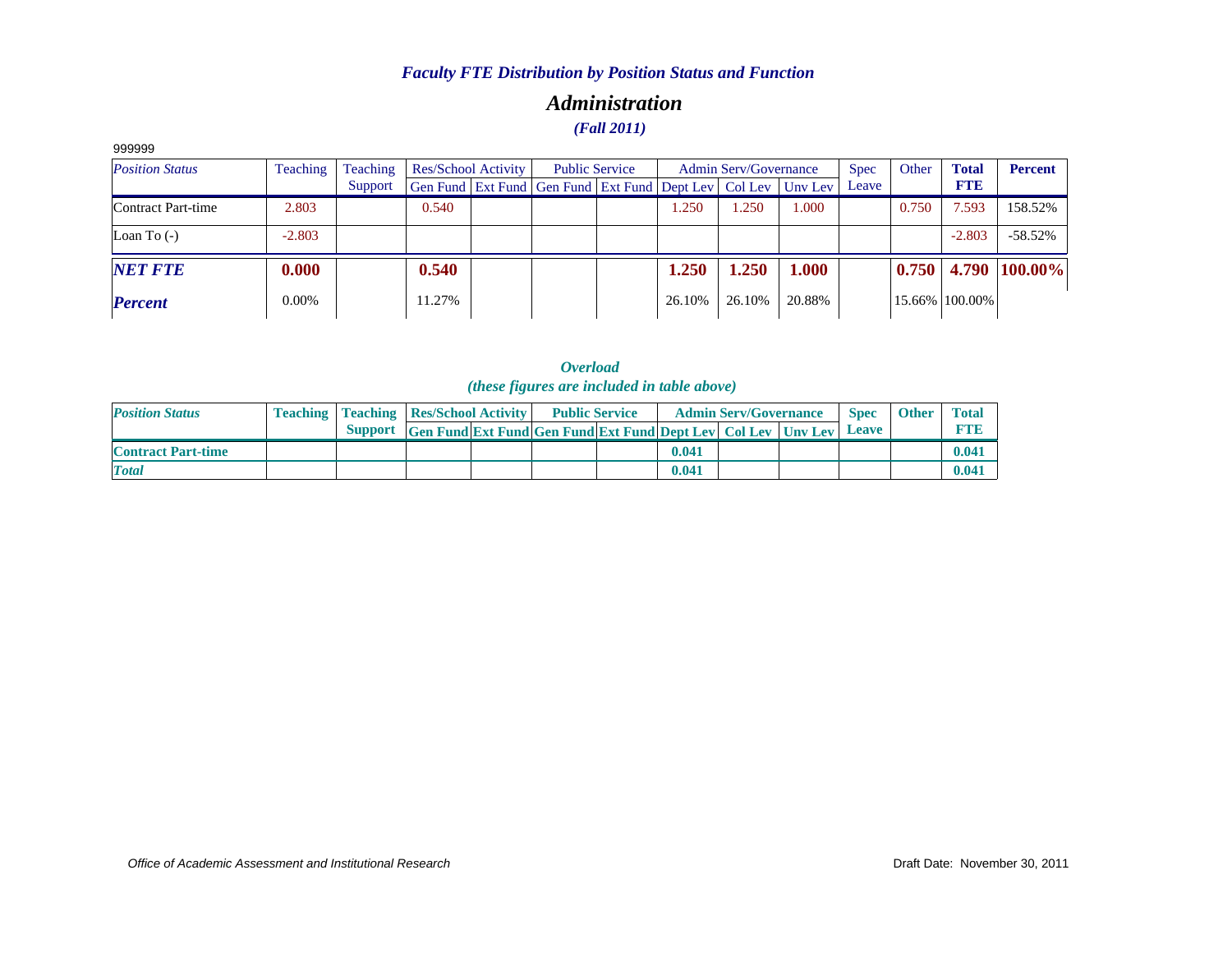# *Faculty FTE Distribution by Position Status and Function*

## *Administration*

### *(Fall 2011)*

999999

| *Position Status* | Teaching | Teaching Support | Res/School Activity | | Public Service | | Admin Serv/Governance | | | Spec Leave | Other | **Total FTE** | **Percent** |
|---|---|---|---|---|---|---|---|---|---|---|---|---|---|
| | | | Gen Fund | Ext Fund | Gen Fund | Ext Fund | Dept Lev | Col Lev | Unv Lev | | | | |
| Contract Part-time | 2.803 | | 0.540 | | | | 1.250 | 1.250 | 1.000 | | 0.750 | 7.593 | 158.52% |
| Loan To (-) | -2.803 | | | | | | | | | | | -2.803 | -58.52% |
| ***NET FTE*** | **0.000** | | **0.540** | | | | **1.250** | **1.250** | **1.000** | | **0.750** | **4.790** | **100.00%** |
| ***Percent*** | 0.00% | | 11.27% | | | | 26.10% | 26.10% | 20.88% | | 15.66% | 100.00% | |

*Overload*
*(these figures are included in table above)*

| *Position Status* | Teaching | Teaching Support | Res/School Activity | | Public Service | | Admin Serv/Governance | | | Spec Leave | Other | Total FTE |
|---|---|---|---|---|---|---|---|---|---|---|---|---|
| | | | Gen Fund | Ext Fund | Gen Fund | Ext Fund | Dept Lev | Col Lev | Unv Lev | | | |
| **Contract Part-time** | | | | | | | 0.041 | | | | | 0.041 |
| ***Total*** | | | | | | | 0.041 | | | | | 0.041 |

*Office of Academic Assessment and Institutional Research*

Draft Date: November 30, 2011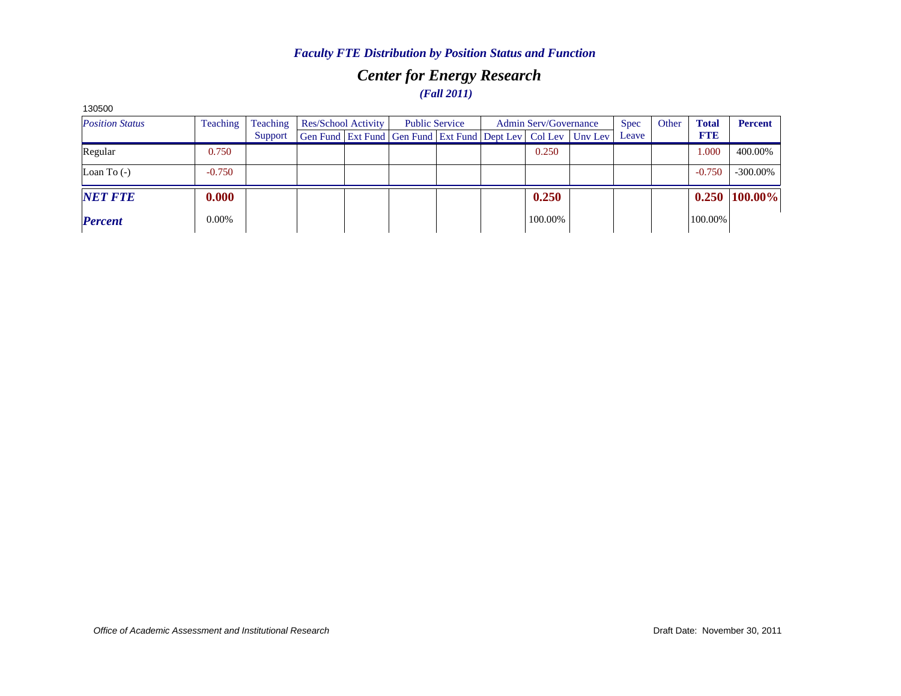*Faculty FTE Distribution by Position Status and Function*

## *Center for Energy Research*

*(Fall 2011)*

130500

| *Position Status* | Teaching | Teaching Support | Res/School Activity | | Public Service | | Admin Serv/Governance | | | Spec Leave | Other | **Total FTE** | **Percent** |
|---|---|---|---|---|---|---|---|---|---|---|---|---|---|
| | | | Gen Fund | Ext Fund | Gen Fund | Ext Fund | Dept Lev | Col Lev | Unv Lev | | | | |
| Regular | 0.750 | | | | | | | 0.250 | | | | 1.000 | 400.00% |
| Loan To (-) | -0.750 | | | | | | | | | | | -0.750 | -300.00% |
| ***NET FTE*** | **0.000** | | | | | | | **0.250** | | | | **0.250** | **100.00%** |
| ***Percent*** | 0.00% | | | | | | | 100.00% | | | | 100.00% | |

*Office of Academic Assessment and Institutional Research*

Draft Date: November 30, 2011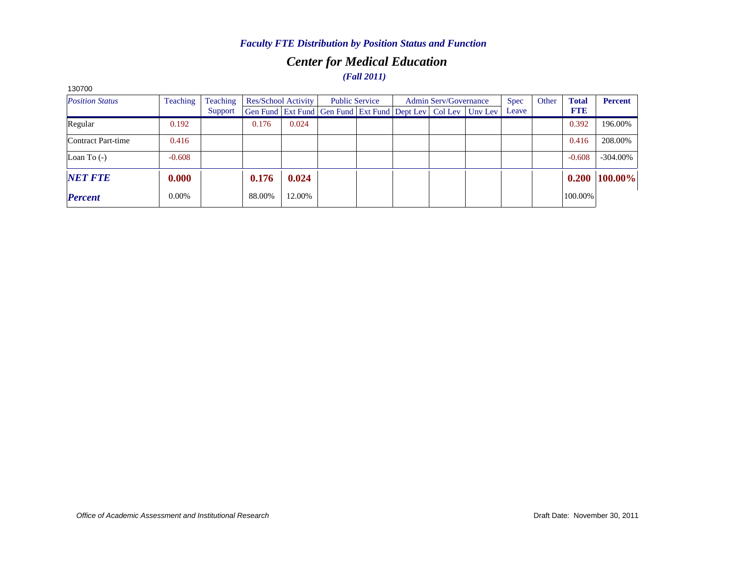*Faculty FTE Distribution by Position Status and Function*

## *Center for Medical Education*

***(Fall 2011)***

130700

| *Position Status* | Teaching | Teaching Support | Res/School Activity | | Public Service | | Admin Serv/Governance | | | Spec Leave | Other | **Total FTE** | **Percent** |
|---|---|---|---|---|---|---|---|---|---|---|---|---|---|
| | | | Gen Fund | Ext Fund | Gen Fund | Ext Fund | Dept Lev | Col Lev | Unv Lev | | | | |
| Regular | 0.192 | | 0.176 | 0.024 | | | | | | | | 0.392 | 196.00% |
| Contract Part-time | 0.416 | | | | | | | | | | | 0.416 | 208.00% |
| Loan To (-) | -0.608 | | | | | | | | | | | -0.608 | -304.00% |
| ***NET FTE*** | **0.000** | | **0.176** | **0.024** | | | | | | | | **0.200** | **100.00%** |
| ***Percent*** | 0.00% | | 88.00% | 12.00% | | | | | | | | 100.00% | |

*Office of Academic Assessment and Institutional Research*

Draft Date: November 30, 2011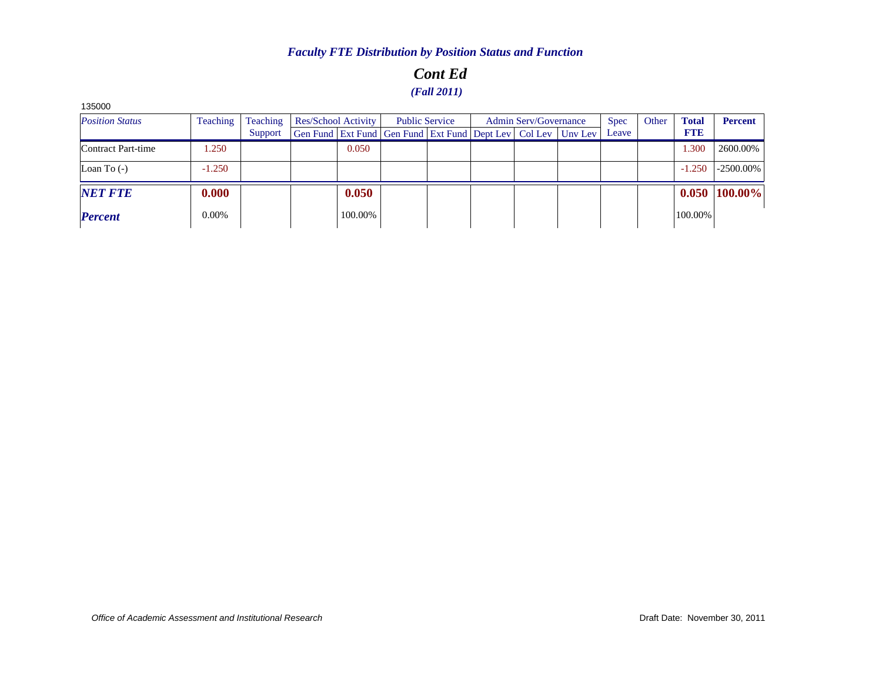*Faculty FTE Distribution by Position Status and Function*

# *Cont Ed*

***(Fall 2011)***

135000

| *Position Status* | Teaching | Teaching Support | Res/School Activity | | Public Service | | Admin Serv/Governance | | | Spec Leave | Other | **Total FTE** | **Percent** |
|---|---|---|---|---|---|---|---|---|---|---|---|---|---|
| | | | Gen Fund | Ext Fund | Gen Fund | Ext Fund | Dept Lev | Col Lev | Unv Lev | | | | |
| Contract Part-time | 1.250 | | | 0.050 | | | | | | | | 1.300 | 2600.00% |
| Loan To (-) | -1.250 | | | | | | | | | | | -1.250 | -2500.00% |
| ***NET FTE*** | **0.000** | | | **0.050** | | | | | | | | **0.050** | **100.00%** |
| ***Percent*** | 0.00% | | | 100.00% | | | | | | | | 100.00% | |

*Office of Academic Assessment and Institutional Research*

Draft Date: November 30, 2011